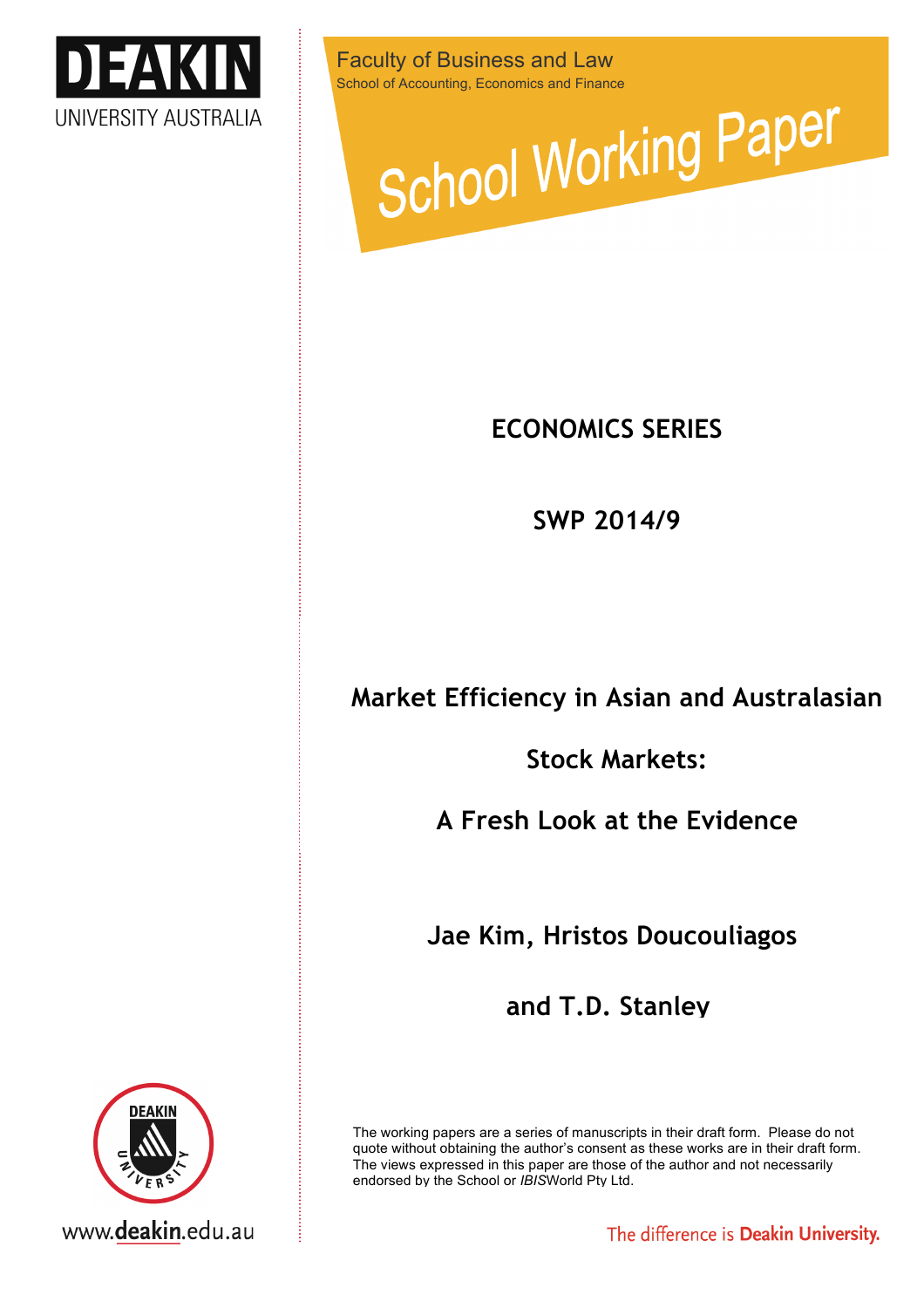DEAKIN UNIVERSITY AUSTRALIA

Faculty of Business and Law

School of Accounting, Economics and Finance

School Working Paper

**ECONOMICS SERIES**

**SWP 2014/9**

# Market Efficiency in Asian and Australasian Stock Markets: A Fresh Look at the Evidence

**Jae Kim, Hristos Doucouliagos and T.D. Stanley**

The working papers are a series of manuscripts in their draft form. Please do not quote without obtaining the author's consent as these works are in their draft form. The views expressed in this paper are those of the author and not necessarily endorsed by the School or *IBIS*World Pty Ltd.

www.deakin.edu.au

The difference is Deakin University.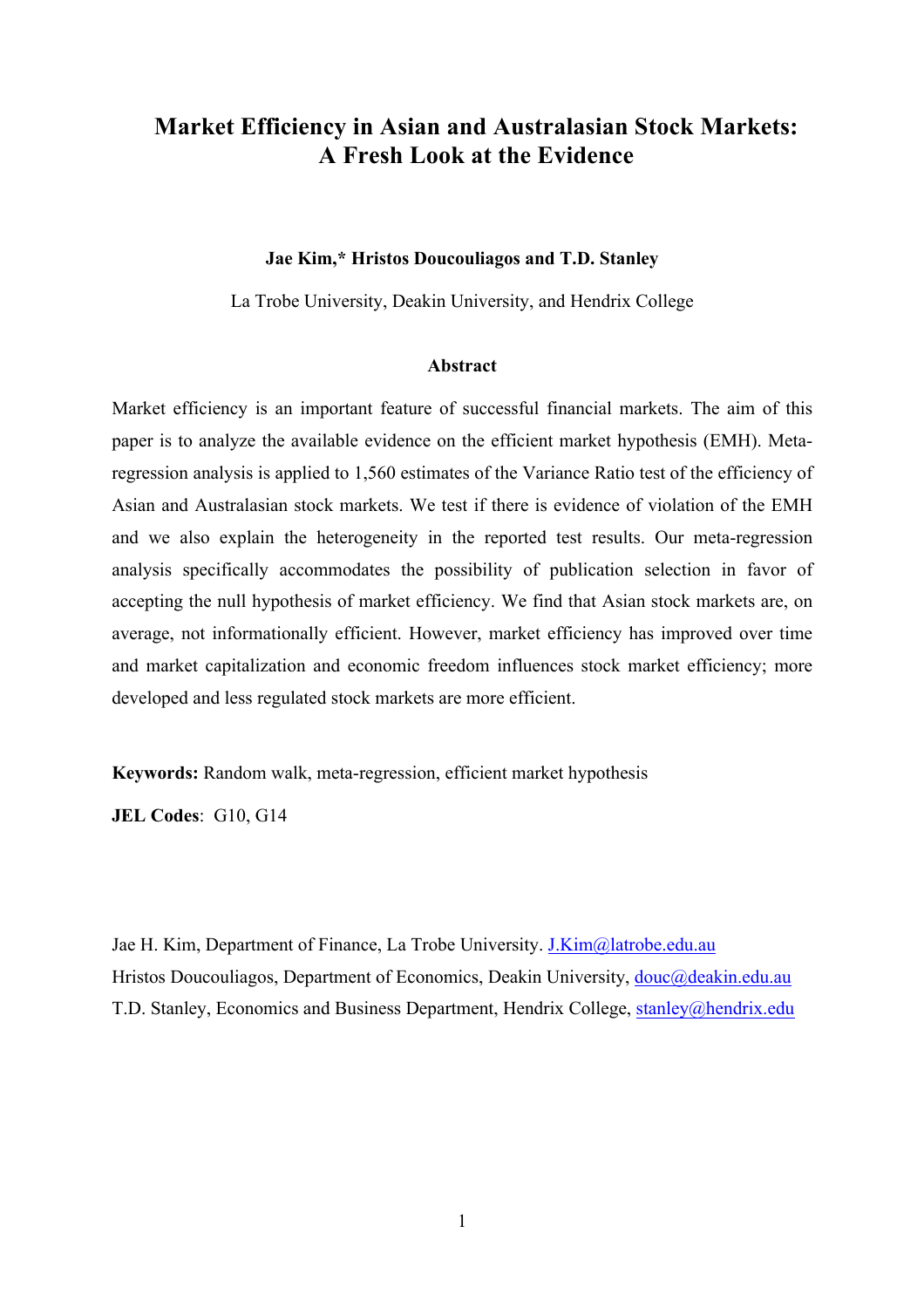# Market Efficiency in Asian and Australasian Stock Markets: A Fresh Look at the Evidence

**Jae Kim,* Hristos Doucouliagos and T.D. Stanley**

La Trobe University, Deakin University, and Hendrix College

### Abstract

Market efficiency is an important feature of successful financial markets. The aim of this paper is to analyze the available evidence on the efficient market hypothesis (EMH). Meta-regression analysis is applied to 1,560 estimates of the Variance Ratio test of the efficiency of Asian and Australasian stock markets. We test if there is evidence of violation of the EMH and we also explain the heterogeneity in the reported test results. Our meta-regression analysis specifically accommodates the possibility of publication selection in favor of accepting the null hypothesis of market efficiency. We find that Asian stock markets are, on average, not informationally efficient. However, market efficiency has improved over time and market capitalization and economic freedom influences stock market efficiency; more developed and less regulated stock markets are more efficient.

**Keywords:** Random walk, meta-regression, efficient market hypothesis

**JEL Codes**: G10, G14

Jae H. Kim, Department of Finance, La Trobe University. J.Kim@latrobe.edu.au

Hristos Doucouliagos, Department of Economics, Deakin University, douc@deakin.edu.au

T.D. Stanley, Economics and Business Department, Hendrix College, stanley@hendrix.edu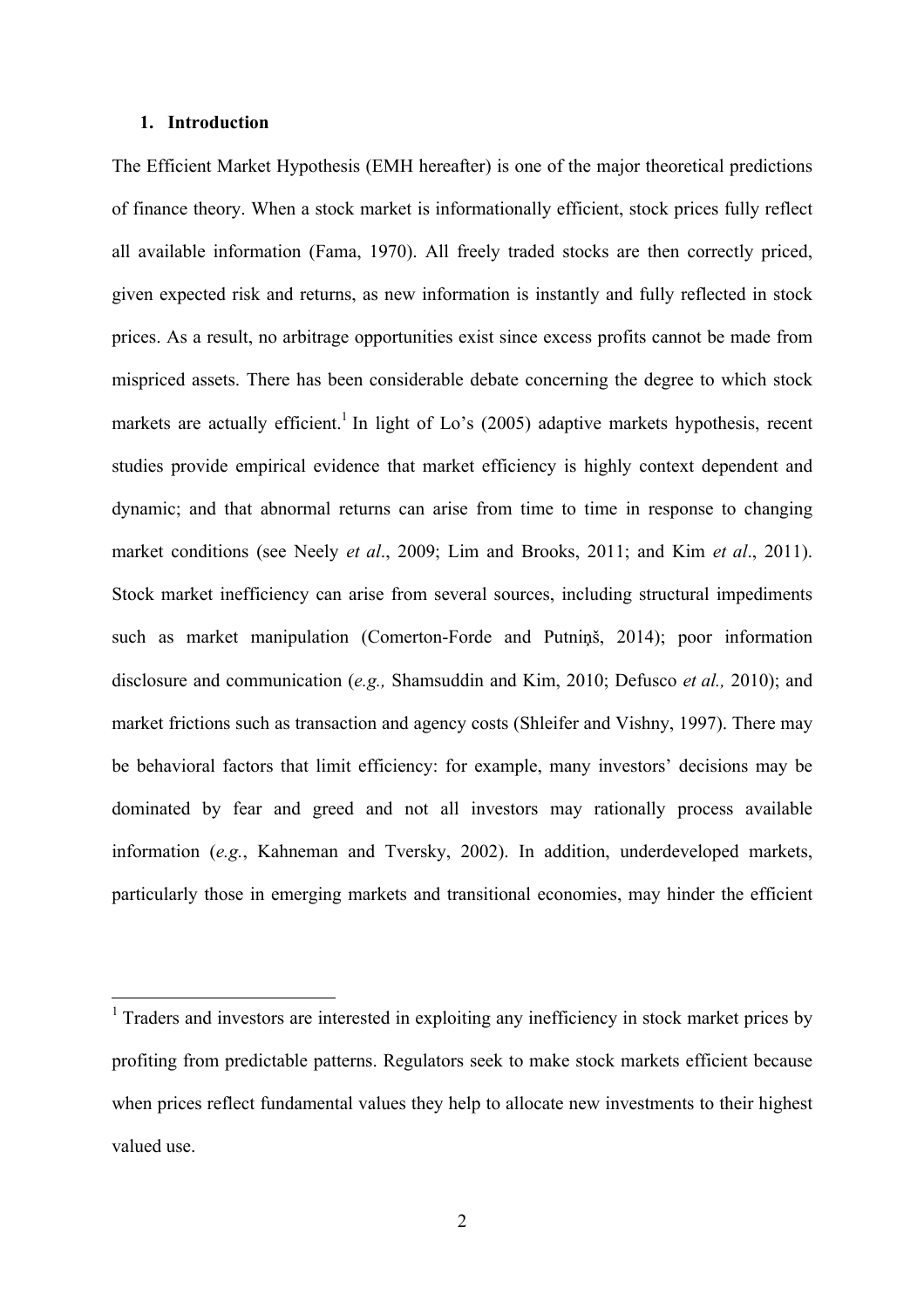## 1. Introduction

The Efficient Market Hypothesis (EMH hereafter) is one of the major theoretical predictions of finance theory. When a stock market is informationally efficient, stock prices fully reflect all available information (Fama, 1970). All freely traded stocks are then correctly priced, given expected risk and returns, as new information is instantly and fully reflected in stock prices. As a result, no arbitrage opportunities exist since excess profits cannot be made from mispriced assets. There has been considerable debate concerning the degree to which stock markets are actually efficient.[1] In light of Lo's (2005) adaptive markets hypothesis, recent studies provide empirical evidence that market efficiency is highly context dependent and dynamic; and that abnormal returns can arise from time to time in response to changing market conditions (see Neely *et al*., 2009; Lim and Brooks, 2011; and Kim *et al*., 2011). Stock market inefficiency can arise from several sources, including structural impediments such as market manipulation (Comerton-Forde and Putniņš, 2014); poor information disclosure and communication (*e.g.,* Shamsuddin and Kim, 2010; Defusco *et al.,* 2010); and market frictions such as transaction and agency costs (Shleifer and Vishny, 1997). There may be behavioral factors that limit efficiency: for example, many investors' decisions may be dominated by fear and greed and not all investors may rationally process available information (*e.g.*, Kahneman and Tversky, 2002). In addition, underdeveloped markets, particularly those in emerging markets and transitional economies, may hinder the efficient

[1] Traders and investors are interested in exploiting any inefficiency in stock market prices by profiting from predictable patterns. Regulators seek to make stock markets efficient because when prices reflect fundamental values they help to allocate new investments to their highest valued use.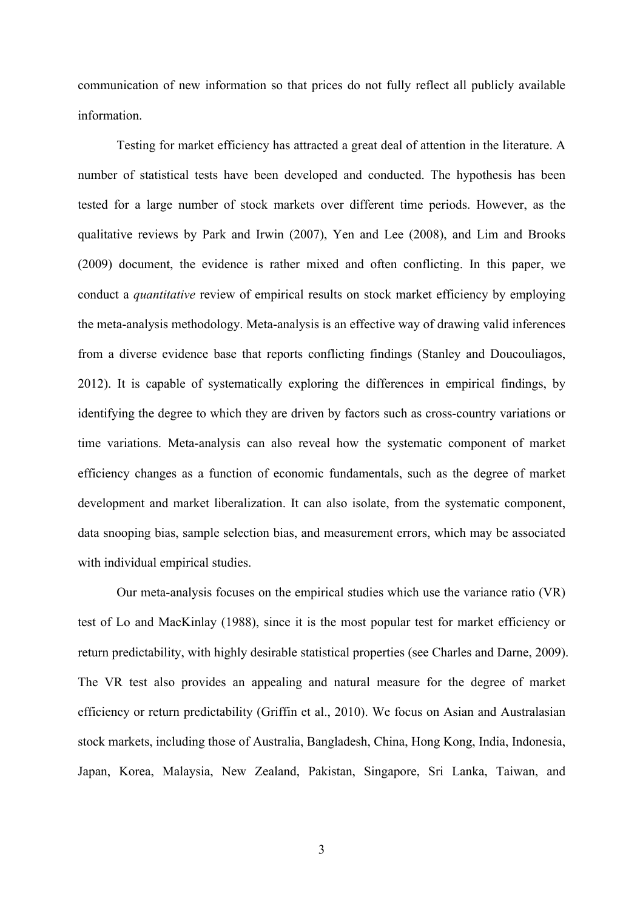communication of new information so that prices do not fully reflect all publicly available information.

Testing for market efficiency has attracted a great deal of attention in the literature. A number of statistical tests have been developed and conducted. The hypothesis has been tested for a large number of stock markets over different time periods. However, as the qualitative reviews by Park and Irwin (2007), Yen and Lee (2008), and Lim and Brooks (2009) document, the evidence is rather mixed and often conflicting. In this paper, we conduct a *quantitative* review of empirical results on stock market efficiency by employing the meta-analysis methodology. Meta-analysis is an effective way of drawing valid inferences from a diverse evidence base that reports conflicting findings (Stanley and Doucouliagos, 2012). It is capable of systematically exploring the differences in empirical findings, by identifying the degree to which they are driven by factors such as cross-country variations or time variations. Meta-analysis can also reveal how the systematic component of market efficiency changes as a function of economic fundamentals, such as the degree of market development and market liberalization. It can also isolate, from the systematic component, data snooping bias, sample selection bias, and measurement errors, which may be associated with individual empirical studies.

Our meta-analysis focuses on the empirical studies which use the variance ratio (VR) test of Lo and MacKinlay (1988), since it is the most popular test for market efficiency or return predictability, with highly desirable statistical properties (see Charles and Darne, 2009). The VR test also provides an appealing and natural measure for the degree of market efficiency or return predictability (Griffin et al., 2010). We focus on Asian and Australasian stock markets, including those of Australia, Bangladesh, China, Hong Kong, India, Indonesia, Japan, Korea, Malaysia, New Zealand, Pakistan, Singapore, Sri Lanka, Taiwan, and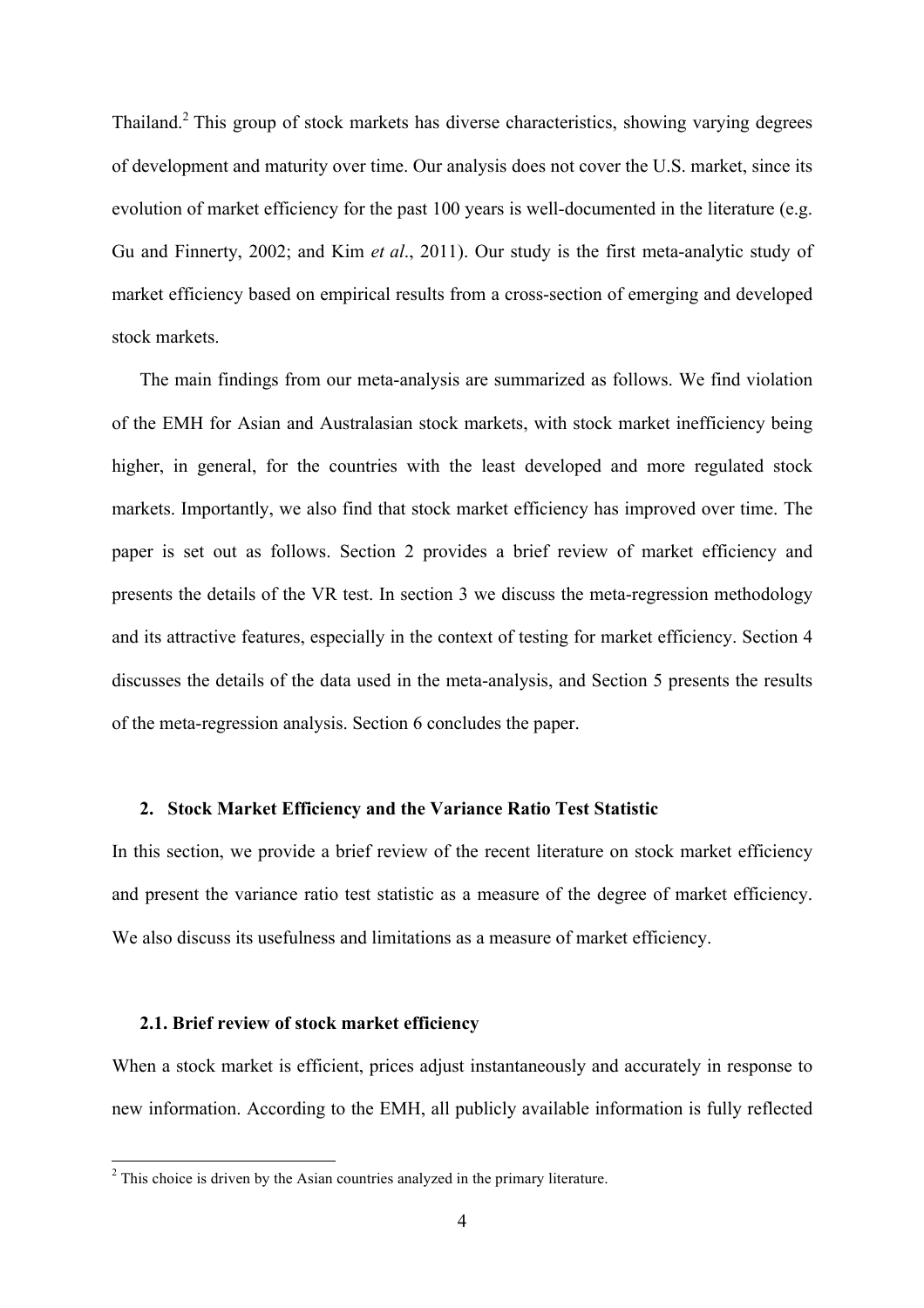Thailand.[2] This group of stock markets has diverse characteristics, showing varying degrees of development and maturity over time. Our analysis does not cover the U.S. market, since its evolution of market efficiency for the past 100 years is well-documented in the literature (e.g. Gu and Finnerty, 2002; and Kim *et al*., 2011). Our study is the first meta-analytic study of market efficiency based on empirical results from a cross-section of emerging and developed stock markets.

The main findings from our meta-analysis are summarized as follows. We find violation of the EMH for Asian and Australasian stock markets, with stock market inefficiency being higher, in general, for the countries with the least developed and more regulated stock markets. Importantly, we also find that stock market efficiency has improved over time. The paper is set out as follows. Section 2 provides a brief review of market efficiency and presents the details of the VR test. In section 3 we discuss the meta-regression methodology and its attractive features, especially in the context of testing for market efficiency. Section 4 discusses the details of the data used in the meta-analysis, and Section 5 presents the results of the meta-regression analysis. Section 6 concludes the paper.

## 2. Stock Market Efficiency and the Variance Ratio Test Statistic

In this section, we provide a brief review of the recent literature on stock market efficiency and present the variance ratio test statistic as a measure of the degree of market efficiency. We also discuss its usefulness and limitations as a measure of market efficiency.

### 2.1. Brief review of stock market efficiency

When a stock market is efficient, prices adjust instantaneously and accurately in response to new information. According to the EMH, all publicly available information is fully reflected

[2] This choice is driven by the Asian countries analyzed in the primary literature.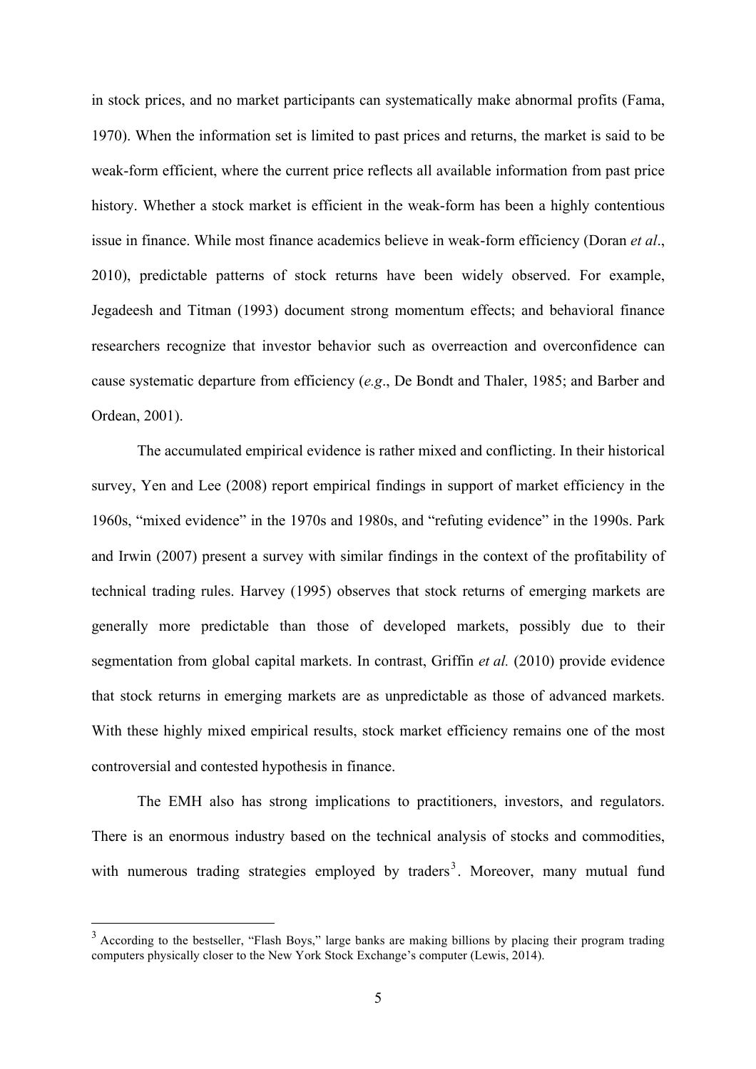in stock prices, and no market participants can systematically make abnormal profits (Fama, 1970). When the information set is limited to past prices and returns, the market is said to be weak-form efficient, where the current price reflects all available information from past price history. Whether a stock market is efficient in the weak-form has been a highly contentious issue in finance. While most finance academics believe in weak-form efficiency (Doran *et al*., 2010), predictable patterns of stock returns have been widely observed. For example, Jegadeesh and Titman (1993) document strong momentum effects; and behavioral finance researchers recognize that investor behavior such as overreaction and overconfidence can cause systematic departure from efficiency (*e.g*., De Bondt and Thaler, 1985; and Barber and Ordean, 2001).

The accumulated empirical evidence is rather mixed and conflicting. In their historical survey, Yen and Lee (2008) report empirical findings in support of market efficiency in the 1960s, "mixed evidence" in the 1970s and 1980s, and "refuting evidence" in the 1990s. Park and Irwin (2007) present a survey with similar findings in the context of the profitability of technical trading rules. Harvey (1995) observes that stock returns of emerging markets are generally more predictable than those of developed markets, possibly due to their segmentation from global capital markets. In contrast, Griffin *et al.* (2010) provide evidence that stock returns in emerging markets are as unpredictable as those of advanced markets. With these highly mixed empirical results, stock market efficiency remains one of the most controversial and contested hypothesis in finance.

The EMH also has strong implications to practitioners, investors, and regulators. There is an enormous industry based on the technical analysis of stocks and commodities, with numerous trading strategies employed by traders[3]. Moreover, many mutual fund

---

[3] According to the bestseller, "Flash Boys," large banks are making billions by placing their program trading computers physically closer to the New York Stock Exchange's computer (Lewis, 2014).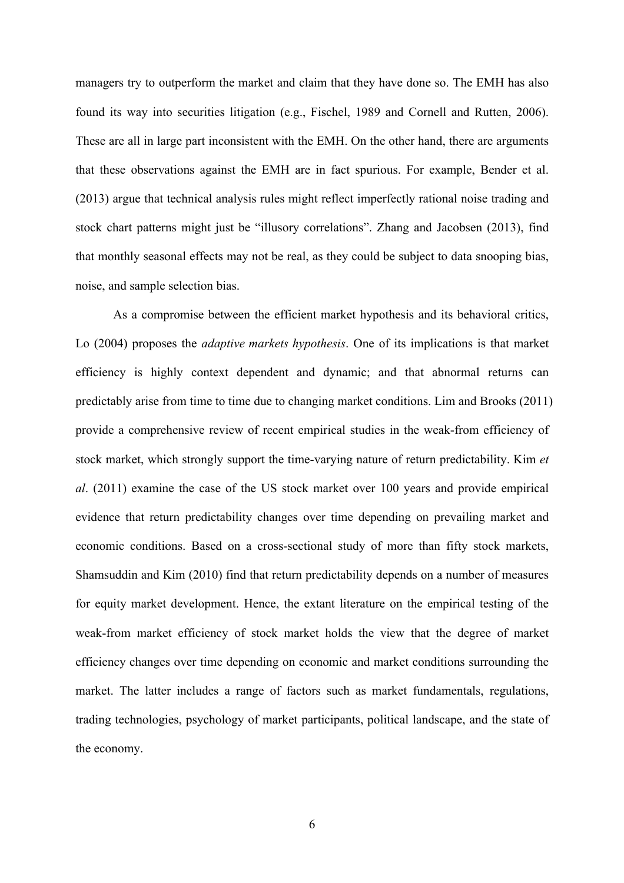managers try to outperform the market and claim that they have done so. The EMH has also found its way into securities litigation (e.g., Fischel, 1989 and Cornell and Rutten, 2006). These are all in large part inconsistent with the EMH. On the other hand, there are arguments that these observations against the EMH are in fact spurious. For example, Bender et al. (2013) argue that technical analysis rules might reflect imperfectly rational noise trading and stock chart patterns might just be "illusory correlations". Zhang and Jacobsen (2013), find that monthly seasonal effects may not be real, as they could be subject to data snooping bias, noise, and sample selection bias.

As a compromise between the efficient market hypothesis and its behavioral critics, Lo (2004) proposes the *adaptive markets hypothesis*. One of its implications is that market efficiency is highly context dependent and dynamic; and that abnormal returns can predictably arise from time to time due to changing market conditions. Lim and Brooks (2011) provide a comprehensive review of recent empirical studies in the weak-from efficiency of stock market, which strongly support the time-varying nature of return predictability. Kim *et al*. (2011) examine the case of the US stock market over 100 years and provide empirical evidence that return predictability changes over time depending on prevailing market and economic conditions. Based on a cross-sectional study of more than fifty stock markets, Shamsuddin and Kim (2010) find that return predictability depends on a number of measures for equity market development. Hence, the extant literature on the empirical testing of the weak-from market efficiency of stock market holds the view that the degree of market efficiency changes over time depending on economic and market conditions surrounding the market. The latter includes a range of factors such as market fundamentals, regulations, trading technologies, psychology of market participants, political landscape, and the state of the economy.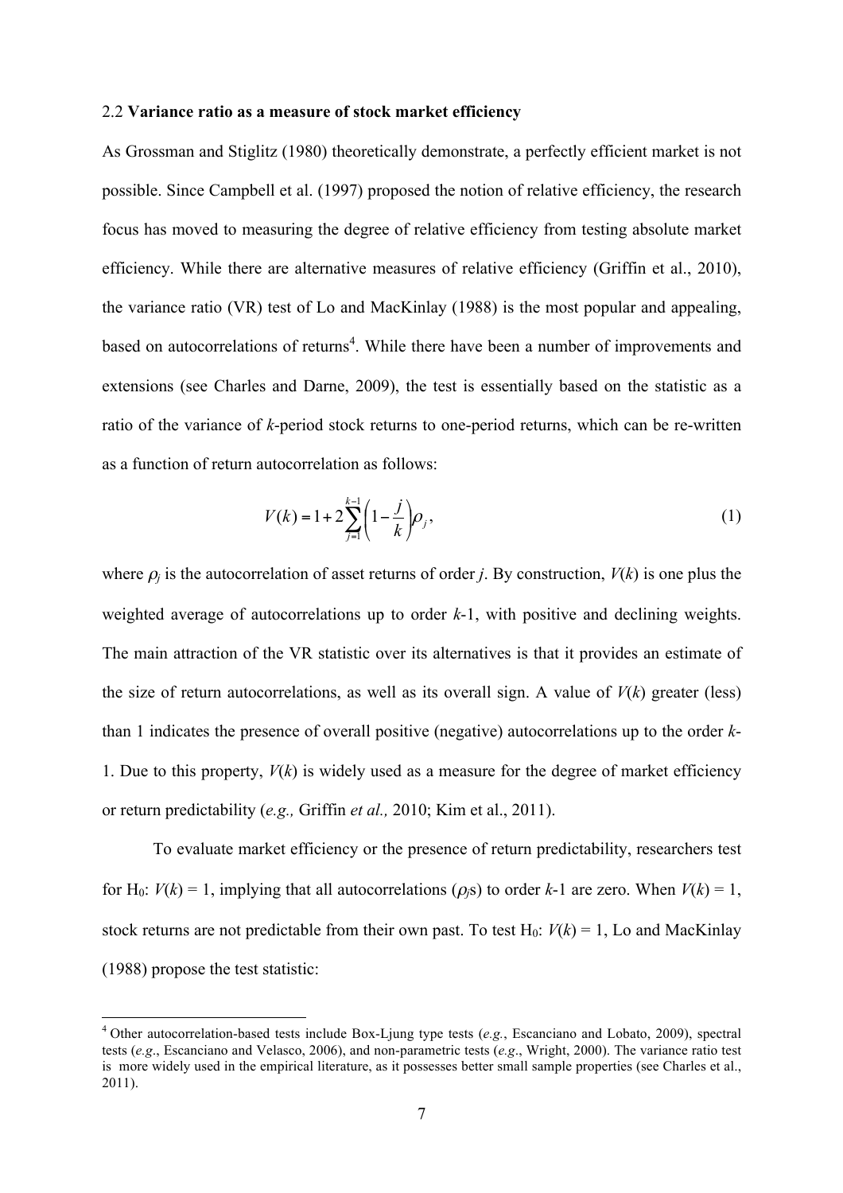### 2.2 **Variance ratio as a measure of stock market efficiency**

As Grossman and Stiglitz (1980) theoretically demonstrate, a perfectly efficient market is not possible. Since Campbell et al. (1997) proposed the notion of relative efficiency, the research focus has moved to measuring the degree of relative efficiency from testing absolute market efficiency. While there are alternative measures of relative efficiency (Griffin et al., 2010), the variance ratio (VR) test of Lo and MacKinlay (1988) is the most popular and appealing, based on autocorrelations of returns[4]. While there have been a number of improvements and extensions (see Charles and Darne, 2009), the test is essentially based on the statistic as a ratio of the variance of *k*-period stock returns to one-period returns, which can be re-written as a function of return autocorrelation as follows:

$$V(k) = 1 + 2\sum_{j=1}^{k-1}\left(1 - \frac{j}{k}\right)\rho_j, \tag{1}$$

where $\rho_j$ is the autocorrelation of asset returns of order $j$. By construction, $V(k)$ is one plus the weighted average of autocorrelations up to order $k$-1, with positive and declining weights. The main attraction of the VR statistic over its alternatives is that it provides an estimate of the size of return autocorrelations, as well as its overall sign. A value of $V(k)$ greater (less) than 1 indicates the presence of overall positive (negative) autocorrelations up to the order $k$-1. Due to this property, $V(k)$ is widely used as a measure for the degree of market efficiency or return predictability (*e.g.,* Griffin *et al.,* 2010; Kim et al., 2011).

To evaluate market efficiency or the presence of return predictability, researchers test for $H_0$: $V(k) = 1$, implying that all autocorrelations ($\rho_j$s) to order $k$-1 are zero. When $V(k) = 1$, stock returns are not predictable from their own past. To test $H_0$: $V(k) = 1$, Lo and MacKinlay (1988) propose the test statistic:

---

[4] Other autocorrelation-based tests include Box-Ljung type tests (*e.g.*, Escanciano and Lobato, 2009), spectral tests (*e.g*., Escanciano and Velasco, 2006), and non-parametric tests (*e.g*., Wright, 2000). The variance ratio test is more widely used in the empirical literature, as it possesses better small sample properties (see Charles et al., 2011).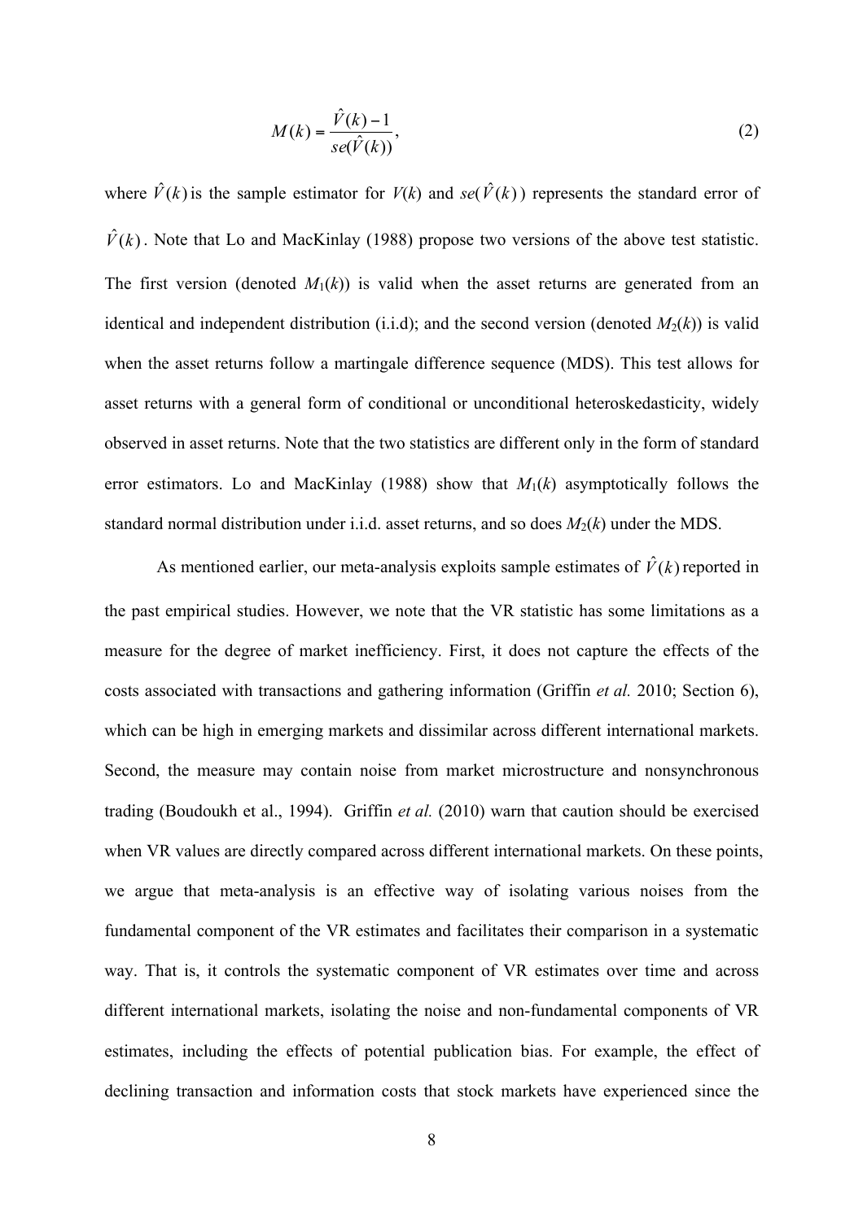$$M(k) = \frac{\hat{V}(k) - 1}{se(\hat{V}(k))}, \tag{2}$$

where $\hat{V}(k)$ is the sample estimator for $V(k)$ and $se(\hat{V}(k))$ represents the standard error of $\hat{V}(k)$. Note that Lo and MacKinlay (1988) propose two versions of the above test statistic. The first version (denoted $M_1(k)$) is valid when the asset returns are generated from an identical and independent distribution (i.i.d); and the second version (denoted $M_2(k)$) is valid when the asset returns follow a martingale difference sequence (MDS). This test allows for asset returns with a general form of conditional or unconditional heteroskedasticity, widely observed in asset returns. Note that the two statistics are different only in the form of standard error estimators. Lo and MacKinlay (1988) show that $M_1(k)$ asymptotically follows the standard normal distribution under i.i.d. asset returns, and so does $M_2(k)$ under the MDS.

As mentioned earlier, our meta-analysis exploits sample estimates of $\hat{V}(k)$ reported in the past empirical studies. However, we note that the VR statistic has some limitations as a measure for the degree of market inefficiency. First, it does not capture the effects of the costs associated with transactions and gathering information (Griffin *et al.* 2010; Section 6), which can be high in emerging markets and dissimilar across different international markets. Second, the measure may contain noise from market microstructure and nonsynchronous trading (Boudoukh et al., 1994). Griffin *et al.* (2010) warn that caution should be exercised when VR values are directly compared across different international markets. On these points, we argue that meta-analysis is an effective way of isolating various noises from the fundamental component of the VR estimates and facilitates their comparison in a systematic way. That is, it controls the systematic component of VR estimates over time and across different international markets, isolating the noise and non-fundamental components of VR estimates, including the effects of potential publication bias. For example, the effect of declining transaction and information costs that stock markets have experienced since the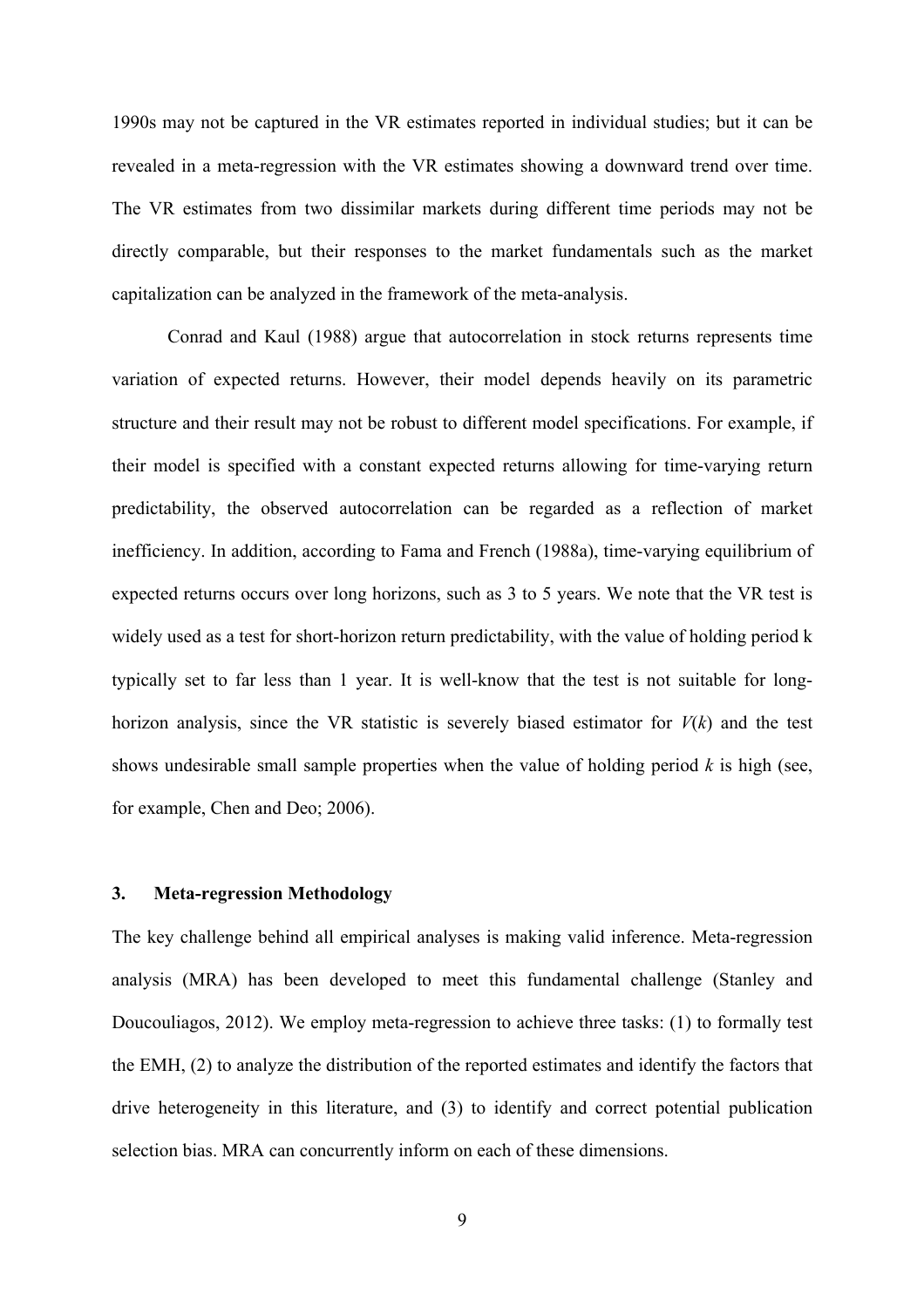1990s may not be captured in the VR estimates reported in individual studies; but it can be revealed in a meta-regression with the VR estimates showing a downward trend over time. The VR estimates from two dissimilar markets during different time periods may not be directly comparable, but their responses to the market fundamentals such as the market capitalization can be analyzed in the framework of the meta-analysis.

Conrad and Kaul (1988) argue that autocorrelation in stock returns represents time variation of expected returns. However, their model depends heavily on its parametric structure and their result may not be robust to different model specifications. For example, if their model is specified with a constant expected returns allowing for time-varying return predictability, the observed autocorrelation can be regarded as a reflection of market inefficiency. In addition, according to Fama and French (1988a), time-varying equilibrium of expected returns occurs over long horizons, such as 3 to 5 years. We note that the VR test is widely used as a test for short-horizon return predictability, with the value of holding period k typically set to far less than 1 year. It is well-know that the test is not suitable for long-horizon analysis, since the VR statistic is severely biased estimator for $V(k)$ and the test shows undesirable small sample properties when the value of holding period $k$ is high (see, for example, Chen and Deo; 2006).

## 3. Meta-regression Methodology

The key challenge behind all empirical analyses is making valid inference. Meta-regression analysis (MRA) has been developed to meet this fundamental challenge (Stanley and Doucouliagos, 2012). We employ meta-regression to achieve three tasks: (1) to formally test the EMH, (2) to analyze the distribution of the reported estimates and identify the factors that drive heterogeneity in this literature, and (3) to identify and correct potential publication selection bias. MRA can concurrently inform on each of these dimensions.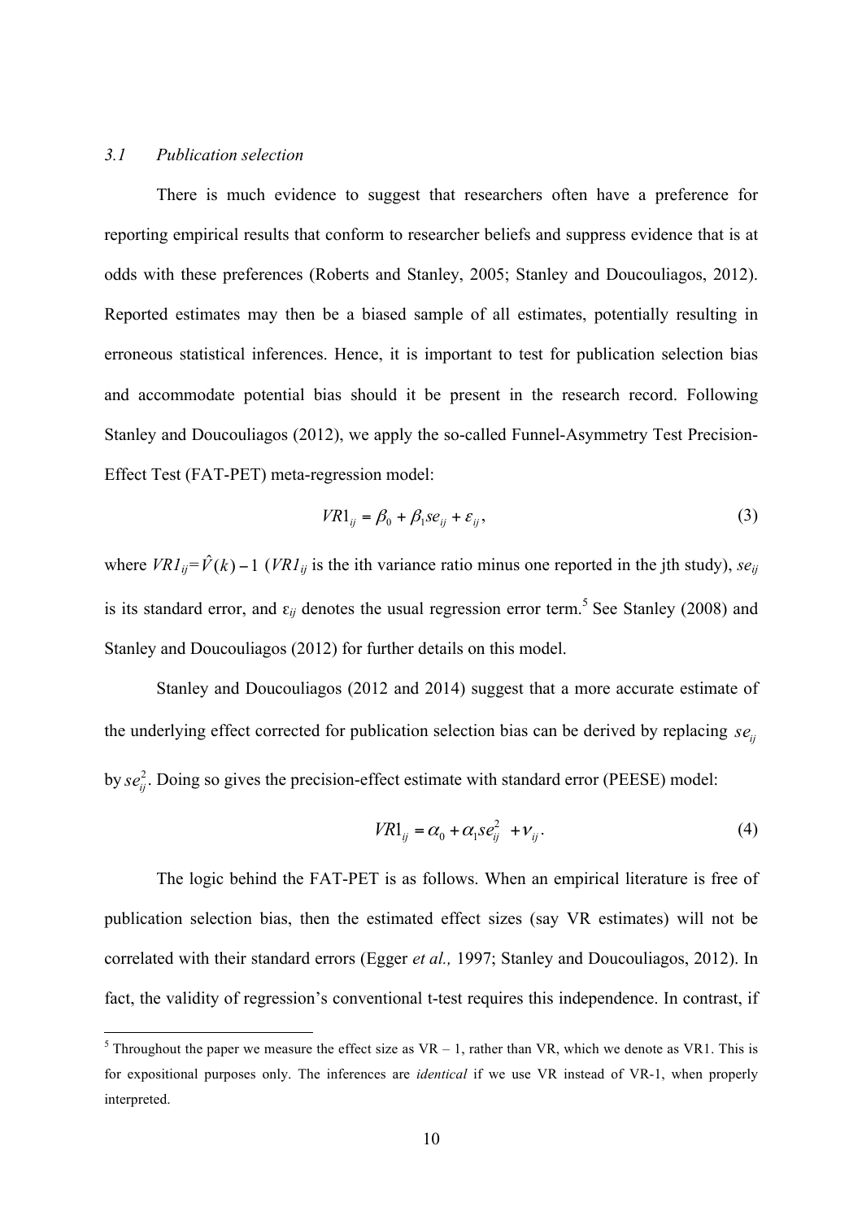### *3.1 Publication selection*

There is much evidence to suggest that researchers often have a preference for reporting empirical results that conform to researcher beliefs and suppress evidence that is at odds with these preferences (Roberts and Stanley, 2005; Stanley and Doucouliagos, 2012). Reported estimates may then be a biased sample of all estimates, potentially resulting in erroneous statistical inferences. Hence, it is important to test for publication selection bias and accommodate potential bias should it be present in the research record. Following Stanley and Doucouliagos (2012), we apply the so-called Funnel-Asymmetry Test Precision-Effect Test (FAT-PET) meta-regression model:

$$VR1_{ij} = \beta_0 + \beta_1 se_{ij} + \varepsilon_{ij}, \tag{3}$$

where $VR1_{ij} = \hat{V}(k) - 1$ ($VR1_{ij}$ is the ith variance ratio minus one reported in the jth study), $se_{ij}$ is its standard error, and $\varepsilon_{ij}$ denotes the usual regression error term.[5] See Stanley (2008) and Stanley and Doucouliagos (2012) for further details on this model.

Stanley and Doucouliagos (2012 and 2014) suggest that a more accurate estimate of the underlying effect corrected for publication selection bias can be derived by replacing $se_{ij}$ by $se_{ij}^2$. Doing so gives the precision-effect estimate with standard error (PEESE) model:

$$VR1_{ij} = \alpha_0 + \alpha_1 se_{ij}^2 + \nu_{ij}. \tag{4}$$

The logic behind the FAT-PET is as follows. When an empirical literature is free of publication selection bias, then the estimated effect sizes (say VR estimates) will not be correlated with their standard errors (Egger *et al.,* 1997; Stanley and Doucouliagos, 2012). In fact, the validity of regression's conventional t-test requires this independence. In contrast, if

[5] Throughout the paper we measure the effect size as VR – 1, rather than VR, which we denote as VR1. This is for expositional purposes only. The inferences are *identical* if we use VR instead of VR-1, when properly interpreted.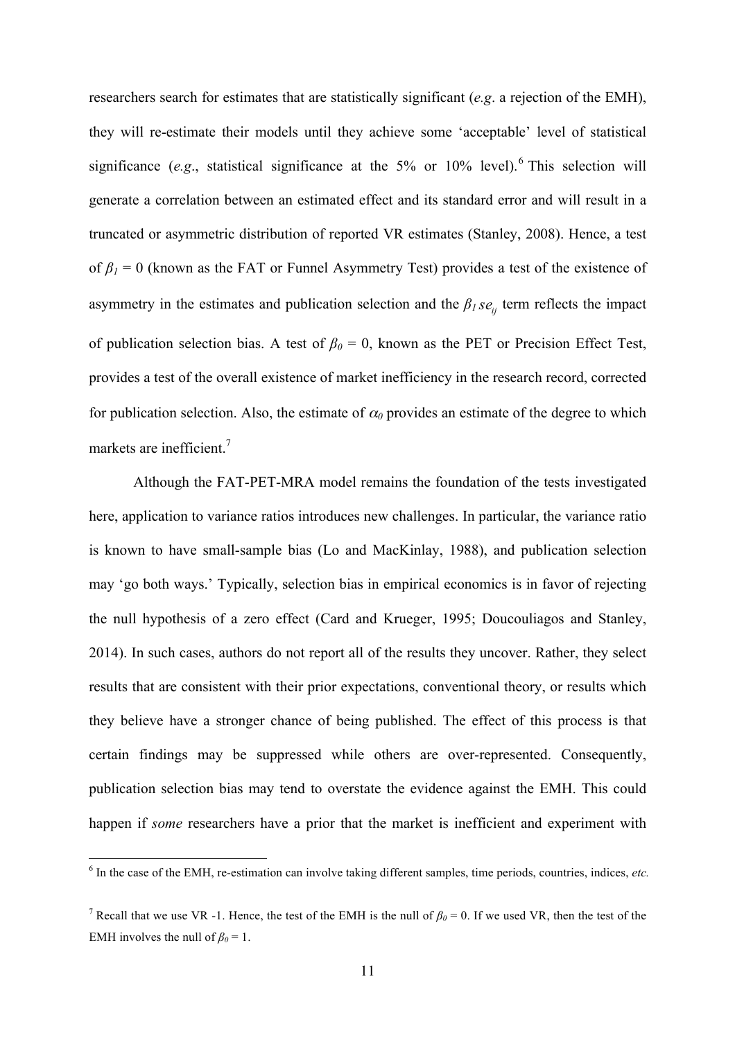researchers search for estimates that are statistically significant (*e.g*. a rejection of the EMH), they will re-estimate their models until they achieve some 'acceptable' level of statistical significance (*e.g*., statistical significance at the 5% or 10% level).[6] This selection will generate a correlation between an estimated effect and its standard error and will result in a truncated or asymmetric distribution of reported VR estimates (Stanley, 2008). Hence, a test of $\beta_1 = 0$ (known as the FAT or Funnel Asymmetry Test) provides a test of the existence of asymmetry in the estimates and publication selection and the $\beta_1 se_{ij}$ term reflects the impact of publication selection bias. A test of $\beta_0 = 0$, known as the PET or Precision Effect Test, provides a test of the overall existence of market inefficiency in the research record, corrected for publication selection. Also, the estimate of $\alpha_0$ provides an estimate of the degree to which markets are inefficient.[7]

Although the FAT-PET-MRA model remains the foundation of the tests investigated here, application to variance ratios introduces new challenges. In particular, the variance ratio is known to have small-sample bias (Lo and MacKinlay, 1988), and publication selection may 'go both ways.' Typically, selection bias in empirical economics is in favor of rejecting the null hypothesis of a zero effect (Card and Krueger, 1995; Doucouliagos and Stanley, 2014). In such cases, authors do not report all of the results they uncover. Rather, they select results that are consistent with their prior expectations, conventional theory, or results which they believe have a stronger chance of being published. The effect of this process is that certain findings may be suppressed while others are over-represented. Consequently, publication selection bias may tend to overstate the evidence against the EMH. This could happen if *some* researchers have a prior that the market is inefficient and experiment with

[6] In the case of the EMH, re-estimation can involve taking different samples, time periods, countries, indices, *etc.*

[7] Recall that we use VR -1. Hence, the test of the EMH is the null of $\beta_0 = 0$. If we used VR, then the test of the EMH involves the null of $\beta_0 = 1$.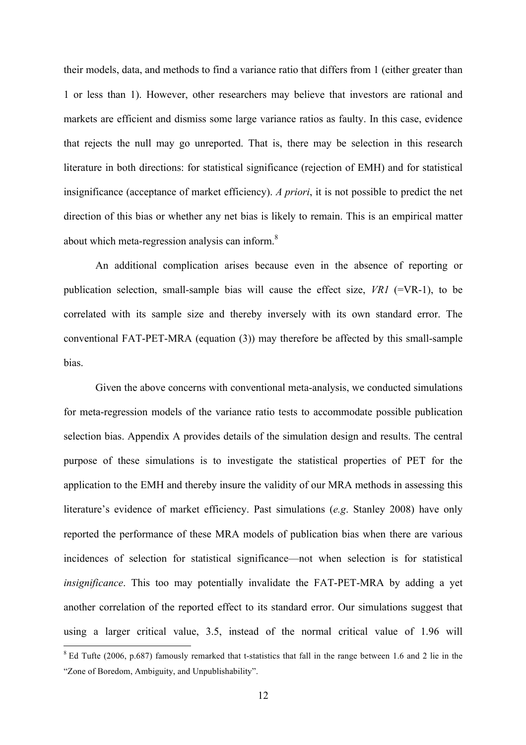their models, data, and methods to find a variance ratio that differs from 1 (either greater than 1 or less than 1). However, other researchers may believe that investors are rational and markets are efficient and dismiss some large variance ratios as faulty. In this case, evidence that rejects the null may go unreported. That is, there may be selection in this research literature in both directions: for statistical significance (rejection of EMH) and for statistical insignificance (acceptance of market efficiency). *A priori*, it is not possible to predict the net direction of this bias or whether any net bias is likely to remain. This is an empirical matter about which meta-regression analysis can inform.[8]

An additional complication arises because even in the absence of reporting or publication selection, small-sample bias will cause the effect size, *VR1* (=VR-1), to be correlated with its sample size and thereby inversely with its own standard error. The conventional FAT-PET-MRA (equation (3)) may therefore be affected by this small-sample bias.

Given the above concerns with conventional meta-analysis, we conducted simulations for meta-regression models of the variance ratio tests to accommodate possible publication selection bias. Appendix A provides details of the simulation design and results. The central purpose of these simulations is to investigate the statistical properties of PET for the application to the EMH and thereby insure the validity of our MRA methods in assessing this literature's evidence of market efficiency. Past simulations (*e.g*. Stanley 2008) have only reported the performance of these MRA models of publication bias when there are various incidences of selection for statistical significance—not when selection is for statistical *insignificance*. This too may potentially invalidate the FAT-PET-MRA by adding a yet another correlation of the reported effect to its standard error. Our simulations suggest that using a larger critical value, 3.5, instead of the normal critical value of 1.96 will

[8] Ed Tufte (2006, p.687) famously remarked that t-statistics that fall in the range between 1.6 and 2 lie in the "Zone of Boredom, Ambiguity, and Unpublishability".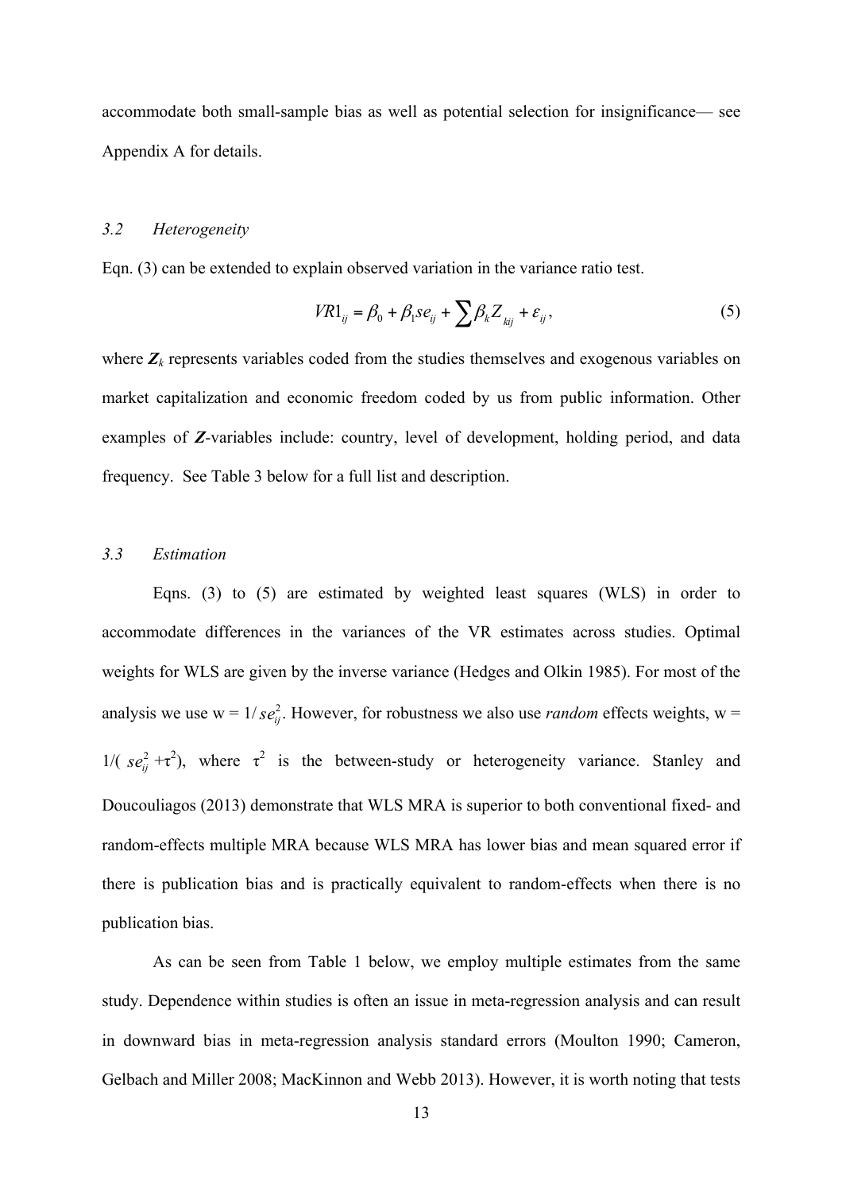accommodate both small-sample bias as well as potential selection for insignificance— see Appendix A for details.

### *3.2 Heterogeneity*

Eqn. (3) can be extended to explain observed variation in the variance ratio test.

$$VR1_{ij} = \beta_0 + \beta_1 se_{ij} + \sum \beta_k Z_{kij} + \varepsilon_{ij}, \tag{5}$$

where $\boldsymbol{Z}_k$ represents variables coded from the studies themselves and exogenous variables on market capitalization and economic freedom coded by us from public information. Other examples of $\boldsymbol{Z}$-variables include: country, level of development, holding period, and data frequency. See Table 3 below for a full list and description.

### *3.3 Estimation*

Eqns. (3) to (5) are estimated by weighted least squares (WLS) in order to accommodate differences in the variances of the VR estimates across studies. Optimal weights for WLS are given by the inverse variance (Hedges and Olkin 1985). For most of the analysis we use w = $1/se_{ij}^2$. However, for robustness we also use *random* effects weights, w = $1/(se_{ij}^2 + \tau^2)$, where $\tau^2$ is the between-study or heterogeneity variance. Stanley and Doucouliagos (2013) demonstrate that WLS MRA is superior to both conventional fixed- and random-effects multiple MRA because WLS MRA has lower bias and mean squared error if there is publication bias and is practically equivalent to random-effects when there is no publication bias.

As can be seen from Table 1 below, we employ multiple estimates from the same study. Dependence within studies is often an issue in meta-regression analysis and can result in downward bias in meta-regression analysis standard errors (Moulton 1990; Cameron, Gelbach and Miller 2008; MacKinnon and Webb 2013). However, it is worth noting that tests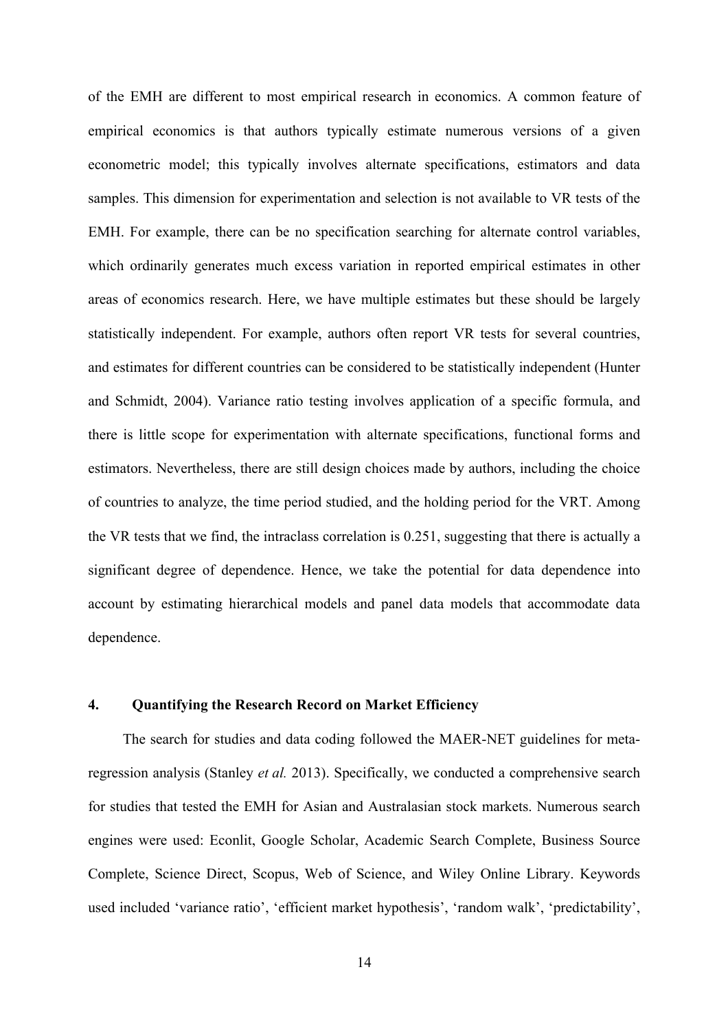of the EMH are different to most empirical research in economics. A common feature of empirical economics is that authors typically estimate numerous versions of a given econometric model; this typically involves alternate specifications, estimators and data samples. This dimension for experimentation and selection is not available to VR tests of the EMH. For example, there can be no specification searching for alternate control variables, which ordinarily generates much excess variation in reported empirical estimates in other areas of economics research. Here, we have multiple estimates but these should be largely statistically independent. For example, authors often report VR tests for several countries, and estimates for different countries can be considered to be statistically independent (Hunter and Schmidt, 2004). Variance ratio testing involves application of a specific formula, and there is little scope for experimentation with alternate specifications, functional forms and estimators. Nevertheless, there are still design choices made by authors, including the choice of countries to analyze, the time period studied, and the holding period for the VRT. Among the VR tests that we find, the intraclass correlation is 0.251, suggesting that there is actually a significant degree of dependence. Hence, we take the potential for data dependence into account by estimating hierarchical models and panel data models that accommodate data dependence.

## 4. Quantifying the Research Record on Market Efficiency

The search for studies and data coding followed the MAER-NET guidelines for meta-regression analysis (Stanley *et al.* 2013). Specifically, we conducted a comprehensive search for studies that tested the EMH for Asian and Australasian stock markets. Numerous search engines were used: Econlit, Google Scholar, Academic Search Complete, Business Source Complete, Science Direct, Scopus, Web of Science, and Wiley Online Library. Keywords used included 'variance ratio', 'efficient market hypothesis', 'random walk', 'predictability',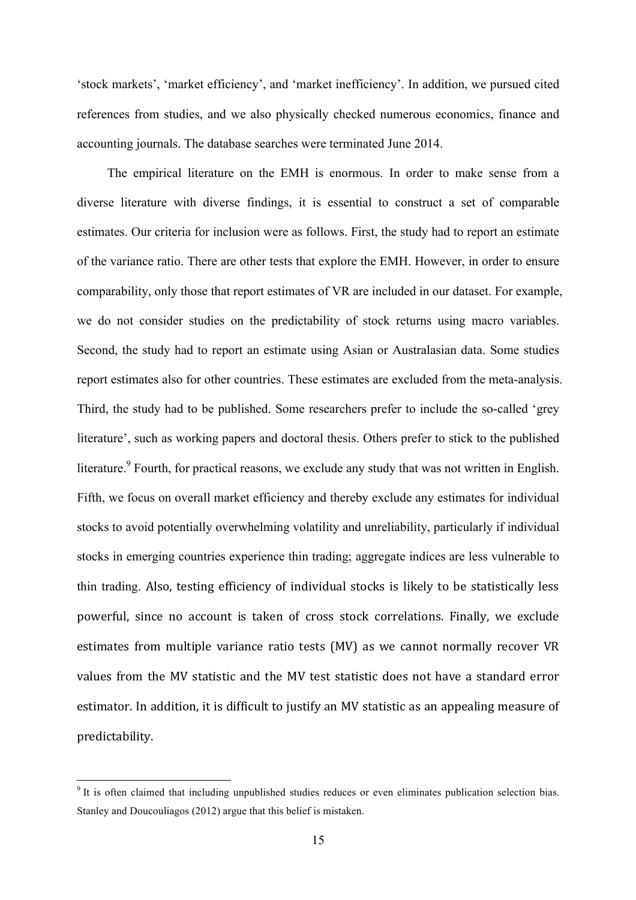'stock markets', 'market efficiency', and 'market inefficiency'. In addition, we pursued cited references from studies, and we also physically checked numerous economics, finance and accounting journals. The database searches were terminated June 2014.

The empirical literature on the EMH is enormous. In order to make sense from a diverse literature with diverse findings, it is essential to construct a set of comparable estimates. Our criteria for inclusion were as follows. First, the study had to report an estimate of the variance ratio. There are other tests that explore the EMH. However, in order to ensure comparability, only those that report estimates of VR are included in our dataset. For example, we do not consider studies on the predictability of stock returns using macro variables. Second, the study had to report an estimate using Asian or Australasian data. Some studies report estimates also for other countries. These estimates are excluded from the meta-analysis. Third, the study had to be published. Some researchers prefer to include the so-called 'grey literature', such as working papers and doctoral thesis. Others prefer to stick to the published literature.[9] Fourth, for practical reasons, we exclude any study that was not written in English. Fifth, we focus on overall market efficiency and thereby exclude any estimates for individual stocks to avoid potentially overwhelming volatility and unreliability, particularly if individual stocks in emerging countries experience thin trading; aggregate indices are less vulnerable to thin trading. Also, testing efficiency of individual stocks is likely to be statistically less powerful, since no account is taken of cross stock correlations. Finally, we exclude estimates from multiple variance ratio tests (MV) as we cannot normally recover VR values from the MV statistic and the MV test statistic does not have a standard error estimator. In addition, it is difficult to justify an MV statistic as an appealing measure of predictability.

[9] It is often claimed that including unpublished studies reduces or even eliminates publication selection bias. Stanley and Doucouliagos (2012) argue that this belief is mistaken.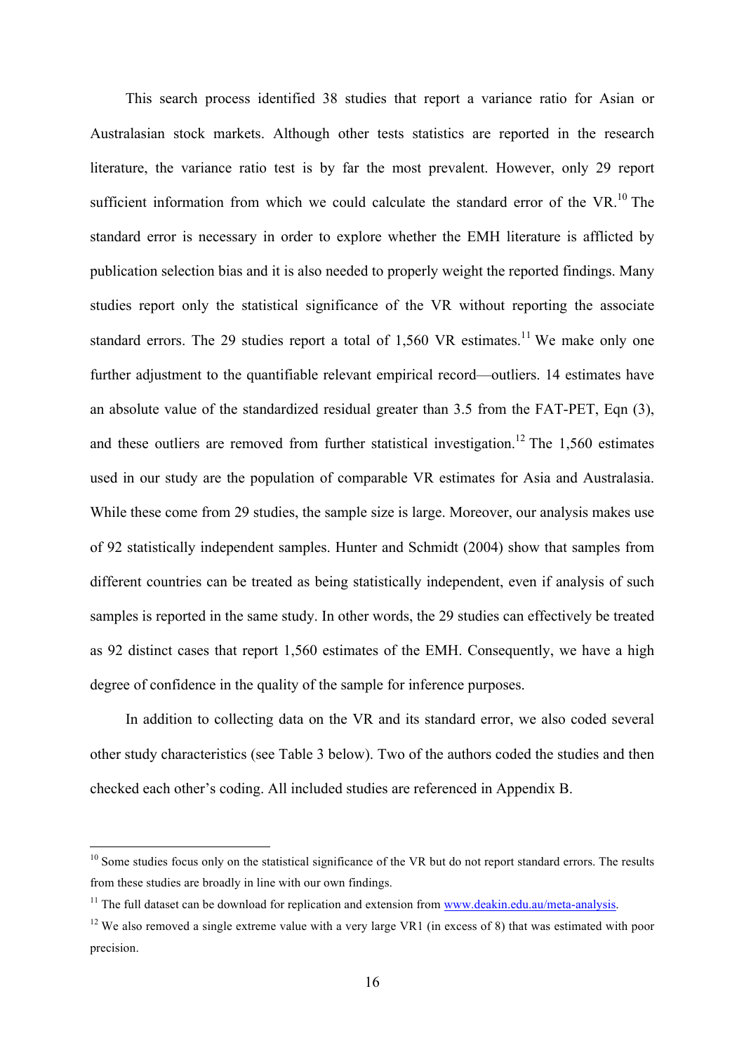This search process identified 38 studies that report a variance ratio for Asian or Australasian stock markets. Although other tests statistics are reported in the research literature, the variance ratio test is by far the most prevalent. However, only 29 report sufficient information from which we could calculate the standard error of the VR.[10] The standard error is necessary in order to explore whether the EMH literature is afflicted by publication selection bias and it is also needed to properly weight the reported findings. Many studies report only the statistical significance of the VR without reporting the associate standard errors. The 29 studies report a total of 1,560 VR estimates.[11] We make only one further adjustment to the quantifiable relevant empirical record—outliers. 14 estimates have an absolute value of the standardized residual greater than 3.5 from the FAT-PET, Eqn (3), and these outliers are removed from further statistical investigation.[12] The 1,560 estimates used in our study are the population of comparable VR estimates for Asia and Australasia. While these come from 29 studies, the sample size is large. Moreover, our analysis makes use of 92 statistically independent samples. Hunter and Schmidt (2004) show that samples from different countries can be treated as being statistically independent, even if analysis of such samples is reported in the same study. In other words, the 29 studies can effectively be treated as 92 distinct cases that report 1,560 estimates of the EMH. Consequently, we have a high degree of confidence in the quality of the sample for inference purposes.

In addition to collecting data on the VR and its standard error, we also coded several other study characteristics (see Table 3 below). Two of the authors coded the studies and then checked each other's coding. All included studies are referenced in Appendix B.

---

[10] Some studies focus only on the statistical significance of the VR but do not report standard errors. The results from these studies are broadly in line with our own findings.

[11] The full dataset can be download for replication and extension from www.deakin.edu.au/meta-analysis.

[12] We also removed a single extreme value with a very large VR1 (in excess of 8) that was estimated with poor precision.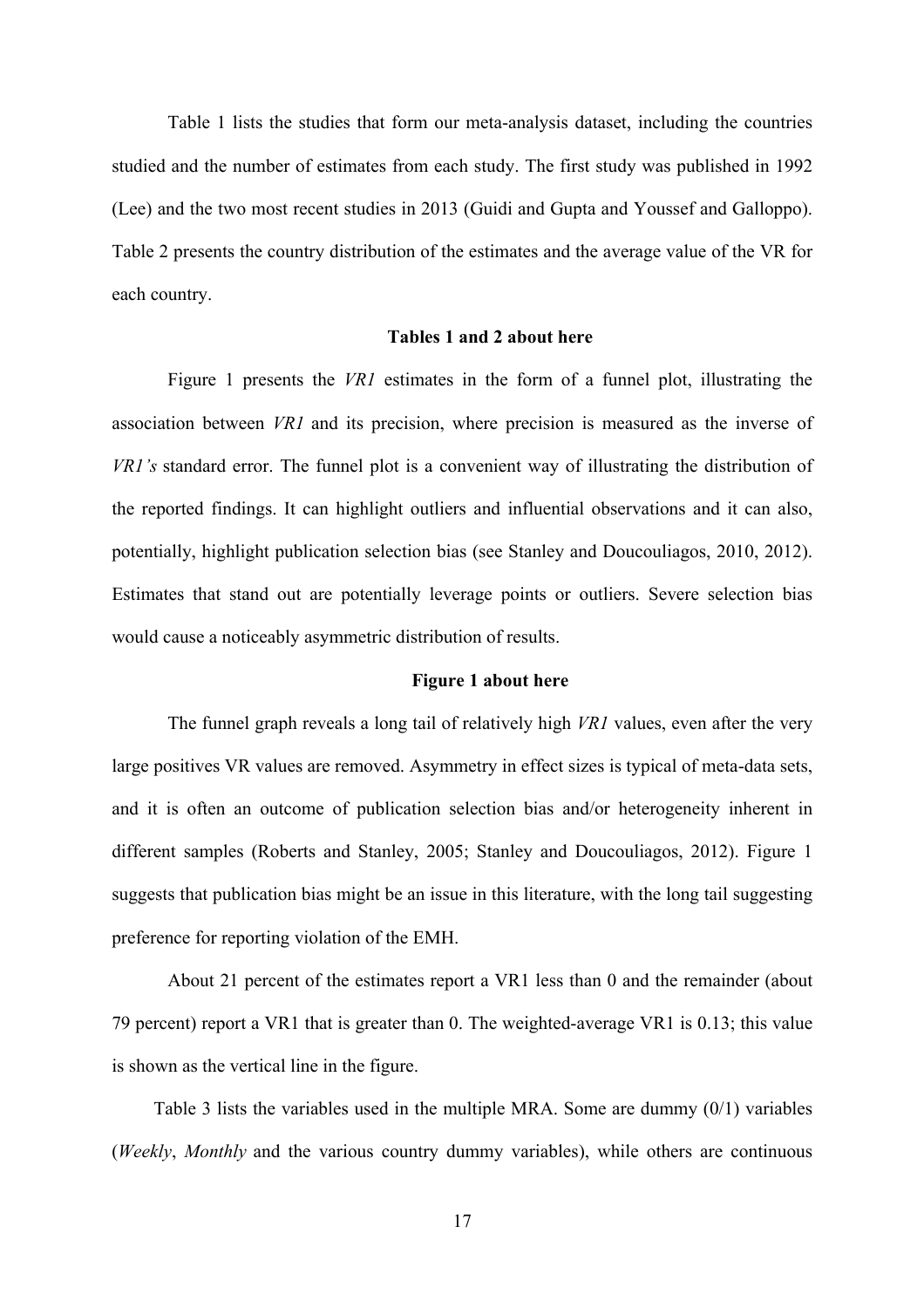Table 1 lists the studies that form our meta-analysis dataset, including the countries studied and the number of estimates from each study. The first study was published in 1992 (Lee) and the two most recent studies in 2013 (Guidi and Gupta and Youssef and Galloppo). Table 2 presents the country distribution of the estimates and the average value of the VR for each country.

**Tables 1 and 2 about here**

Figure 1 presents the *VR1* estimates in the form of a funnel plot, illustrating the association between *VR1* and its precision, where precision is measured as the inverse of *VR1's* standard error. The funnel plot is a convenient way of illustrating the distribution of the reported findings. It can highlight outliers and influential observations and it can also, potentially, highlight publication selection bias (see Stanley and Doucouliagos, 2010, 2012). Estimates that stand out are potentially leverage points or outliers. Severe selection bias would cause a noticeably asymmetric distribution of results.

**Figure 1 about here**

The funnel graph reveals a long tail of relatively high *VR1* values, even after the very large positives VR values are removed. Asymmetry in effect sizes is typical of meta-data sets, and it is often an outcome of publication selection bias and/or heterogeneity inherent in different samples (Roberts and Stanley, 2005; Stanley and Doucouliagos, 2012). Figure 1 suggests that publication bias might be an issue in this literature, with the long tail suggesting preference for reporting violation of the EMH.

About 21 percent of the estimates report a VR1 less than 0 and the remainder (about 79 percent) report a VR1 that is greater than 0. The weighted-average VR1 is 0.13; this value is shown as the vertical line in the figure.

Table 3 lists the variables used in the multiple MRA. Some are dummy (0/1) variables (*Weekly*, *Monthly* and the various country dummy variables), while others are continuous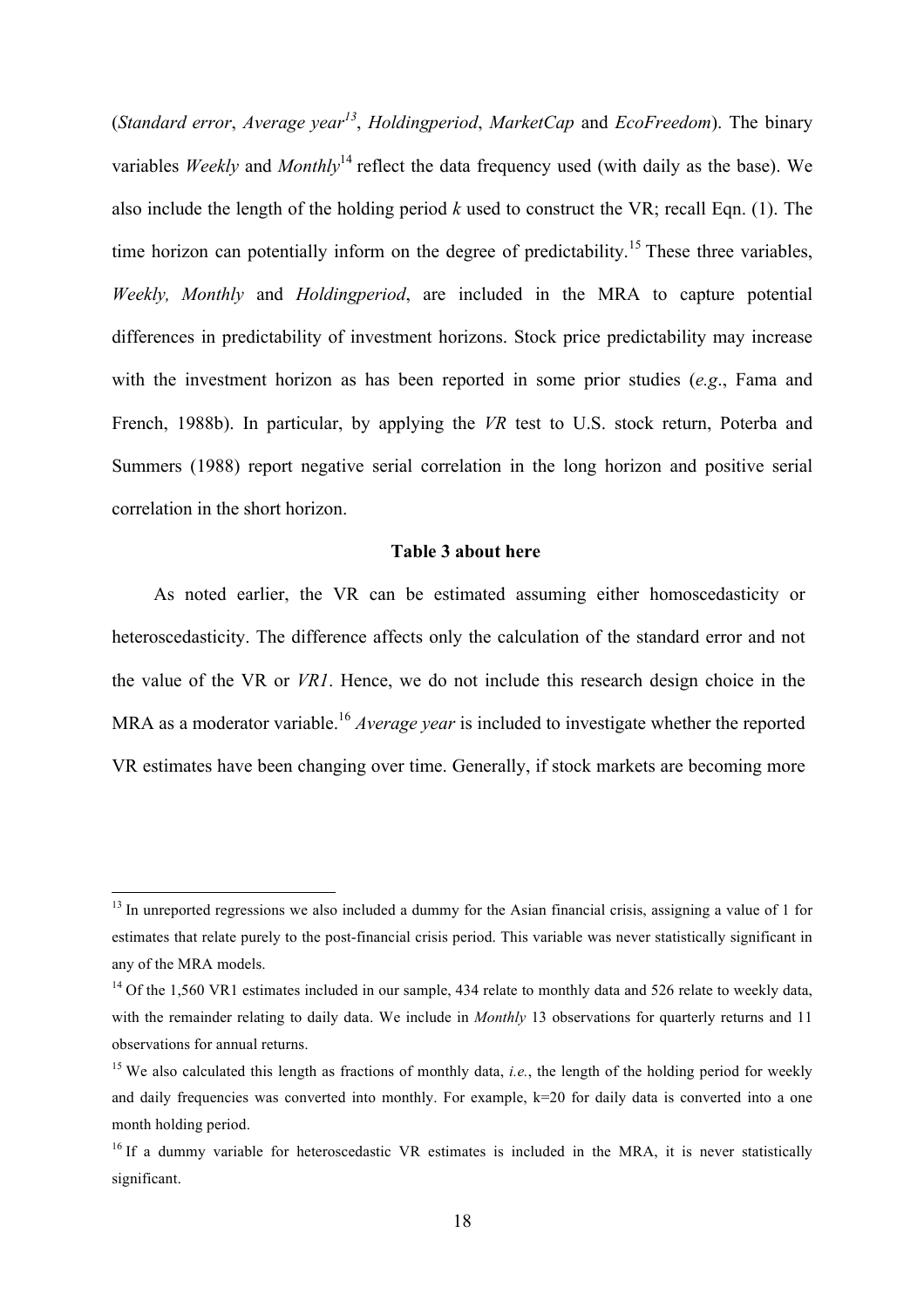(*Standard error*, *Average year*[13], *Holdingperiod*, *MarketCap* and *EcoFreedom*). The binary variables *Weekly* and *Monthly*[14] reflect the data frequency used (with daily as the base). We also include the length of the holding period *k* used to construct the VR; recall Eqn. (1). The time horizon can potentially inform on the degree of predictability.[15] These three variables, *Weekly, Monthly* and *Holdingperiod*, are included in the MRA to capture potential differences in predictability of investment horizons. Stock price predictability may increase with the investment horizon as has been reported in some prior studies (*e.g*., Fama and French, 1988b). In particular, by applying the *VR* test to U.S. stock return, Poterba and Summers (1988) report negative serial correlation in the long horizon and positive serial correlation in the short horizon.

**Table 3 about here**

As noted earlier, the VR can be estimated assuming either homoscedasticity or heteroscedasticity. The difference affects only the calculation of the standard error and not the value of the VR or *VR1*. Hence, we do not include this research design choice in the MRA as a moderator variable.[16] *Average year* is included to investigate whether the reported VR estimates have been changing over time. Generally, if stock markets are becoming more

---

[13] In unreported regressions we also included a dummy for the Asian financial crisis, assigning a value of 1 for estimates that relate purely to the post-financial crisis period. This variable was never statistically significant in any of the MRA models.

[14] Of the 1,560 VR1 estimates included in our sample, 434 relate to monthly data and 526 relate to weekly data, with the remainder relating to daily data. We include in *Monthly* 13 observations for quarterly returns and 11 observations for annual returns.

[15] We also calculated this length as fractions of monthly data, *i.e.*, the length of the holding period for weekly and daily frequencies was converted into monthly. For example, k=20 for daily data is converted into a one month holding period.

[16] If a dummy variable for heteroscedastic VR estimates is included in the MRA, it is never statistically significant.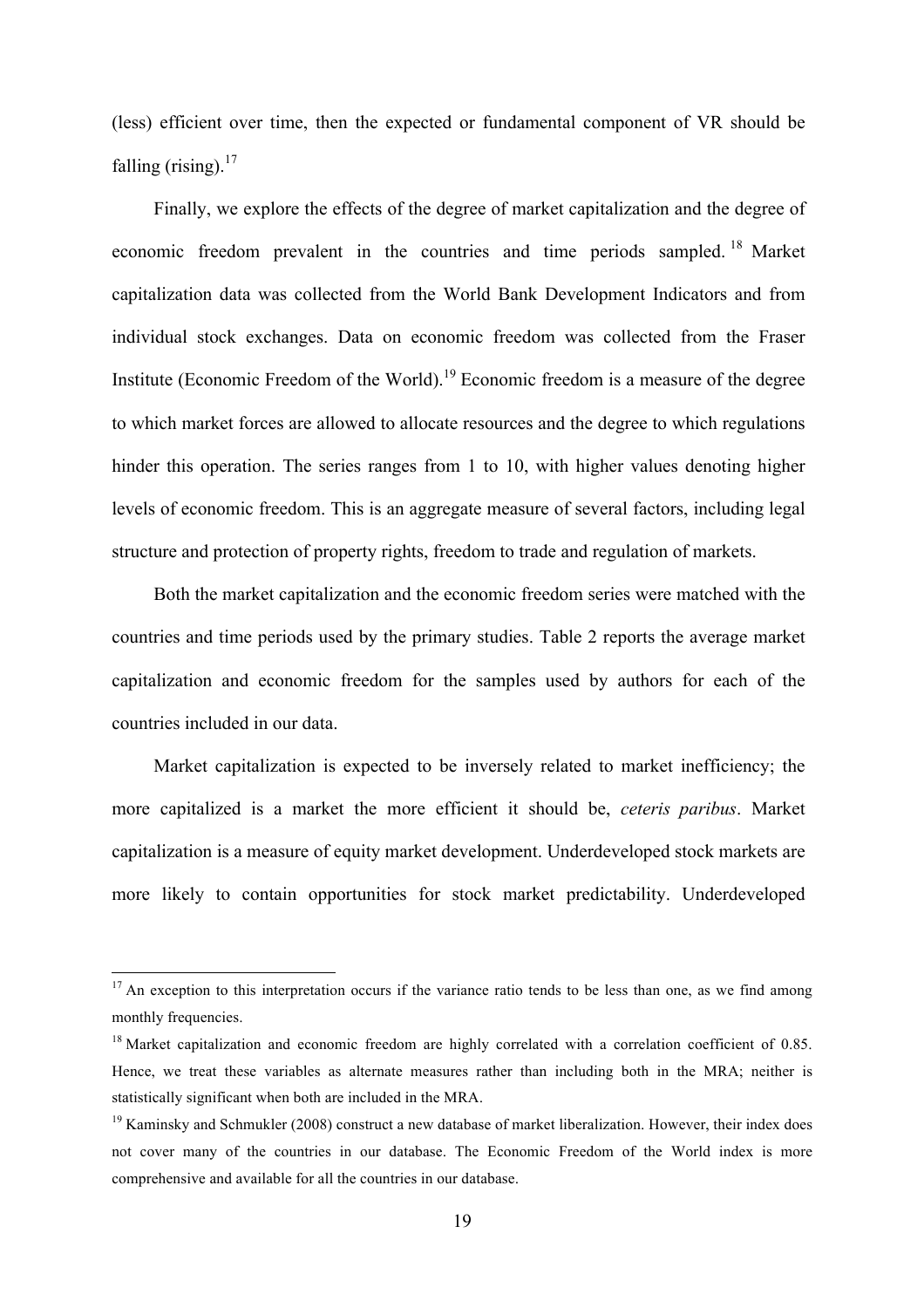(less) efficient over time, then the expected or fundamental component of VR should be falling (rising).[17]

Finally, we explore the effects of the degree of market capitalization and the degree of economic freedom prevalent in the countries and time periods sampled.[18] Market capitalization data was collected from the World Bank Development Indicators and from individual stock exchanges. Data on economic freedom was collected from the Fraser Institute (Economic Freedom of the World).[19] Economic freedom is a measure of the degree to which market forces are allowed to allocate resources and the degree to which regulations hinder this operation. The series ranges from 1 to 10, with higher values denoting higher levels of economic freedom. This is an aggregate measure of several factors, including legal structure and protection of property rights, freedom to trade and regulation of markets.

Both the market capitalization and the economic freedom series were matched with the countries and time periods used by the primary studies. Table 2 reports the average market capitalization and economic freedom for the samples used by authors for each of the countries included in our data.

Market capitalization is expected to be inversely related to market inefficiency; the more capitalized is a market the more efficient it should be, *ceteris paribus*. Market capitalization is a measure of equity market development. Underdeveloped stock markets are more likely to contain opportunities for stock market predictability. Underdeveloped

---

[17] An exception to this interpretation occurs if the variance ratio tends to be less than one, as we find among monthly frequencies.

[18] Market capitalization and economic freedom are highly correlated with a correlation coefficient of 0.85. Hence, we treat these variables as alternate measures rather than including both in the MRA; neither is statistically significant when both are included in the MRA.

[19] Kaminsky and Schmukler (2008) construct a new database of market liberalization. However, their index does not cover many of the countries in our database. The Economic Freedom of the World index is more comprehensive and available for all the countries in our database.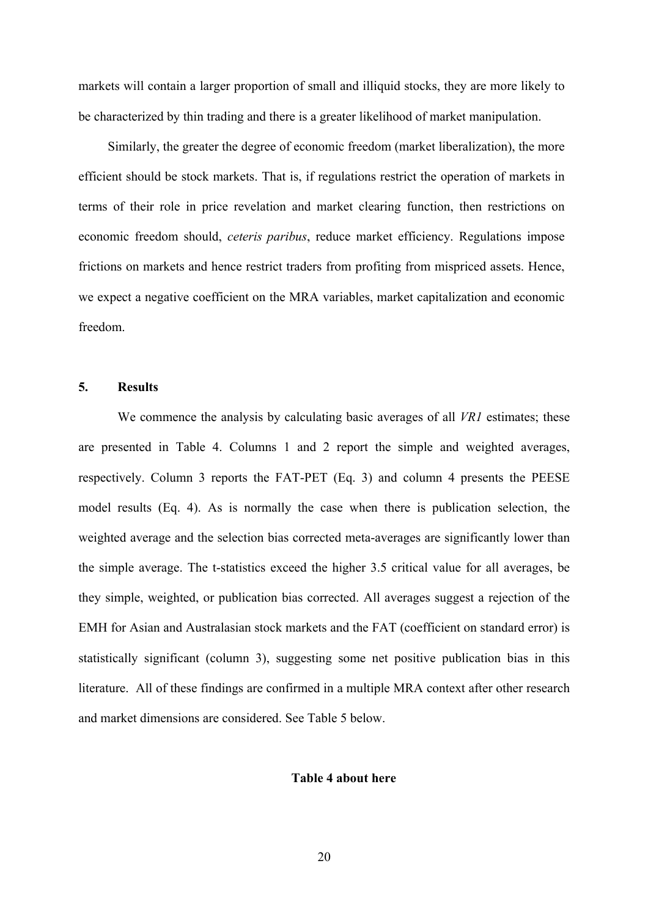markets will contain a larger proportion of small and illiquid stocks, they are more likely to be characterized by thin trading and there is a greater likelihood of market manipulation.

Similarly, the greater the degree of economic freedom (market liberalization), the more efficient should be stock markets. That is, if regulations restrict the operation of markets in terms of their role in price revelation and market clearing function, then restrictions on economic freedom should, *ceteris paribus*, reduce market efficiency. Regulations impose frictions on markets and hence restrict traders from profiting from mispriced assets. Hence, we expect a negative coefficient on the MRA variables, market capitalization and economic freedom.

## 5. Results

We commence the analysis by calculating basic averages of all *VR1* estimates; these are presented in Table 4. Columns 1 and 2 report the simple and weighted averages, respectively. Column 3 reports the FAT-PET (Eq. 3) and column 4 presents the PEESE model results (Eq. 4). As is normally the case when there is publication selection, the weighted average and the selection bias corrected meta-averages are significantly lower than the simple average. The t-statistics exceed the higher 3.5 critical value for all averages, be they simple, weighted, or publication bias corrected. All averages suggest a rejection of the EMH for Asian and Australasian stock markets and the FAT (coefficient on standard error) is statistically significant (column 3), suggesting some net positive publication bias in this literature. All of these findings are confirmed in a multiple MRA context after other research and market dimensions are considered. See Table 5 below.

**Table 4 about here**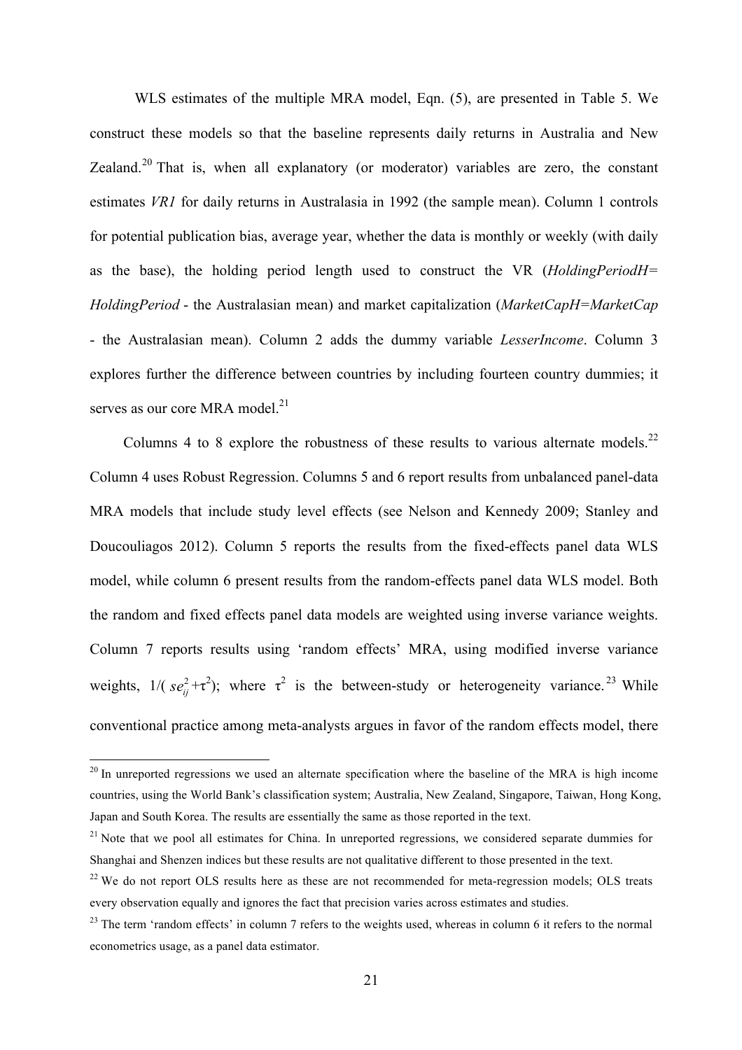WLS estimates of the multiple MRA model, Eqn. (5), are presented in Table 5. We construct these models so that the baseline represents daily returns in Australia and New Zealand.[20] That is, when all explanatory (or moderator) variables are zero, the constant estimates *VR1* for daily returns in Australasia in 1992 (the sample mean). Column 1 controls for potential publication bias, average year, whether the data is monthly or weekly (with daily as the base), the holding period length used to construct the VR (*HoldingPeriodH= HoldingPeriod* - the Australasian mean) and market capitalization (*MarketCapH=MarketCap* - the Australasian mean). Column 2 adds the dummy variable *LesserIncome*. Column 3 explores further the difference between countries by including fourteen country dummies; it serves as our core MRA model.[21]

Columns 4 to 8 explore the robustness of these results to various alternate models.[22] Column 4 uses Robust Regression. Columns 5 and 6 report results from unbalanced panel-data MRA models that include study level effects (see Nelson and Kennedy 2009; Stanley and Doucouliagos 2012). Column 5 reports the results from the fixed-effects panel data WLS model, while column 6 present results from the random-effects panel data WLS model. Both the random and fixed effects panel data models are weighted using inverse variance weights. Column 7 reports results using 'random effects' MRA, using modified inverse variance weights, $1/(se_{ij}^2+\tau^2)$; where $\tau^2$ is the between-study or heterogeneity variance.[23] While conventional practice among meta-analysts argues in favor of the random effects model, there

---

[20] In unreported regressions we used an alternate specification where the baseline of the MRA is high income countries, using the World Bank's classification system; Australia, New Zealand, Singapore, Taiwan, Hong Kong, Japan and South Korea. The results are essentially the same as those reported in the text.

[21] Note that we pool all estimates for China. In unreported regressions, we considered separate dummies for Shanghai and Shenzen indices but these results are not qualitative different to those presented in the text.

[22] We do not report OLS results here as these are not recommended for meta-regression models; OLS treats every observation equally and ignores the fact that precision varies across estimates and studies.

[23] The term 'random effects' in column 7 refers to the weights used, whereas in column 6 it refers to the normal econometrics usage, as a panel data estimator.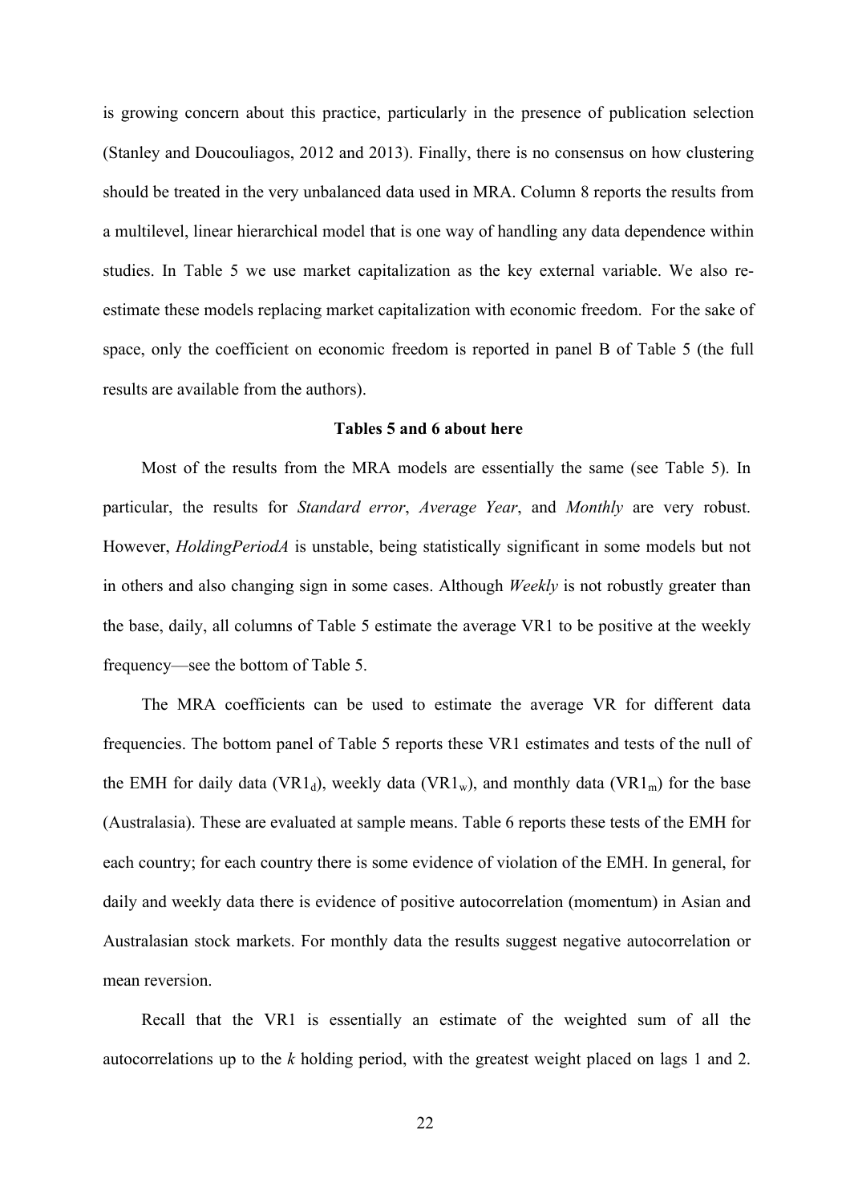is growing concern about this practice, particularly in the presence of publication selection (Stanley and Doucouliagos, 2012 and 2013). Finally, there is no consensus on how clustering should be treated in the very unbalanced data used in MRA. Column 8 reports the results from a multilevel, linear hierarchical model that is one way of handling any data dependence within studies. In Table 5 we use market capitalization as the key external variable. We also re-estimate these models replacing market capitalization with economic freedom. For the sake of space, only the coefficient on economic freedom is reported in panel B of Table 5 (the full results are available from the authors).

**Tables 5 and 6 about here**

Most of the results from the MRA models are essentially the same (see Table 5). In particular, the results for *Standard error*, *Average Year*, and *Monthly* are very robust. However, *HoldingPeriodA* is unstable, being statistically significant in some models but not in others and also changing sign in some cases. Although *Weekly* is not robustly greater than the base, daily, all columns of Table 5 estimate the average VR1 to be positive at the weekly frequency—see the bottom of Table 5.

The MRA coefficients can be used to estimate the average VR for different data frequencies. The bottom panel of Table 5 reports these VR1 estimates and tests of the null of the EMH for daily data ($VR1_d$), weekly data ($VR1_w$), and monthly data ($VR1_m$) for the base (Australasia). These are evaluated at sample means. Table 6 reports these tests of the EMH for each country; for each country there is some evidence of violation of the EMH. In general, for daily and weekly data there is evidence of positive autocorrelation (momentum) in Asian and Australasian stock markets. For monthly data the results suggest negative autocorrelation or mean reversion.

Recall that the VR1 is essentially an estimate of the weighted sum of all the autocorrelations up to the *k* holding period, with the greatest weight placed on lags 1 and 2.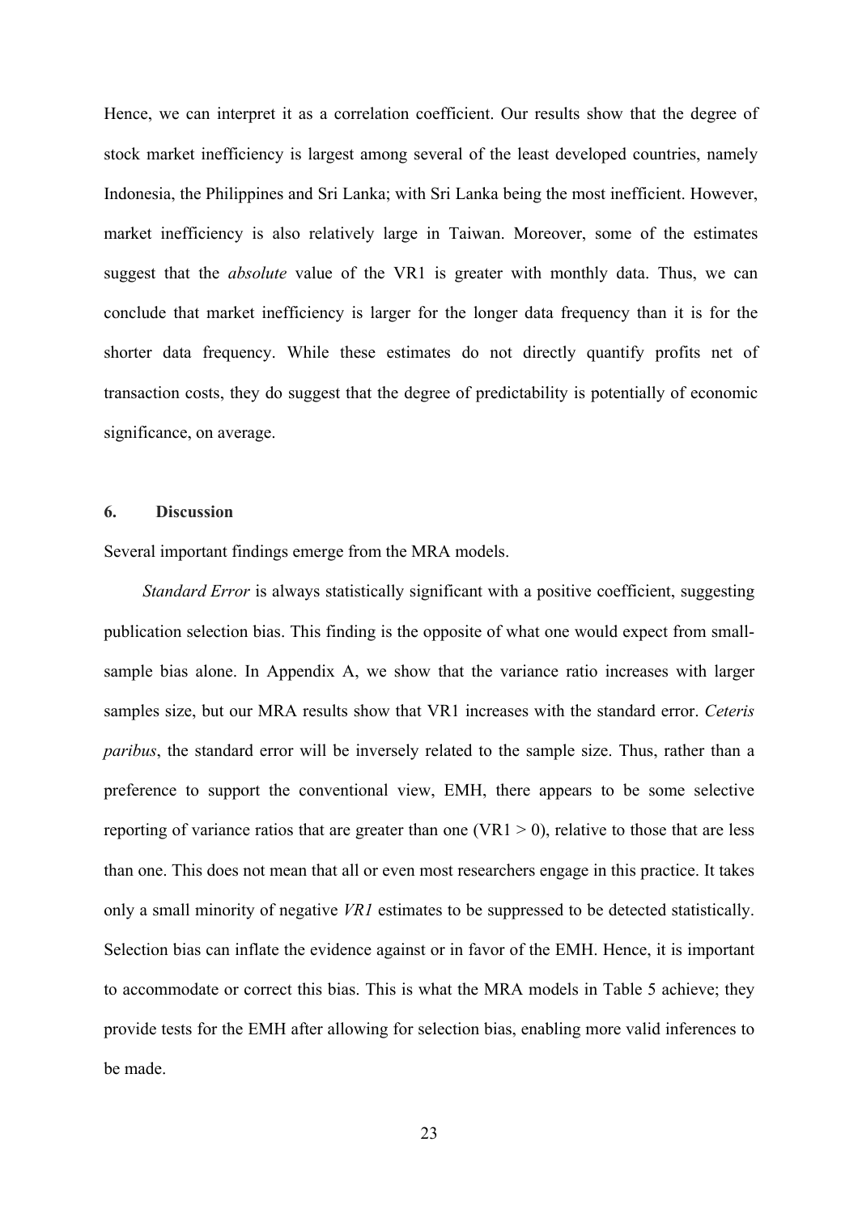Hence, we can interpret it as a correlation coefficient. Our results show that the degree of stock market inefficiency is largest among several of the least developed countries, namely Indonesia, the Philippines and Sri Lanka; with Sri Lanka being the most inefficient. However, market inefficiency is also relatively large in Taiwan. Moreover, some of the estimates suggest that the *absolute* value of the VR1 is greater with monthly data. Thus, we can conclude that market inefficiency is larger for the longer data frequency than it is for the shorter data frequency. While these estimates do not directly quantify profits net of transaction costs, they do suggest that the degree of predictability is potentially of economic significance, on average.

## 6. Discussion

Several important findings emerge from the MRA models.

*Standard Error* is always statistically significant with a positive coefficient, suggesting publication selection bias. This finding is the opposite of what one would expect from small-sample bias alone. In Appendix A, we show that the variance ratio increases with larger samples size, but our MRA results show that VR1 increases with the standard error. *Ceteris paribus*, the standard error will be inversely related to the sample size. Thus, rather than a preference to support the conventional view, EMH, there appears to be some selective reporting of variance ratios that are greater than one (VR1 > 0), relative to those that are less than one. This does not mean that all or even most researchers engage in this practice. It takes only a small minority of negative *VR1* estimates to be suppressed to be detected statistically. Selection bias can inflate the evidence against or in favor of the EMH. Hence, it is important to accommodate or correct this bias. This is what the MRA models in Table 5 achieve; they provide tests for the EMH after allowing for selection bias, enabling more valid inferences to be made.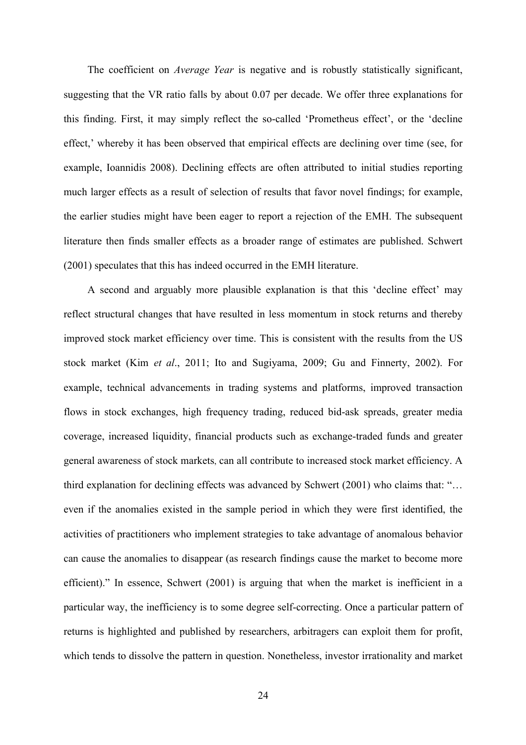The coefficient on *Average Year* is negative and is robustly statistically significant, suggesting that the VR ratio falls by about 0.07 per decade. We offer three explanations for this finding. First, it may simply reflect the so-called 'Prometheus effect', or the 'decline effect,' whereby it has been observed that empirical effects are declining over time (see, for example, Ioannidis 2008). Declining effects are often attributed to initial studies reporting much larger effects as a result of selection of results that favor novel findings; for example, the earlier studies might have been eager to report a rejection of the EMH. The subsequent literature then finds smaller effects as a broader range of estimates are published. Schwert (2001) speculates that this has indeed occurred in the EMH literature.

A second and arguably more plausible explanation is that this 'decline effect' may reflect structural changes that have resulted in less momentum in stock returns and thereby improved stock market efficiency over time. This is consistent with the results from the US stock market (Kim *et al*., 2011; Ito and Sugiyama, 2009; Gu and Finnerty, 2002). For example, technical advancements in trading systems and platforms, improved transaction flows in stock exchanges, high frequency trading, reduced bid-ask spreads, greater media coverage, increased liquidity, financial products such as exchange-traded funds and greater general awareness of stock markets, can all contribute to increased stock market efficiency. A third explanation for declining effects was advanced by Schwert (2001) who claims that: "… even if the anomalies existed in the sample period in which they were first identified, the activities of practitioners who implement strategies to take advantage of anomalous behavior can cause the anomalies to disappear (as research findings cause the market to become more efficient)." In essence, Schwert (2001) is arguing that when the market is inefficient in a particular way, the inefficiency is to some degree self-correcting. Once a particular pattern of returns is highlighted and published by researchers, arbitragers can exploit them for profit, which tends to dissolve the pattern in question. Nonetheless, investor irrationality and market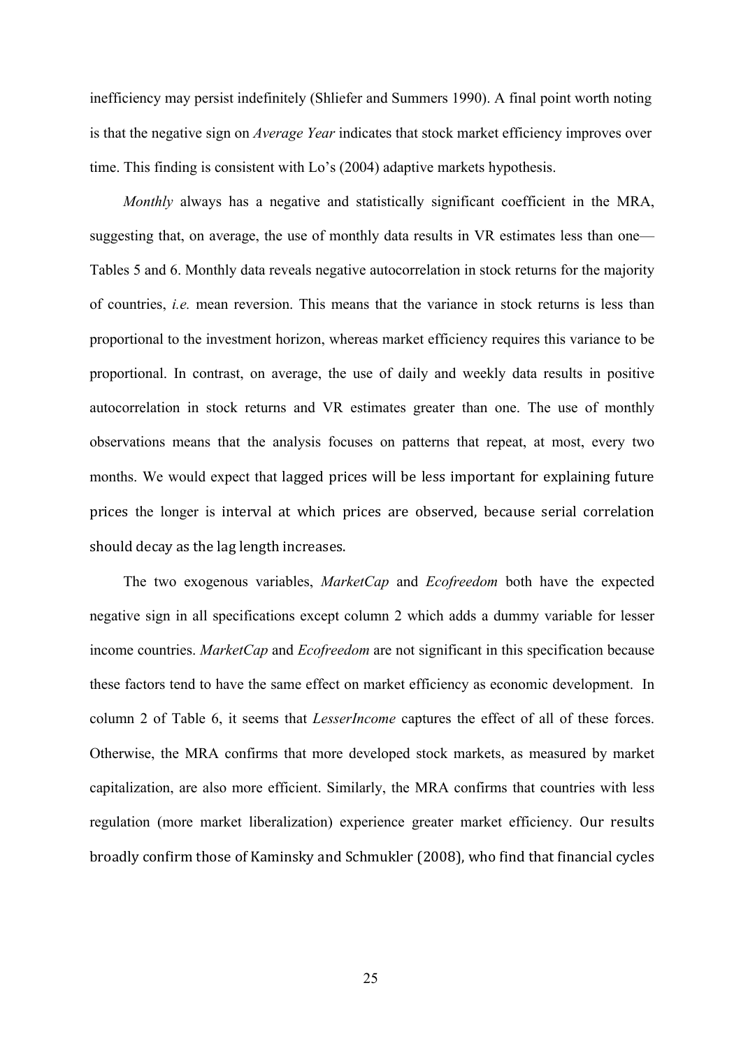inefficiency may persist indefinitely (Shliefer and Summers 1990). A final point worth noting is that the negative sign on *Average Year* indicates that stock market efficiency improves over time. This finding is consistent with Lo's (2004) adaptive markets hypothesis.

*Monthly* always has a negative and statistically significant coefficient in the MRA, suggesting that, on average, the use of monthly data results in VR estimates less than one—Tables 5 and 6. Monthly data reveals negative autocorrelation in stock returns for the majority of countries, *i.e.* mean reversion. This means that the variance in stock returns is less than proportional to the investment horizon, whereas market efficiency requires this variance to be proportional. In contrast, on average, the use of daily and weekly data results in positive autocorrelation in stock returns and VR estimates greater than one. The use of monthly observations means that the analysis focuses on patterns that repeat, at most, every two months. We would expect that lagged prices will be less important for explaining future prices the longer is interval at which prices are observed, because serial correlation should decay as the lag length increases.

The two exogenous variables, *MarketCap* and *Ecofreedom* both have the expected negative sign in all specifications except column 2 which adds a dummy variable for lesser income countries. *MarketCap* and *Ecofreedom* are not significant in this specification because these factors tend to have the same effect on market efficiency as economic development. In column 2 of Table 6, it seems that *LesserIncome* captures the effect of all of these forces. Otherwise, the MRA confirms that more developed stock markets, as measured by market capitalization, are also more efficient. Similarly, the MRA confirms that countries with less regulation (more market liberalization) experience greater market efficiency. Our results broadly confirm those of Kaminsky and Schmukler (2008), who find that financial cycles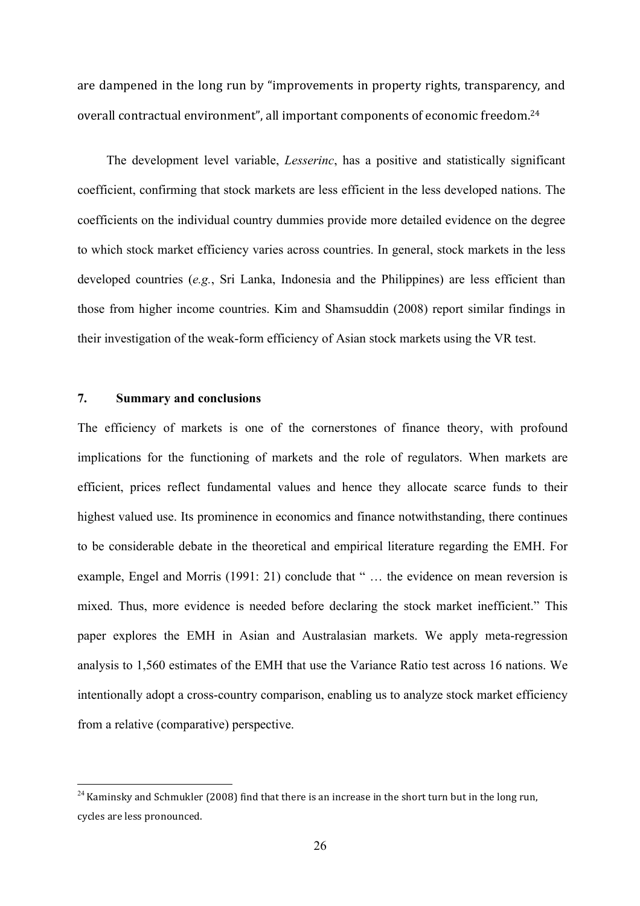are dampened in the long run by "improvements in property rights, transparency, and overall contractual environment", all important components of economic freedom.[24]

The development level variable, *Lesserinc*, has a positive and statistically significant coefficient, confirming that stock markets are less efficient in the less developed nations. The coefficients on the individual country dummies provide more detailed evidence on the degree to which stock market efficiency varies across countries. In general, stock markets in the less developed countries (*e.g.*, Sri Lanka, Indonesia and the Philippines) are less efficient than those from higher income countries. Kim and Shamsuddin (2008) report similar findings in their investigation of the weak-form efficiency of Asian stock markets using the VR test.

## 7. Summary and conclusions

The efficiency of markets is one of the cornerstones of finance theory, with profound implications for the functioning of markets and the role of regulators. When markets are efficient, prices reflect fundamental values and hence they allocate scarce funds to their highest valued use. Its prominence in economics and finance notwithstanding, there continues to be considerable debate in the theoretical and empirical literature regarding the EMH. For example, Engel and Morris (1991: 21) conclude that " … the evidence on mean reversion is mixed. Thus, more evidence is needed before declaring the stock market inefficient." This paper explores the EMH in Asian and Australasian markets. We apply meta-regression analysis to 1,560 estimates of the EMH that use the Variance Ratio test across 16 nations. We intentionally adopt a cross-country comparison, enabling us to analyze stock market efficiency from a relative (comparative) perspective.

---

[24] Kaminsky and Schmukler (2008) find that there is an increase in the short turn but in the long run, cycles are less pronounced.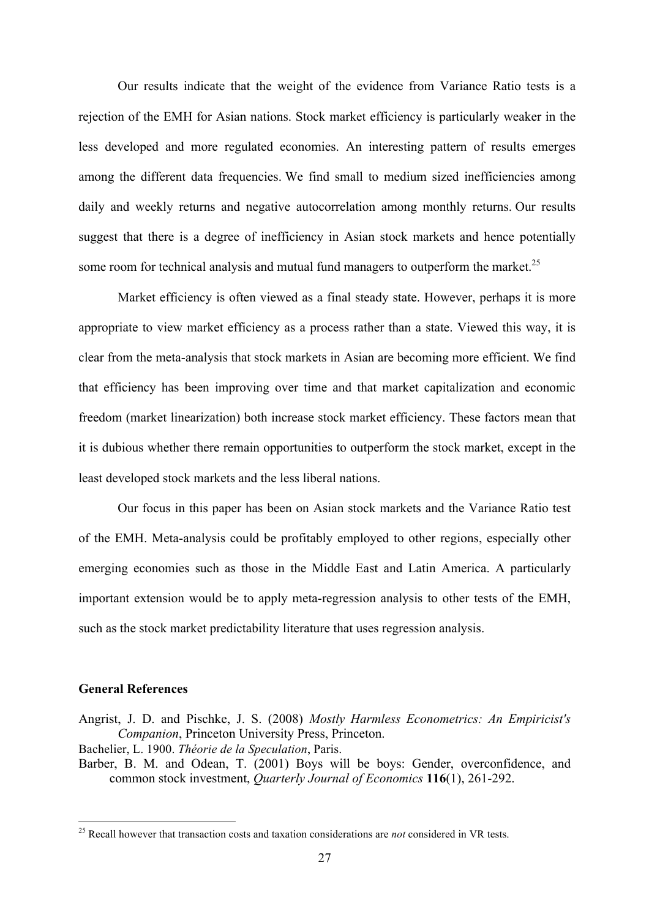Our results indicate that the weight of the evidence from Variance Ratio tests is a rejection of the EMH for Asian nations. Stock market efficiency is particularly weaker in the less developed and more regulated economies. An interesting pattern of results emerges among the different data frequencies. We find small to medium sized inefficiencies among daily and weekly returns and negative autocorrelation among monthly returns. Our results suggest that there is a degree of inefficiency in Asian stock markets and hence potentially some room for technical analysis and mutual fund managers to outperform the market.[25]

Market efficiency is often viewed as a final steady state. However, perhaps it is more appropriate to view market efficiency as a process rather than a state. Viewed this way, it is clear from the meta-analysis that stock markets in Asian are becoming more efficient. We find that efficiency has been improving over time and that market capitalization and economic freedom (market linearization) both increase stock market efficiency. These factors mean that it is dubious whether there remain opportunities to outperform the stock market, except in the least developed stock markets and the less liberal nations.

Our focus in this paper has been on Asian stock markets and the Variance Ratio test of the EMH. Meta-analysis could be profitably employed to other regions, especially other emerging economies such as those in the Middle East and Latin America. A particularly important extension would be to apply meta-regression analysis to other tests of the EMH, such as the stock market predictability literature that uses regression analysis.

### General References

Angrist, J. D. and Pischke, J. S. (2008) *Mostly Harmless Econometrics: An Empiricist's Companion*, Princeton University Press, Princeton.

Bachelier, L. 1900. *Théorie de la Speculation*, Paris.

Barber, B. M. and Odean, T. (2001) Boys will be boys: Gender, overconfidence, and common stock investment, *Quarterly Journal of Economics* **116**(1), 261-292.

---

[25] Recall however that transaction costs and taxation considerations are *not* considered in VR tests.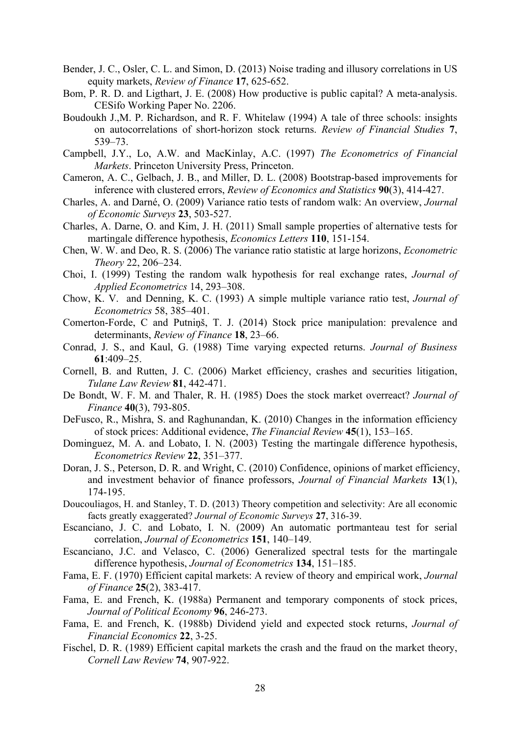Bender, J. C., Osler, C. L. and Simon, D. (2013) Noise trading and illusory correlations in US equity markets, *Review of Finance* **17**, 625-652.

Bom, P. R. D. and Ligthart, J. E. (2008) How productive is public capital? A meta-analysis. CESifo Working Paper No. 2206.

Boudoukh J.,M. P. Richardson, and R. F. Whitelaw (1994) A tale of three schools: insights on autocorrelations of short-horizon stock returns. *Review of Financial Studies* **7**, 539–73.

Campbell, J.Y., Lo, A.W. and MacKinlay, A.C. (1997) *The Econometrics of Financial Markets*. Princeton University Press, Princeton.

Cameron, A. C., Gelbach, J. B., and Miller, D. L. (2008) Bootstrap-based improvements for inference with clustered errors, *Review of Economics and Statistics* **90**(3), 414-427.

Charles, A. and Darné, O. (2009) Variance ratio tests of random walk: An overview, *Journal of Economic Surveys* **23**, 503-527.

Charles, A. Darne, O. and Kim, J. H. (2011) Small sample properties of alternative tests for martingale difference hypothesis, *Economics Letters* **110**, 151-154.

Chen, W. W. and Deo, R. S. (2006) The variance ratio statistic at large horizons, *Econometric Theory* 22, 206–234.

Choi, I. (1999) Testing the random walk hypothesis for real exchange rates, *Journal of Applied Econometrics* 14, 293–308.

Chow, K. V. and Denning, K. C. (1993) A simple multiple variance ratio test, *Journal of Econometrics* 58, 385–401.

Comerton-Forde, C and Putniņš, T. J. (2014) Stock price manipulation: prevalence and determinants, *Review of Finance* **18**, 23–66.

Conrad, J. S., and Kaul, G. (1988) Time varying expected returns. *Journal of Business* **61**:409–25.

Cornell, B. and Rutten, J. C. (2006) Market efficiency, crashes and securities litigation, *Tulane Law Review* **81**, 442-471.

De Bondt, W. F. M. and Thaler, R. H. (1985) Does the stock market overreact? *Journal of Finance* **40**(3), 793-805.

DeFusco, R., Mishra, S. and Raghunandan, K. (2010) Changes in the information efficiency of stock prices: Additional evidence, *The Financial Review* **45**(1), 153–165.

Dominguez, M. A. and Lobato, I. N. (2003) Testing the martingale difference hypothesis, *Econometrics Review* **22**, 351–377.

Doran, J. S., Peterson, D. R. and Wright, C. (2010) Confidence, opinions of market efficiency, and investment behavior of finance professors, *Journal of Financial Markets* **13**(1), 174-195.

Doucouliagos, H. and Stanley, T. D. (2013) Theory competition and selectivity: Are all economic facts greatly exaggerated? *Journal of Economic Surveys* **27**, 316-39.

Escanciano, J. C. and Lobato, I. N. (2009) An automatic portmanteau test for serial correlation, *Journal of Econometrics* **151**, 140–149.

Escanciano, J.C. and Velasco, C. (2006) Generalized spectral tests for the martingale difference hypothesis, *Journal of Econometrics* **134**, 151–185.

Fama, E. F. (1970) Efficient capital markets: A review of theory and empirical work, *Journal of Finance* **25**(2), 383-417.

Fama, E. and French, K. (1988a) Permanent and temporary components of stock prices, *Journal of Political Economy* **96**, 246-273.

Fama, E. and French, K. (1988b) Dividend yield and expected stock returns, *Journal of Financial Economics* **22**, 3-25.

Fischel, D. R. (1989) Efficient capital markets the crash and the fraud on the market theory, *Cornell Law Review* **74**, 907-922.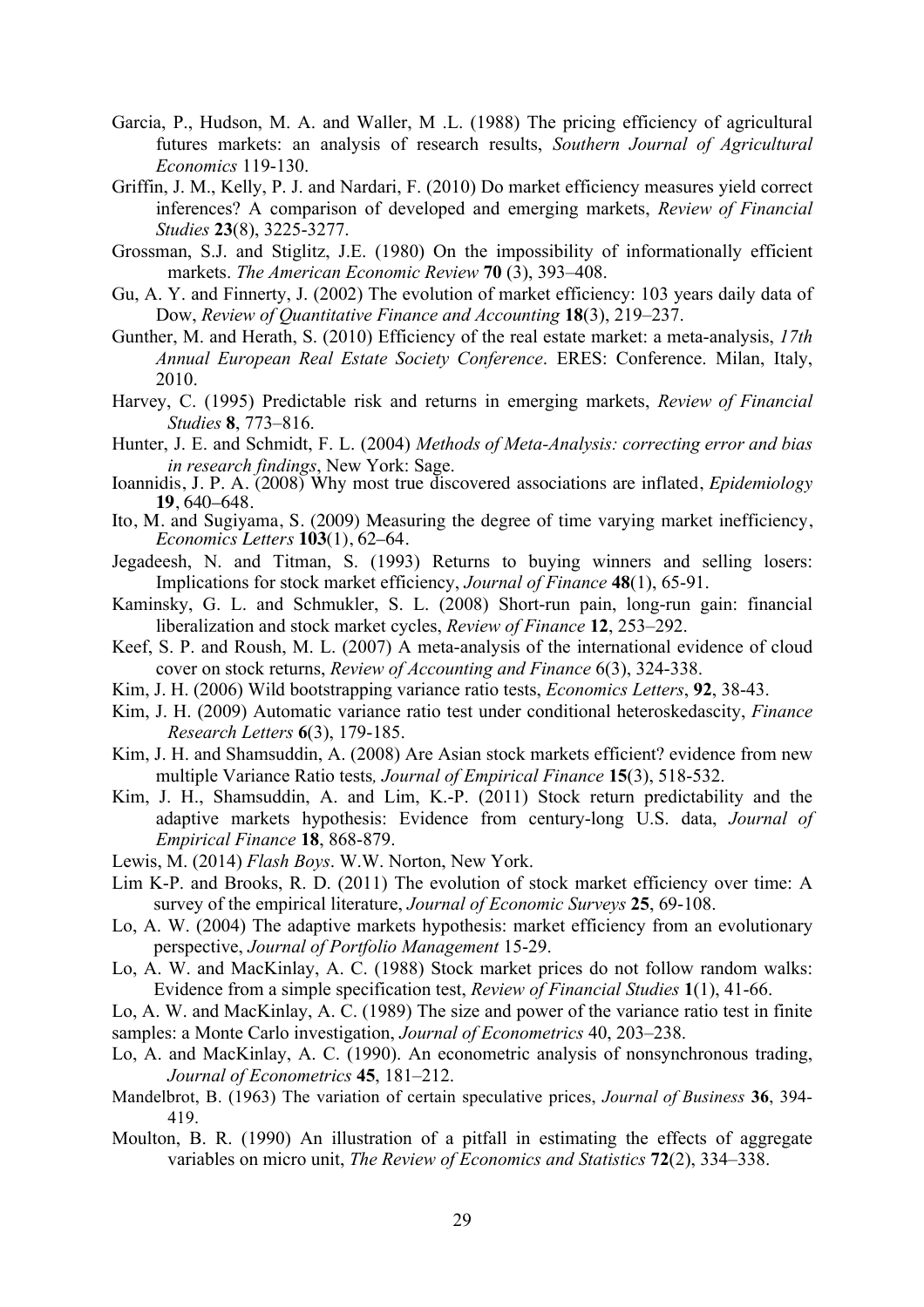Garcia, P., Hudson, M. A. and Waller, M .L. (1988) The pricing efficiency of agricultural futures markets: an analysis of research results, *Southern Journal of Agricultural Economics* 119-130.

Griffin, J. M., Kelly, P. J. and Nardari, F. (2010) Do market efficiency measures yield correct inferences? A comparison of developed and emerging markets, *Review of Financial Studies* **23**(8), 3225-3277.

Grossman, S.J. and Stiglitz, J.E. (1980) On the impossibility of informationally efficient markets. *The American Economic Review* **70** (3), 393–408.

Gu, A. Y. and Finnerty, J. (2002) The evolution of market efficiency: 103 years daily data of Dow, *Review of Quantitative Finance and Accounting* **18**(3), 219–237.

Gunther, M. and Herath, S. (2010) Efficiency of the real estate market: a meta-analysis, *17th Annual European Real Estate Society Conference*. ERES: Conference. Milan, Italy, 2010.

Harvey, C. (1995) Predictable risk and returns in emerging markets, *Review of Financial Studies* **8**, 773–816.

Hunter, J. E. and Schmidt, F. L. (2004) *Methods of Meta-Analysis: correcting error and bias in research findings*, New York: Sage.

Ioannidis, J. P. A. (2008) Why most true discovered associations are inflated, *Epidemiology* **19**, 640–648.

Ito, M. and Sugiyama, S. (2009) Measuring the degree of time varying market inefficiency, *Economics Letters* **103**(1), 62–64.

Jegadeesh, N. and Titman, S. (1993) Returns to buying winners and selling losers: Implications for stock market efficiency, *Journal of Finance* **48**(1), 65-91.

Kaminsky, G. L. and Schmukler, S. L. (2008) Short-run pain, long-run gain: financial liberalization and stock market cycles, *Review of Finance* **12**, 253–292.

Keef, S. P. and Roush, M. L. (2007) A meta-analysis of the international evidence of cloud cover on stock returns, *Review of Accounting and Finance* 6(3), 324-338.

Kim, J. H. (2006) Wild bootstrapping variance ratio tests, *Economics Letters*, **92**, 38-43.

Kim, J. H. (2009) Automatic variance ratio test under conditional heteroskedascity, *Finance Research Letters* **6**(3), 179-185.

Kim, J. H. and Shamsuddin, A. (2008) Are Asian stock markets efficient? evidence from new multiple Variance Ratio tests*, Journal of Empirical Finance* **15**(3), 518-532.

Kim, J. H., Shamsuddin, A. and Lim, K.-P. (2011) Stock return predictability and the adaptive markets hypothesis: Evidence from century-long U.S. data, *Journal of Empirical Finance* **18**, 868-879.

Lewis, M. (2014) *Flash Boys*. W.W. Norton, New York.

Lim K-P. and Brooks, R. D. (2011) The evolution of stock market efficiency over time: A survey of the empirical literature, *Journal of Economic Surveys* **25**, 69-108.

Lo, A. W. (2004) The adaptive markets hypothesis: market efficiency from an evolutionary perspective, *Journal of Portfolio Management* 15-29.

Lo, A. W. and MacKinlay, A. C. (1988) Stock market prices do not follow random walks: Evidence from a simple specification test, *Review of Financial Studies* **1**(1), 41-66.

Lo, A. W. and MacKinlay, A. C. (1989) The size and power of the variance ratio test in finite samples: a Monte Carlo investigation, *Journal of Econometrics* 40, 203–238.

Lo, A. and MacKinlay, A. C. (1990). An econometric analysis of nonsynchronous trading, *Journal of Econometrics* **45**, 181–212.

Mandelbrot, B. (1963) The variation of certain speculative prices, *Journal of Business* **36**, 394-419.

Moulton, B. R. (1990) An illustration of a pitfall in estimating the effects of aggregate variables on micro unit, *The Review of Economics and Statistics* **72**(2), 334–338.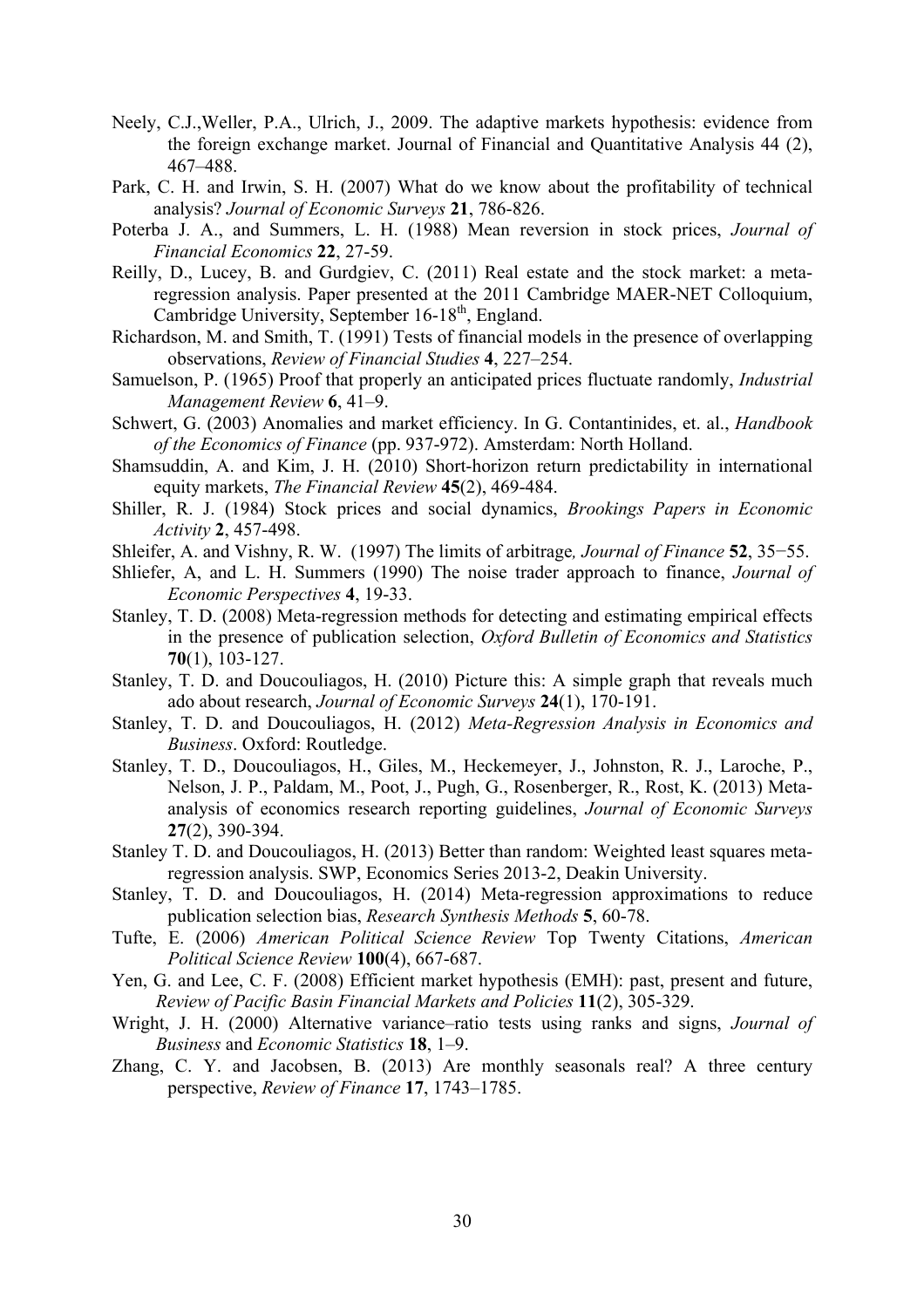Neely, C.J.,Weller, P.A., Ulrich, J., 2009. The adaptive markets hypothesis: evidence from the foreign exchange market. Journal of Financial and Quantitative Analysis 44 (2), 467–488.

Park, C. H. and Irwin, S. H. (2007) What do we know about the profitability of technical analysis? *Journal of Economic Surveys* **21**, 786-826.

Poterba J. A., and Summers, L. H. (1988) Mean reversion in stock prices, *Journal of Financial Economics* **22**, 27-59.

Reilly, D., Lucey, B. and Gurdgiev, C. (2011) Real estate and the stock market: a meta-regression analysis. Paper presented at the 2011 Cambridge MAER-NET Colloquium, Cambridge University, September 16-18th, England.

Richardson, M. and Smith, T. (1991) Tests of financial models in the presence of overlapping observations, *Review of Financial Studies* **4**, 227–254.

Samuelson, P. (1965) Proof that properly an anticipated prices fluctuate randomly, *Industrial Management Review* **6**, 41–9.

Schwert, G. (2003) Anomalies and market efficiency. In G. Contantinides, et. al., *Handbook of the Economics of Finance* (pp. 937-972). Amsterdam: North Holland.

Shamsuddin, A. and Kim, J. H. (2010) Short-horizon return predictability in international equity markets, *The Financial Review* **45**(2), 469-484.

Shiller, R. J. (1984) Stock prices and social dynamics, *Brookings Papers in Economic Activity* **2**, 457-498.

Shleifer, A. and Vishny, R. W. (1997) The limits of arbitrage*, Journal of Finance* **52**, 35−55.

Shliefer, A, and L. H. Summers (1990) The noise trader approach to finance, *Journal of Economic Perspectives* **4**, 19-33.

Stanley, T. D. (2008) Meta-regression methods for detecting and estimating empirical effects in the presence of publication selection, *Oxford Bulletin of Economics and Statistics* **70**(1), 103-127.

Stanley, T. D. and Doucouliagos, H. (2010) Picture this: A simple graph that reveals much ado about research, *Journal of Economic Surveys* **24**(1), 170-191.

Stanley, T. D. and Doucouliagos, H. (2012) *Meta-Regression Analysis in Economics and Business*. Oxford: Routledge.

Stanley, T. D., Doucouliagos, H., Giles, M., Heckemeyer, J., Johnston, R. J., Laroche, P., Nelson, J. P., Paldam, M., Poot, J., Pugh, G., Rosenberger, R., Rost, K. (2013) Meta-analysis of economics research reporting guidelines, *Journal of Economic Surveys* **27**(2), 390-394.

Stanley T. D. and Doucouliagos, H. (2013) Better than random: Weighted least squares meta-regression analysis. SWP, Economics Series 2013-2, Deakin University.

Stanley, T. D. and Doucouliagos, H. (2014) Meta-regression approximations to reduce publication selection bias, *Research Synthesis Methods* **5**, 60-78.

Tufte, E. (2006) *American Political Science Review* Top Twenty Citations, *American Political Science Review* **100**(4), 667-687.

Yen, G. and Lee, C. F. (2008) Efficient market hypothesis (EMH): past, present and future, *Review of Pacific Basin Financial Markets and Policies* **11**(2), 305-329.

Wright, J. H. (2000) Alternative variance–ratio tests using ranks and signs, *Journal of Business* and *Economic Statistics* **18**, 1–9.

Zhang, C. Y. and Jacobsen, B. (2013) Are monthly seasonals real? A three century perspective, *Review of Finance* **17**, 1743–1785.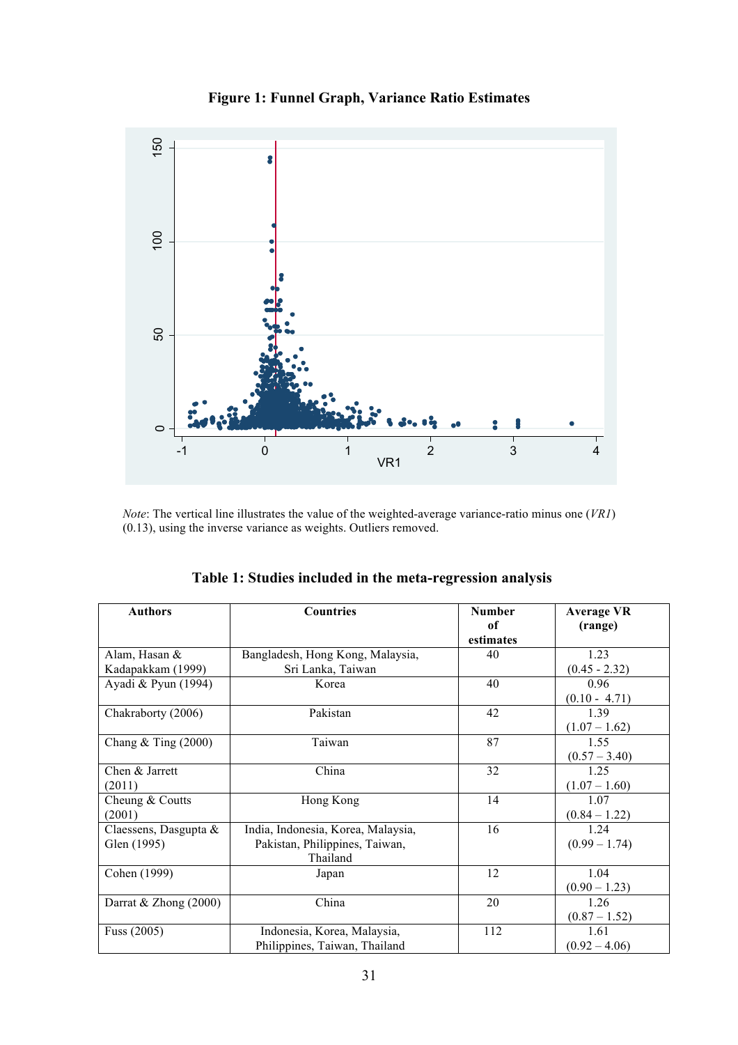**Figure 1: Funnel Graph, Variance Ratio Estimates**

*Note*: The vertical line illustrates the value of the weighted-average variance-ratio minus one (*VR1*) (0.13), using the inverse variance as weights. Outliers removed.

**Table 1: Studies included in the meta-regression analysis**

| Authors | Countries | Number of estimates | Average VR (range) |
|---|---|---|---|
| Alam, Hasan & Kadapakkam (1999) | Bangladesh, Hong Kong, Malaysia, Sri Lanka, Taiwan | 40 | 1.23 (0.45 - 2.32) |
| Ayadi & Pyun (1994) | Korea | 40 | 0.96 (0.10 - 4.71) |
| Chakraborty (2006) | Pakistan | 42 | 1.39 (1.07 – 1.62) |
| Chang & Ting (2000) | Taiwan | 87 | 1.55 (0.57 – 3.40) |
| Chen & Jarrett (2011) | China | 32 | 1.25 (1.07 – 1.60) |
| Cheung & Coutts (2001) | Hong Kong | 14 | 1.07 (0.84 – 1.22) |
| Claessens, Dasgupta & Glen (1995) | India, Indonesia, Korea, Malaysia, Pakistan, Philippines, Taiwan, Thailand | 16 | 1.24 (0.99 – 1.74) |
| Cohen (1999) | Japan | 12 | 1.04 (0.90 – 1.23) |
| Darrat & Zhong (2000) | China | 20 | 1.26 (0.87 – 1.52) |
| Fuss (2005) | Indonesia, Korea, Malaysia, Philippines, Taiwan, Thailand | 112 | 1.61 (0.92 – 4.06) |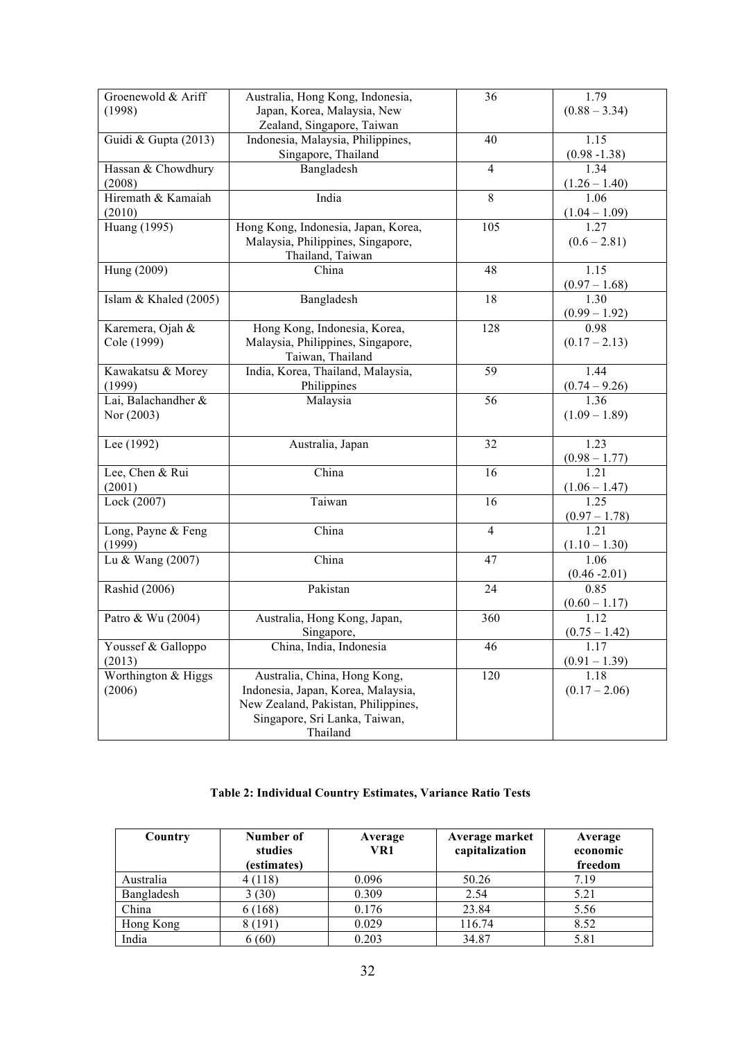| | | | |
|---|---|---|---|
| Groenewold & Ariff (1998) | Australia, Hong Kong, Indonesia, Japan, Korea, Malaysia, New Zealand, Singapore, Taiwan | 36 | 1.79 (0.88 – 3.34) |
| Guidi & Gupta (2013) | Indonesia, Malaysia, Philippines, Singapore, Thailand | 40 | 1.15 (0.98 -1.38) |
| Hassan & Chowdhury (2008) | Bangladesh | 4 | 1.34 (1.26 – 1.40) |
| Hiremath & Kamaiah (2010) | India | 8 | 1.06 (1.04 – 1.09) |
| Huang (1995) | Hong Kong, Indonesia, Japan, Korea, Malaysia, Philippines, Singapore, Thailand, Taiwan | 105 | 1.27 (0.6 – 2.81) |
| Hung (2009) | China | 48 | 1.15 (0.97 – 1.68) |
| Islam & Khaled (2005) | Bangladesh | 18 | 1.30 (0.99 – 1.92) |
| Karemera, Ojah & Cole (1999) | Hong Kong, Indonesia, Korea, Malaysia, Philippines, Singapore, Taiwan, Thailand | 128 | 0.98 (0.17 – 2.13) |
| Kawakatsu & Morey (1999) | India, Korea, Thailand, Malaysia, Philippines | 59 | 1.44 (0.74 – 9.26) |
| Lai, Balachandher & Nor (2003) | Malaysia | 56 | 1.36 (1.09 – 1.89) |
| Lee (1992) | Australia, Japan | 32 | 1.23 (0.98 – 1.77) |
| Lee, Chen & Rui (2001) | China | 16 | 1.21 (1.06 – 1.47) |
| Lock (2007) | Taiwan | 16 | 1.25 (0.97 – 1.78) |
| Long, Payne & Feng (1999) | China | 4 | 1.21 (1.10 – 1.30) |
| Lu & Wang (2007) | China | 47 | 1.06 (0.46 -2.01) |
| Rashid (2006) | Pakistan | 24 | 0.85 (0.60 – 1.17) |
| Patro & Wu (2004) | Australia, Hong Kong, Japan, Singapore, | 360 | 1.12 (0.75 – 1.42) |
| Youssef & Galloppo (2013) | China, India, Indonesia | 46 | 1.17 (0.91 – 1.39) |
| Worthington & Higgs (2006) | Australia, China, Hong Kong, Indonesia, Japan, Korea, Malaysia, New Zealand, Pakistan, Philippines, Singapore, Sri Lanka, Taiwan, Thailand | 120 | 1.18 (0.17 – 2.06) |

**Table 2: Individual Country Estimates, Variance Ratio Tests**

| Country | Number of studies (estimates) | Average VR1 | Average market capitalization | Average economic freedom |
|---|---|---|---|---|
| Australia | 4 (118) | 0.096 | 50.26 | 7.19 |
| Bangladesh | 3 (30) | 0.309 | 2.54 | 5.21 |
| China | 6 (168) | 0.176 | 23.84 | 5.56 |
| Hong Kong | 8 (191) | 0.029 | 116.74 | 8.52 |
| India | 6 (60) | 0.203 | 34.87 | 5.81 |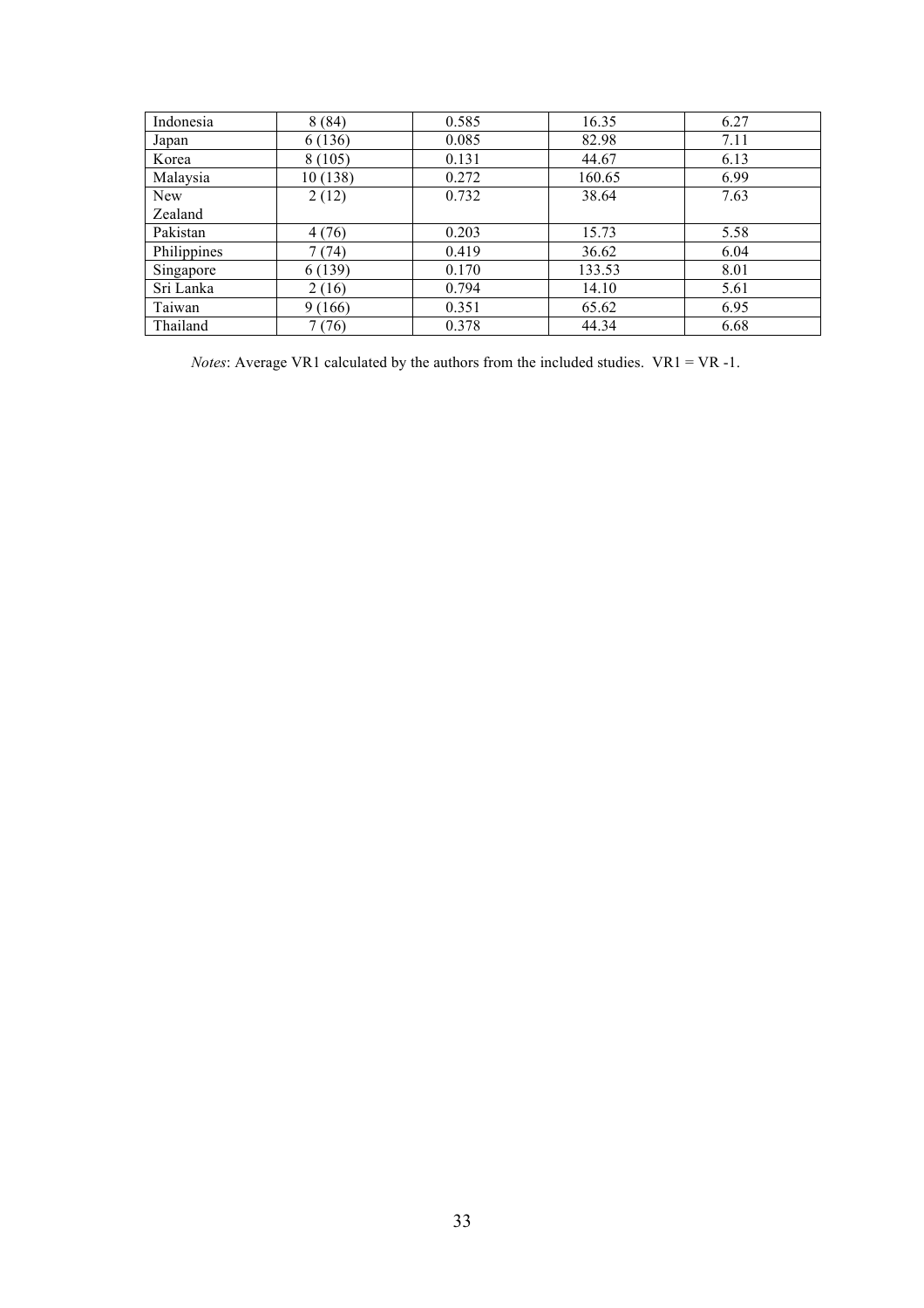| Indonesia | 8 (84) | 0.585 | 16.35 | 6.27 |
|---|---|---|---|---|
| Japan | 6 (136) | 0.085 | 82.98 | 7.11 |
| Korea | 8 (105) | 0.131 | 44.67 | 6.13 |
| Malaysia | 10 (138) | 0.272 | 160.65 | 6.99 |
| New Zealand | 2 (12) | 0.732 | 38.64 | 7.63 |
| Pakistan | 4 (76) | 0.203 | 15.73 | 5.58 |
| Philippines | 7 (74) | 0.419 | 36.62 | 6.04 |
| Singapore | 6 (139) | 0.170 | 133.53 | 8.01 |
| Sri Lanka | 2 (16) | 0.794 | 14.10 | 5.61 |
| Taiwan | 9 (166) | 0.351 | 65.62 | 6.95 |
| Thailand | 7 (76) | 0.378 | 44.34 | 6.68 |

*Notes*: Average VR1 calculated by the authors from the included studies. VR1 = VR -1.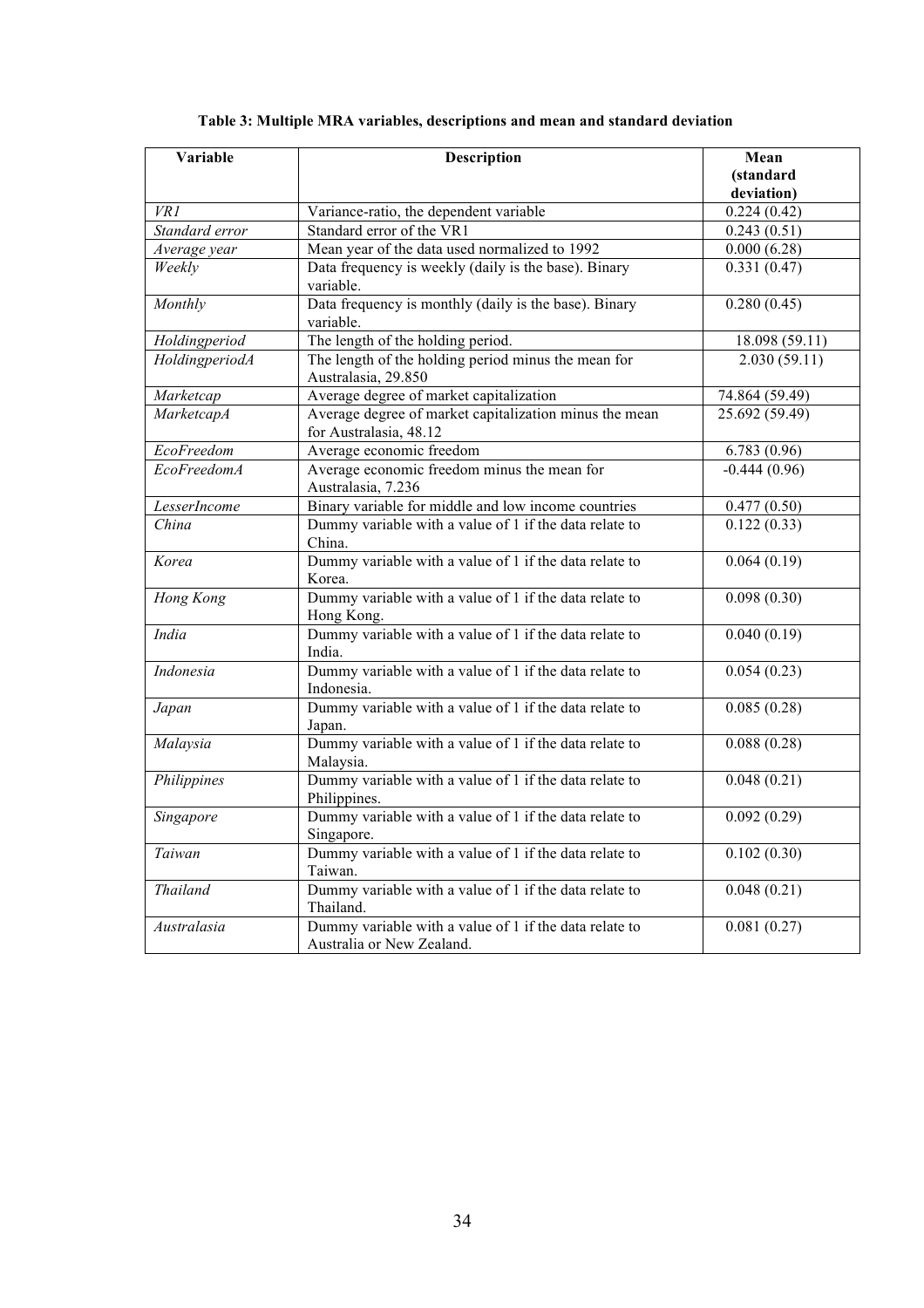**Table 3: Multiple MRA variables, descriptions and mean and standard deviation**

| Variable | Description | Mean (standard deviation) |
| --- | --- | --- |
| *VR1* | Variance-ratio, the dependent variable | 0.224 (0.42) |
| *Standard error* | Standard error of the VR1 | 0.243 (0.51) |
| *Average year* | Mean year of the data used normalized to 1992 | 0.000 (6.28) |
| *Weekly* | Data frequency is weekly (daily is the base). Binary variable. | 0.331 (0.47) |
| *Monthly* | Data frequency is monthly (daily is the base). Binary variable. | 0.280 (0.45) |
| *Holdingperiod* | The length of the holding period. | 18.098 (59.11) |
| *HoldingperiodA* | The length of the holding period minus the mean for Australasia, 29.850 | 2.030 (59.11) |
| *Marketcap* | Average degree of market capitalization | 74.864 (59.49) |
| *MarketcapA* | Average degree of market capitalization minus the mean for Australasia, 48.12 | 25.692 (59.49) |
| *EcoFreedom* | Average economic freedom | 6.783 (0.96) |
| *EcoFreedomA* | Average economic freedom minus the mean for Australasia, 7.236 | -0.444 (0.96) |
| *LesserIncome* | Binary variable for middle and low income countries | 0.477 (0.50) |
| *China* | Dummy variable with a value of 1 if the data relate to China. | 0.122 (0.33) |
| *Korea* | Dummy variable with a value of 1 if the data relate to Korea. | 0.064 (0.19) |
| *Hong Kong* | Dummy variable with a value of 1 if the data relate to Hong Kong. | 0.098 (0.30) |
| *India* | Dummy variable with a value of 1 if the data relate to India. | 0.040 (0.19) |
| *Indonesia* | Dummy variable with a value of 1 if the data relate to Indonesia. | 0.054 (0.23) |
| *Japan* | Dummy variable with a value of 1 if the data relate to Japan. | 0.085 (0.28) |
| *Malaysia* | Dummy variable with a value of 1 if the data relate to Malaysia. | 0.088 (0.28) |
| *Philippines* | Dummy variable with a value of 1 if the data relate to Philippines. | 0.048 (0.21) |
| *Singapore* | Dummy variable with a value of 1 if the data relate to Singapore. | 0.092 (0.29) |
| *Taiwan* | Dummy variable with a value of 1 if the data relate to Taiwan. | 0.102 (0.30) |
| *Thailand* | Dummy variable with a value of 1 if the data relate to Thailand. | 0.048 (0.21) |
| *Australasia* | Dummy variable with a value of 1 if the data relate to Australia or New Zealand. | 0.081 (0.27) |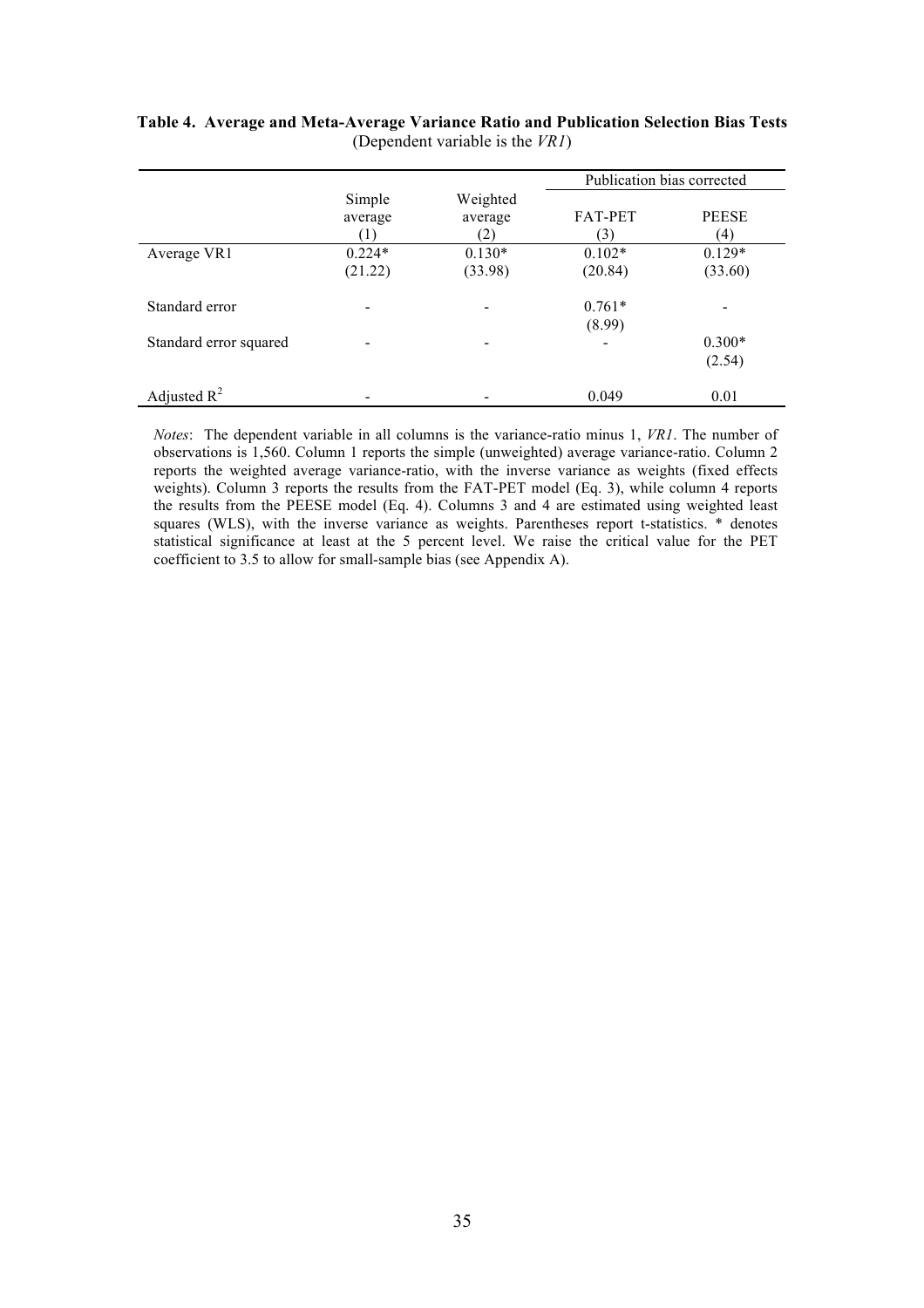**Table 4. Average and Meta-Average Variance Ratio and Publication Selection Bias Tests**
(Dependent variable is the *VR1*)

| | Simple average (1) | Weighted average (2) | Publication bias corrected | |
|---|---|---|---|---|
| | | | FAT-PET (3) | PEESE (4) |
| Average VR1 | 0.224* (21.22) | 0.130* (33.98) | 0.102* (20.84) | 0.129* (33.60) |
| Standard error | - | - | 0.761* (8.99) | - |
| Standard error squared | - | - | - | 0.300* (2.54) |
| Adjusted $R^2$ | - | - | 0.049 | 0.01 |

*Notes*: The dependent variable in all columns is the variance-ratio minus 1, *VR1*. The number of observations is 1,560. Column 1 reports the simple (unweighted) average variance-ratio. Column 2 reports the weighted average variance-ratio, with the inverse variance as weights (fixed effects weights). Column 3 reports the results from the FAT-PET model (Eq. 3), while column 4 reports the results from the PEESE model (Eq. 4). Columns 3 and 4 are estimated using weighted least squares (WLS), with the inverse variance as weights. Parentheses report t-statistics. * denotes statistical significance at least at the 5 percent level. We raise the critical value for the PET coefficient to 3.5 to allow for small-sample bias (see Appendix A).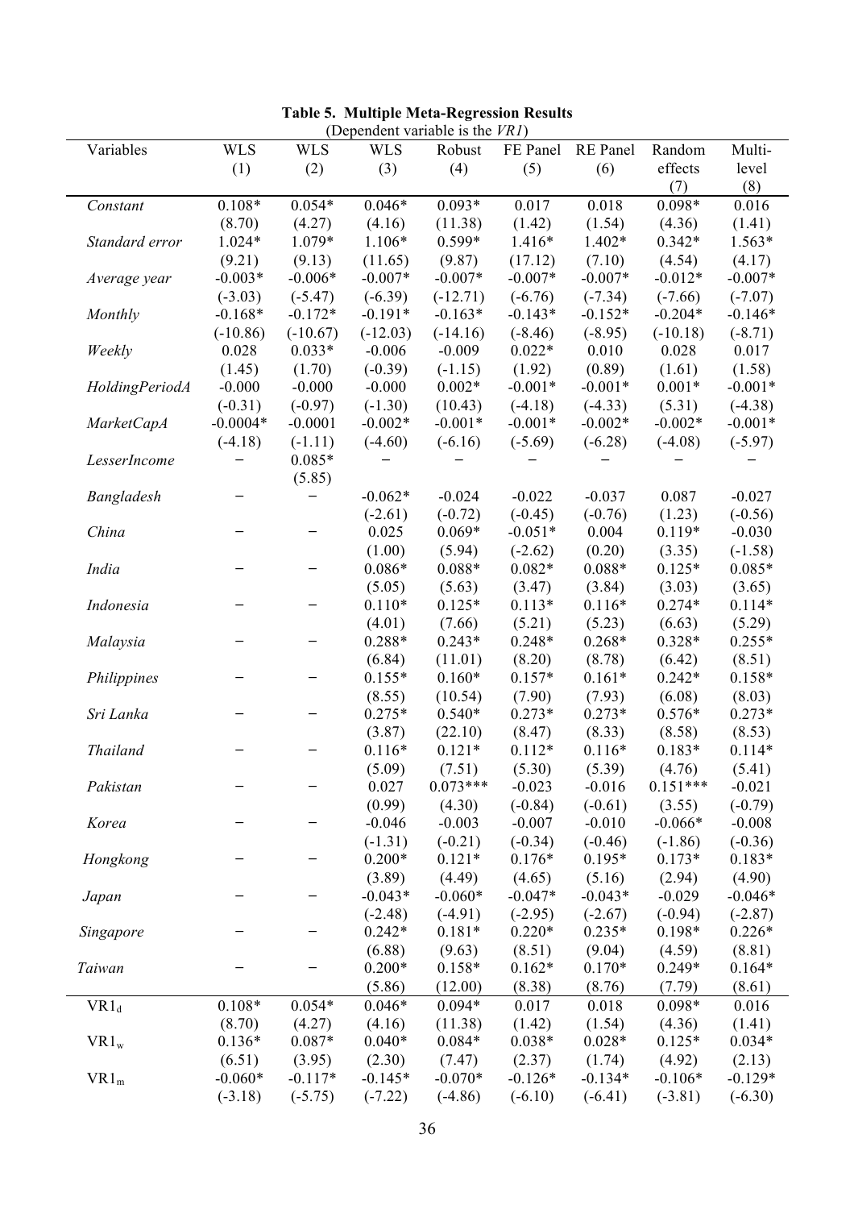**Table 5. Multiple Meta-Regression Results**
(Dependent variable is the *VR1*)

| Variables | WLS (1) | WLS (2) | WLS (3) | Robust (4) | FE Panel (5) | RE Panel (6) | Random effects (7) | Multi-level (8) |
|---|---|---|---|---|---|---|---|---|
| *Constant* | 0.108* | 0.054* | 0.046* | 0.093* | 0.017 | 0.018 | 0.098* | 0.016 |
| | (8.70) | (4.27) | (4.16) | (11.38) | (1.42) | (1.54) | (4.36) | (1.41) |
| *Standard error* | 1.024* | 1.079* | 1.106* | 0.599* | 1.416* | 1.402* | 0.342* | 1.563* |
| | (9.21) | (9.13) | (11.65) | (9.87) | (17.12) | (7.10) | (4.54) | (4.17) |
| *Average year* | -0.003* | -0.006* | -0.007* | -0.007* | -0.007* | -0.007* | -0.012* | -0.007* |
| | (-3.03) | (-5.47) | (-6.39) | (-12.71) | (-6.76) | (-7.34) | (-7.66) | (-7.07) |
| *Monthly* | -0.168* | -0.172* | -0.191* | -0.163* | -0.143* | -0.152* | -0.204* | -0.146* |
| | (-10.86) | (-10.67) | (-12.03) | (-14.16) | (-8.46) | (-8.95) | (-10.18) | (-8.71) |
| *Weekly* | 0.028 | 0.033* | -0.006 | -0.009 | 0.022* | 0.010 | 0.028 | 0.017 |
| | (1.45) | (1.70) | (-0.39) | (-1.15) | (1.92) | (0.89) | (1.61) | (1.58) |
| *HoldingPeriodA* | -0.000 | -0.000 | -0.000 | 0.002* | -0.001* | -0.001* | 0.001* | -0.001* |
| | (-0.31) | (-0.97) | (-1.30) | (10.43) | (-4.18) | (-4.33) | (5.31) | (-4.38) |
| *MarketCapA* | -0.0004* | -0.0001 | -0.002* | -0.001* | -0.001* | -0.002* | -0.002* | -0.001* |
| | (-4.18) | (-1.11) | (-4.60) | (-6.16) | (-5.69) | (-6.28) | (-4.08) | (-5.97) |
| *LesserIncome* | – | 0.085* | – | – | – | – | – | – |
| | | (5.85) | | | | | | |
| *Bangladesh* | – | – | -0.062* | -0.024 | -0.022 | -0.037 | 0.087 | -0.027 |
| | | | (-2.61) | (-0.72) | (-0.45) | (-0.76) | (1.23) | (-0.56) |
| *China* | – | – | 0.025 | 0.069* | -0.051* | 0.004 | 0.119* | -0.030 |
| | | | (1.00) | (5.94) | (-2.62) | (0.20) | (3.35) | (-1.58) |
| *India* | – | – | 0.086* | 0.088* | 0.082* | 0.088* | 0.125* | 0.085* |
| | | | (5.05) | (5.63) | (3.47) | (3.84) | (3.03) | (3.65) |
| *Indonesia* | – | – | 0.110* | 0.125* | 0.113* | 0.116* | 0.274* | 0.114* |
| | | | (4.01) | (7.66) | (5.21) | (5.23) | (6.63) | (5.29) |
| *Malaysia* | – | – | 0.288* | 0.243* | 0.248* | 0.268* | 0.328* | 0.255* |
| | | | (6.84) | (11.01) | (8.20) | (8.78) | (6.42) | (8.51) |
| *Philippines* | – | – | 0.155* | 0.160* | 0.157* | 0.161* | 0.242* | 0.158* |
| | | | (8.55) | (10.54) | (7.90) | (7.93) | (6.08) | (8.03) |
| *Sri Lanka* | – | – | 0.275* | 0.540* | 0.273* | 0.273* | 0.576* | 0.273* |
| | | | (3.87) | (22.10) | (8.47) | (8.33) | (8.58) | (8.53) |
| *Thailand* | – | – | 0.116* | 0.121* | 0.112* | 0.116* | 0.183* | 0.114* |
| | | | (5.09) | (7.51) | (5.30) | (5.39) | (4.76) | (5.41) |
| *Pakistan* | – | – | 0.027 | 0.073*** | -0.023 | -0.016 | 0.151*** | -0.021 |
| | | | (0.99) | (4.30) | (-0.84) | (-0.61) | (3.55) | (-0.79) |
| *Korea* | – | – | -0.046 | -0.003 | -0.007 | -0.010 | -0.066* | -0.008 |
| | | | (-1.31) | (-0.21) | (-0.34) | (-0.46) | (-1.86) | (-0.36) |
| *Hongkong* | – | – | 0.200* | 0.121* | 0.176* | 0.195* | 0.173* | 0.183* |
| | | | (3.89) | (4.49) | (4.65) | (5.16) | (2.94) | (4.90) |
| *Japan* | – | – | -0.043* | -0.060* | -0.047* | -0.043* | -0.029 | -0.046* |
| | | | (-2.48) | (-4.91) | (-2.95) | (-2.67) | (-0.94) | (-2.87) |
| *Singapore* | – | – | 0.242* | 0.181* | 0.220* | 0.235* | 0.198* | 0.226* |
| | | | (6.88) | (9.63) | (8.51) | (9.04) | (4.59) | (8.81) |
| *Taiwan* | – | – | 0.200* | 0.158* | 0.162* | 0.170* | 0.249* | 0.164* |
| | | | (5.86) | (12.00) | (8.38) | (8.76) | (7.79) | (8.61) |
| $VR1_d$ | 0.108* | 0.054* | 0.046* | 0.094* | 0.017 | 0.018 | 0.098* | 0.016 |
| | (8.70) | (4.27) | (4.16) | (11.38) | (1.42) | (1.54) | (4.36) | (1.41) |
| $VR1_w$ | 0.136* | 0.087* | 0.040* | 0.084* | 0.038* | 0.028* | 0.125* | 0.034* |
| | (6.51) | (3.95) | (2.30) | (7.47) | (2.37) | (1.74) | (4.92) | (2.13) |
| $VR1_m$ | -0.060* | -0.117* | -0.145* | -0.070* | -0.126* | -0.134* | -0.106* | -0.129* |
| | (-3.18) | (-5.75) | (-7.22) | (-4.86) | (-6.10) | (-6.41) | (-3.81) | (-6.30) |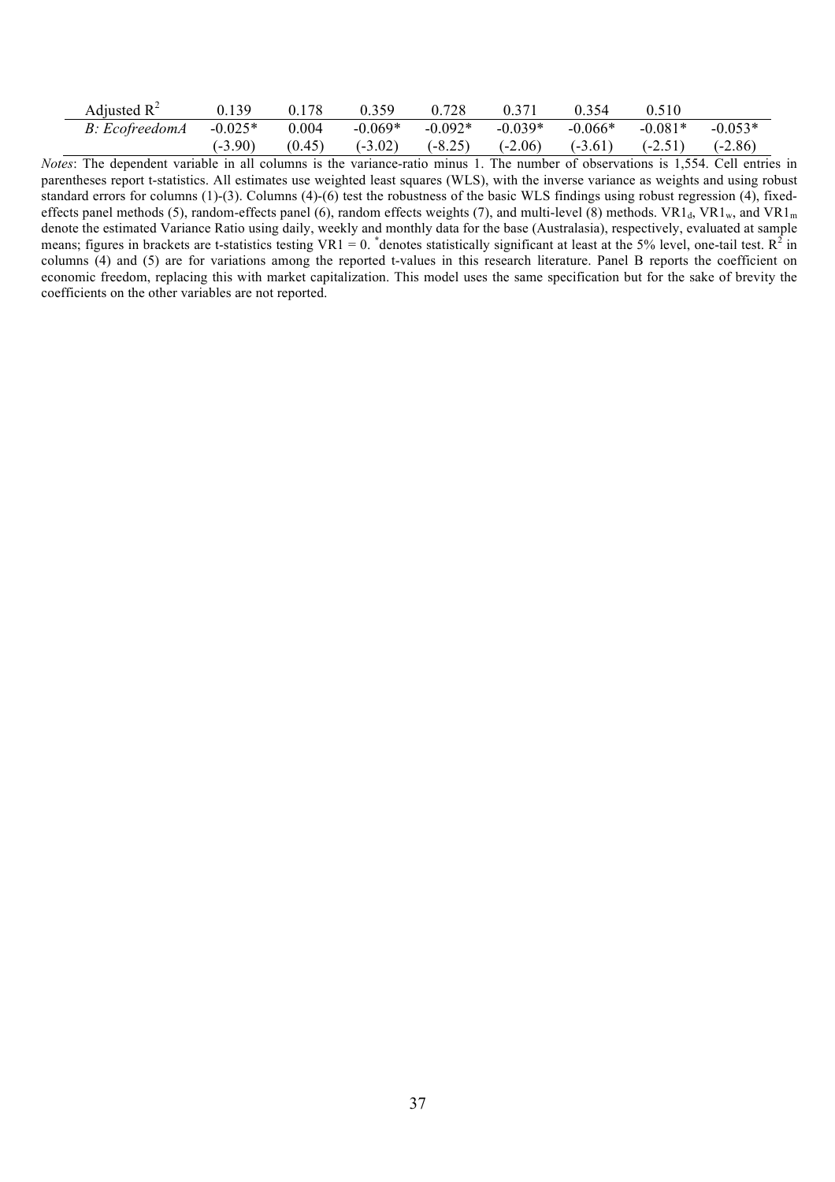| | | | | | | | | |
|---|---|---|---|---|---|---|---|---|
| Adjusted $R^2$ | 0.139 | 0.178 | 0.359 | 0.728 | 0.371 | 0.354 | 0.510 | |
| *B: EcofreedomA* | -0.025* | 0.004 | -0.069* | -0.092* | -0.039* | -0.066* | -0.081* | -0.053* |
| | (-3.90) | (0.45) | (-3.02) | (-8.25) | (-2.06) | (-3.61) | (-2.51) | (-2.86) |

*Notes*: The dependent variable in all columns is the variance-ratio minus 1. The number of observations is 1,554. Cell entries in parentheses report t-statistics. All estimates use weighted least squares (WLS), with the inverse variance as weights and using robust standard errors for columns (1)-(3). Columns (4)-(6) test the robustness of the basic WLS findings using robust regression (4), fixed-effects panel methods (5), random-effects panel (6), random effects weights (7), and multi-level (8) methods. $VR1_d$, $VR1_w$, and $VR1_m$ denote the estimated Variance Ratio using daily, weekly and monthly data for the base (Australasia), respectively, evaluated at sample means; figures in brackets are t-statistics testing VR1 = 0. *denotes statistically significant at least at the 5% level, one-tail test. $R^2$ in columns (4) and (5) are for variations among the reported t-values in this research literature. Panel B reports the coefficient on economic freedom, replacing this with market capitalization. This model uses the same specification but for the sake of brevity the coefficients on the other variables are not reported.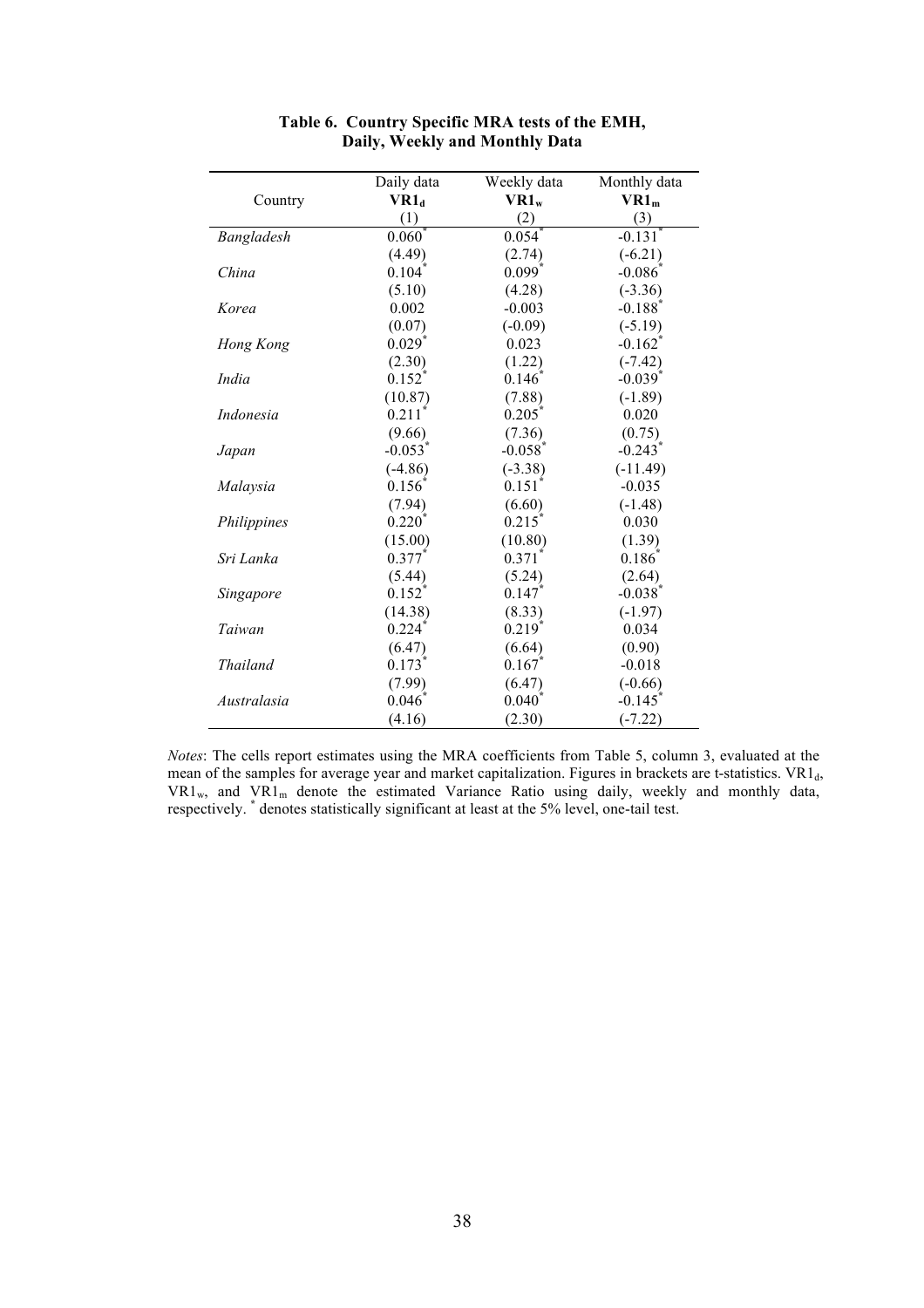**Table 6. Country Specific MRA tests of the EMH, Daily, Weekly and Monthly Data**

| Country | Daily data $\mathbf{VR1_d}$ (1) | Weekly data $\mathbf{VR1_w}$ (2) | Monthly data $\mathbf{VR1_m}$ (3) |
|---|---|---|---|
| *Bangladesh* | 0.060* | 0.054* | -0.131* |
| | (4.49) | (2.74) | (-6.21) |
| *China* | 0.104* | 0.099* | -0.086* |
| | (5.10) | (4.28) | (-3.36) |
| *Korea* | 0.002 | -0.003 | -0.188* |
| | (0.07) | (-0.09) | (-5.19) |
| *Hong Kong* | 0.029* | 0.023 | -0.162* |
| | (2.30) | (1.22) | (-7.42) |
| *India* | 0.152* | 0.146* | -0.039* |
| | (10.87) | (7.88) | (-1.89) |
| *Indonesia* | 0.211* | 0.205* | 0.020 |
| | (9.66) | (7.36) | (0.75) |
| *Japan* | -0.053* | -0.058* | -0.243* |
| | (-4.86) | (-3.38) | (-11.49) |
| *Malaysia* | 0.156* | 0.151* | -0.035 |
| | (7.94) | (6.60) | (-1.48) |
| *Philippines* | 0.220* | 0.215* | 0.030 |
| | (15.00) | (10.80) | (1.39) |
| *Sri Lanka* | 0.377* | 0.371* | 0.186* |
| | (5.44) | (5.24) | (2.64) |
| *Singapore* | 0.152* | 0.147* | -0.038* |
| | (14.38) | (8.33) | (-1.97) |
| *Taiwan* | 0.224* | 0.219* | 0.034 |
| | (6.47) | (6.64) | (0.90) |
| *Thailand* | 0.173* | 0.167* | -0.018 |
| | (7.99) | (6.47) | (-0.66) |
| *Australasia* | 0.046* | 0.040* | -0.145* |
| | (4.16) | (2.30) | (-7.22) |

*Notes*: The cells report estimates using the MRA coefficients from Table 5, column 3, evaluated at the mean of the samples for average year and market capitalization. Figures in brackets are t-statistics. $VR1_d$, $VR1_w$, and $VR1_m$ denote the estimated Variance Ratio using daily, weekly and monthly data, respectively. * denotes statistically significant at least at the 5% level, one-tail test.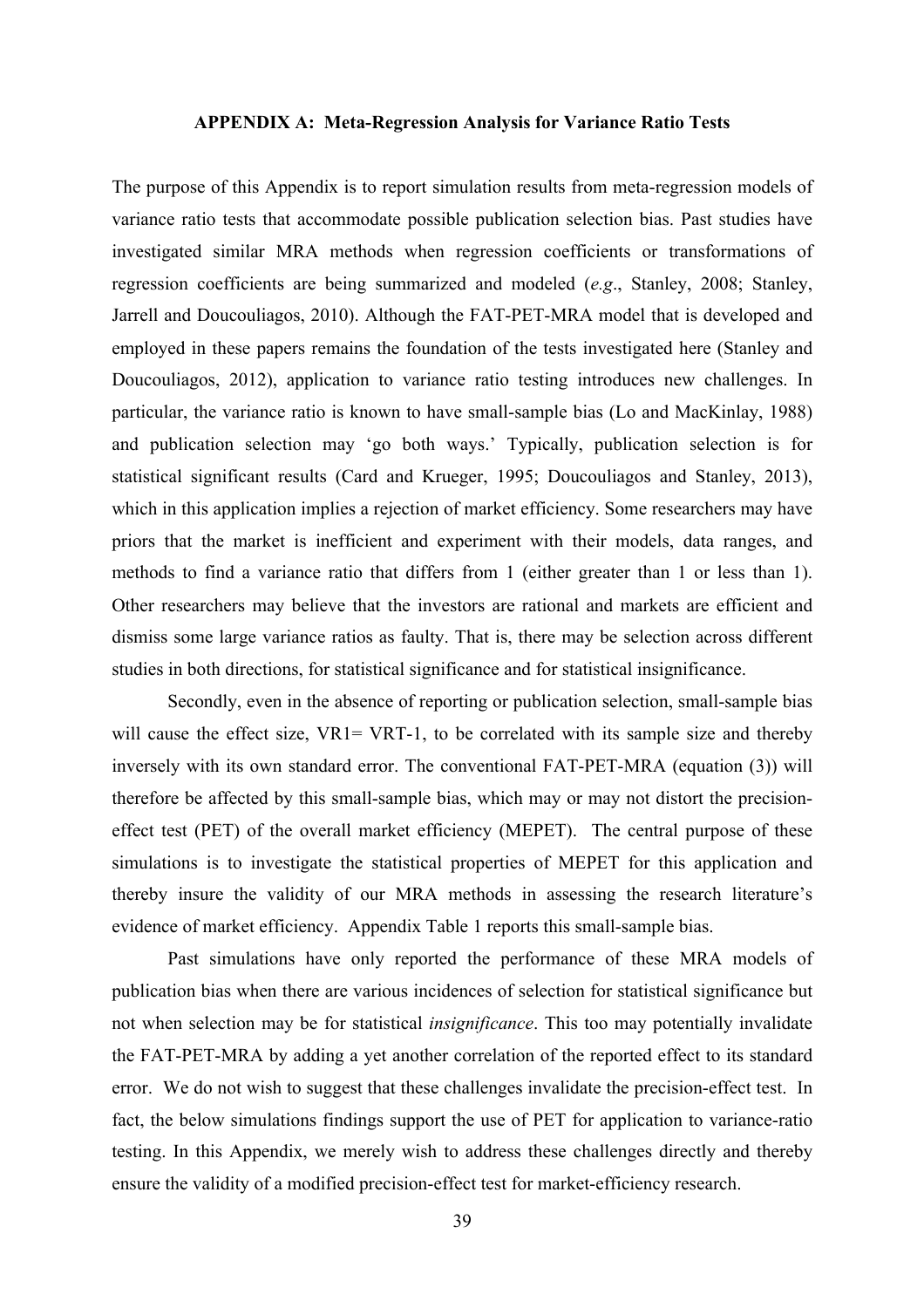## APPENDIX A: Meta-Regression Analysis for Variance Ratio Tests

The purpose of this Appendix is to report simulation results from meta-regression models of variance ratio tests that accommodate possible publication selection bias. Past studies have investigated similar MRA methods when regression coefficients or transformations of regression coefficients are being summarized and modeled (*e.g*., Stanley, 2008; Stanley, Jarrell and Doucouliagos, 2010). Although the FAT-PET-MRA model that is developed and employed in these papers remains the foundation of the tests investigated here (Stanley and Doucouliagos, 2012), application to variance ratio testing introduces new challenges. In particular, the variance ratio is known to have small-sample bias (Lo and MacKinlay, 1988) and publication selection may 'go both ways.' Typically, publication selection is for statistical significant results (Card and Krueger, 1995; Doucouliagos and Stanley, 2013), which in this application implies a rejection of market efficiency. Some researchers may have priors that the market is inefficient and experiment with their models, data ranges, and methods to find a variance ratio that differs from 1 (either greater than 1 or less than 1). Other researchers may believe that the investors are rational and markets are efficient and dismiss some large variance ratios as faulty. That is, there may be selection across different studies in both directions, for statistical significance and for statistical insignificance.

Secondly, even in the absence of reporting or publication selection, small-sample bias will cause the effect size, VR1= VRT-1, to be correlated with its sample size and thereby inversely with its own standard error. The conventional FAT-PET-MRA (equation (3)) will therefore be affected by this small-sample bias, which may or may not distort the precision-effect test (PET) of the overall market efficiency (MEPET). The central purpose of these simulations is to investigate the statistical properties of MEPET for this application and thereby insure the validity of our MRA methods in assessing the research literature's evidence of market efficiency. Appendix Table 1 reports this small-sample bias.

Past simulations have only reported the performance of these MRA models of publication bias when there are various incidences of selection for statistical significance but not when selection may be for statistical *insignificance*. This too may potentially invalidate the FAT-PET-MRA by adding a yet another correlation of the reported effect to its standard error. We do not wish to suggest that these challenges invalidate the precision-effect test. In fact, the below simulations findings support the use of PET for application to variance-ratio testing. In this Appendix, we merely wish to address these challenges directly and thereby ensure the validity of a modified precision-effect test for market-efficiency research.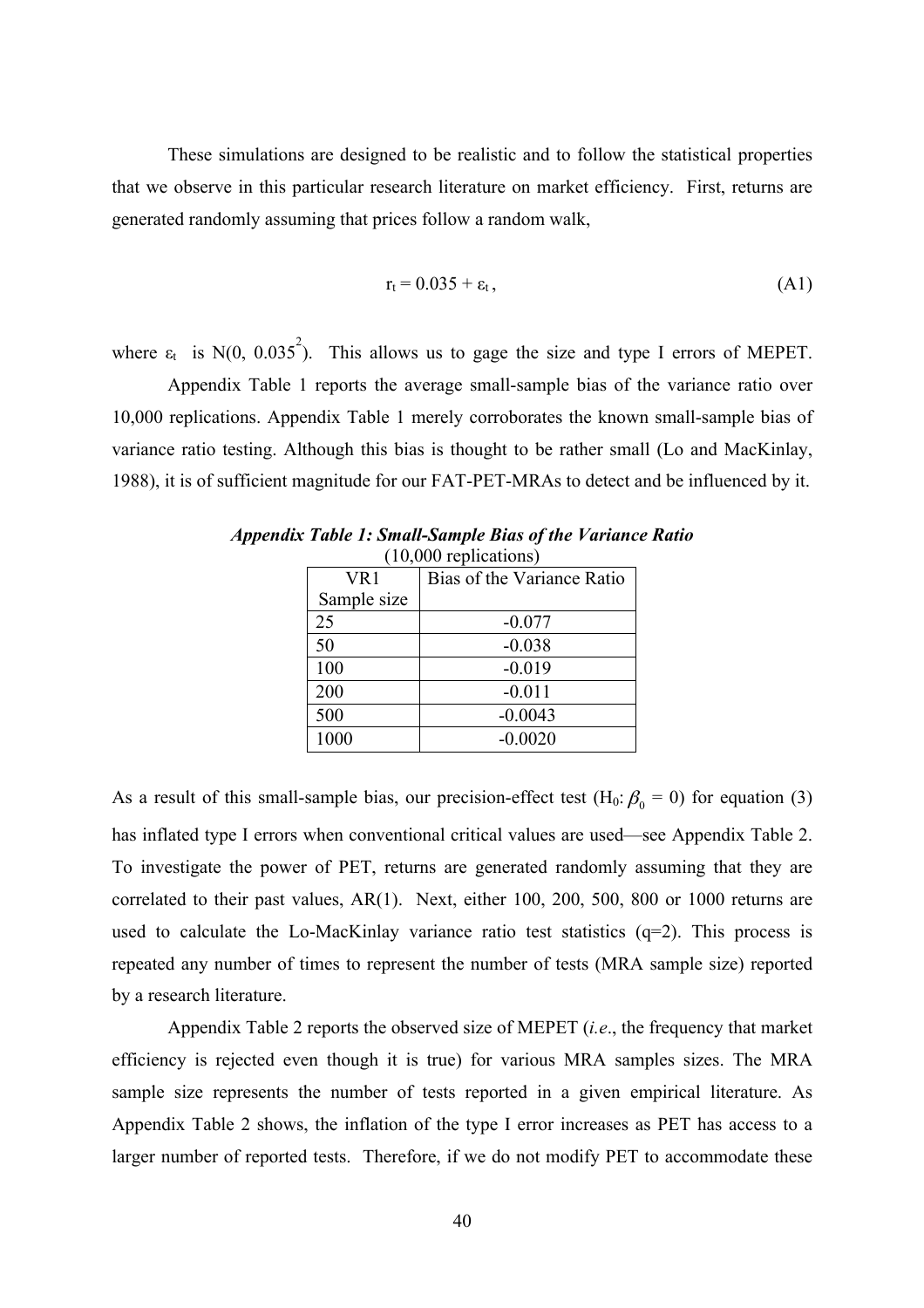These simulations are designed to be realistic and to follow the statistical properties that we observe in this particular research literature on market efficiency. First, returns are generated randomly assuming that prices follow a random walk,

$$r_t = 0.035 + \varepsilon_t \,, \tag{A1}$$

where $\varepsilon_t$ is $N(0,\ 0.035^2)$. This allows us to gage the size and type I errors of MEPET.

Appendix Table 1 reports the average small-sample bias of the variance ratio over 10,000 replications. Appendix Table 1 merely corroborates the known small-sample bias of variance ratio testing. Although this bias is thought to be rather small (Lo and MacKinlay, 1988), it is of sufficient magnitude for our FAT-PET-MRAs to detect and be influenced by it.

***Appendix Table 1: Small-Sample Bias of the Variance Ratio***
(10,000 replications)

| VR1 Sample size | Bias of the Variance Ratio |
|---|---|
| 25 | -0.077 |
| 50 | -0.038 |
| 100 | -0.019 |
| 200 | -0.011 |
| 500 | -0.0043 |
| 1000 | -0.0020 |

As a result of this small-sample bias, our precision-effect test ($H_0$: $\beta_0 = 0$) for equation (3) has inflated type I errors when conventional critical values are used—see Appendix Table 2. To investigate the power of PET, returns are generated randomly assuming that they are correlated to their past values, AR(1). Next, either 100, 200, 500, 800 or 1000 returns are used to calculate the Lo-MacKinlay variance ratio test statistics (q=2). This process is repeated any number of times to represent the number of tests (MRA sample size) reported by a research literature.

Appendix Table 2 reports the observed size of MEPET (*i.e*., the frequency that market efficiency is rejected even though it is true) for various MRA samples sizes. The MRA sample size represents the number of tests reported in a given empirical literature. As Appendix Table 2 shows, the inflation of the type I error increases as PET has access to a larger number of reported tests. Therefore, if we do not modify PET to accommodate these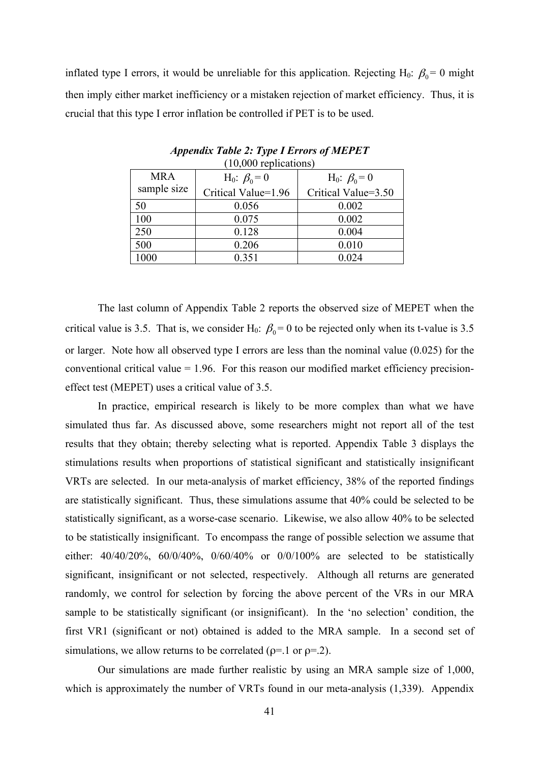inflated type I errors, it would be unreliable for this application. Rejecting H$_0$: $\beta_0 = 0$ might then imply either market inefficiency or a mistaken rejection of market efficiency. Thus, it is crucial that this type I error inflation be controlled if PET is to be used.

***Appendix Table 2: Type I Errors of MEPET***

(10,000 replications)

| MRA sample size | H$_0$: $\beta_0 = 0$ Critical Value=1.96 | H$_0$: $\beta_0 = 0$ Critical Value=3.50 |
|---|---|---|
| 50 | 0.056 | 0.002 |
| 100 | 0.075 | 0.002 |
| 250 | 0.128 | 0.004 |
| 500 | 0.206 | 0.010 |
| 1000 | 0.351 | 0.024 |

The last column of Appendix Table 2 reports the observed size of MEPET when the critical value is 3.5. That is, we consider H$_0$: $\beta_0 = 0$ to be rejected only when its t-value is 3.5 or larger. Note how all observed type I errors are less than the nominal value (0.025) for the conventional critical value = 1.96. For this reason our modified market efficiency precision-effect test (MEPET) uses a critical value of 3.5.

In practice, empirical research is likely to be more complex than what we have simulated thus far. As discussed above, some researchers might not report all of the test results that they obtain; thereby selecting what is reported. Appendix Table 3 displays the stimulations results when proportions of statistical significant and statistically insignificant VRTs are selected. In our meta-analysis of market efficiency, 38% of the reported findings are statistically significant. Thus, these simulations assume that 40% could be selected to be statistically significant, as a worse-case scenario. Likewise, we also allow 40% to be selected to be statistically insignificant. To encompass the range of possible selection we assume that either: 40/40/20%, 60/0/40%, 0/60/40% or 0/0/100% are selected to be statistically significant, insignificant or not selected, respectively. Although all returns are generated randomly, we control for selection by forcing the above percent of the VRs in our MRA sample to be statistically significant (or insignificant). In the 'no selection' condition, the first VR1 (significant or not) obtained is added to the MRA sample. In a second set of simulations, we allow returns to be correlated ($\rho$=.1 or $\rho$=.2).

Our simulations are made further realistic by using an MRA sample size of 1,000, which is approximately the number of VRTs found in our meta-analysis (1,339). Appendix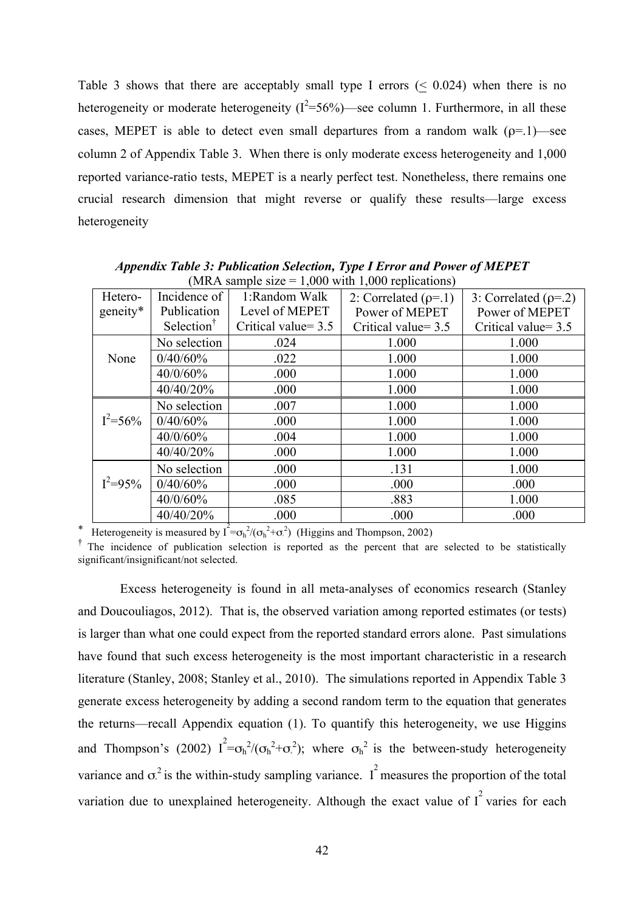Table 3 shows that there are acceptably small type I errors ($\leq$ 0.024) when there is no heterogeneity or moderate heterogeneity ($I^2$=56%)—see column 1. Furthermore, in all these cases, MEPET is able to detect even small departures from a random walk ($\rho$=.1)—see column 2 of Appendix Table 3. When there is only moderate excess heterogeneity and 1,000 reported variance-ratio tests, MEPET is a nearly perfect test. Nonetheless, there remains one crucial research dimension that might reverse or qualify these results—large excess heterogeneity

***Appendix Table 3: Publication Selection, Type I Error and Power of MEPET***
(MRA sample size = 1,000 with 1,000 replications)

| Hetero-geneity* | Incidence of Publication Selection† | 1:Random Walk Level of MEPET Critical value= 3.5 | 2: Correlated ($\rho$=.1) Power of MEPET Critical value= 3.5 | 3: Correlated ($\rho$=.2) Power of MEPET Critical value= 3.5 |
|---|---|---|---|---|
| None | No selection | .024 | 1.000 | 1.000 |
| | 0/40/60% | .022 | 1.000 | 1.000 |
| | 40/0/60% | .000 | 1.000 | 1.000 |
| | 40/40/20% | .000 | 1.000 | 1.000 |
| $I^2$=56% | No selection | .007 | 1.000 | 1.000 |
| | 0/40/60% | .000 | 1.000 | 1.000 |
| | 40/0/60% | .004 | 1.000 | 1.000 |
| | 40/40/20% | .000 | 1.000 | 1.000 |
| $I^2$=95% | No selection | .000 | .131 | 1.000 |
| | 0/40/60% | .000 | .000 | .000 |
| | 40/0/60% | .085 | .883 | 1.000 |
| | 40/40/20% | .000 | .000 | .000 |

\* Heterogeneity is measured by $I^2=\sigma_h^2/(\sigma_h^2+\sigma_\varepsilon^2)$ (Higgins and Thompson, 2002)

† The incidence of publication selection is reported as the percent that are selected to be statistically significant/insignificant/not selected.

Excess heterogeneity is found in all meta-analyses of economics research (Stanley and Doucouliagos, 2012). That is, the observed variation among reported estimates (or tests) is larger than what one could expect from the reported standard errors alone. Past simulations have found that such excess heterogeneity is the most important characteristic in a research literature (Stanley, 2008; Stanley et al., 2010). The simulations reported in Appendix Table 3 generate excess heterogeneity by adding a second random term to the equation that generates the returns—recall Appendix equation (1). To quantify this heterogeneity, we use Higgins and Thompson's (2002) $I^2=\sigma_h^2/(\sigma_h^2+\sigma_\varepsilon^2)$; where $\sigma_h^2$ is the between-study heterogeneity variance and $\sigma_\varepsilon^2$ is the within-study sampling variance. $I^2$ measures the proportion of the total variation due to unexplained heterogeneity. Although the exact value of $I^2$ varies for each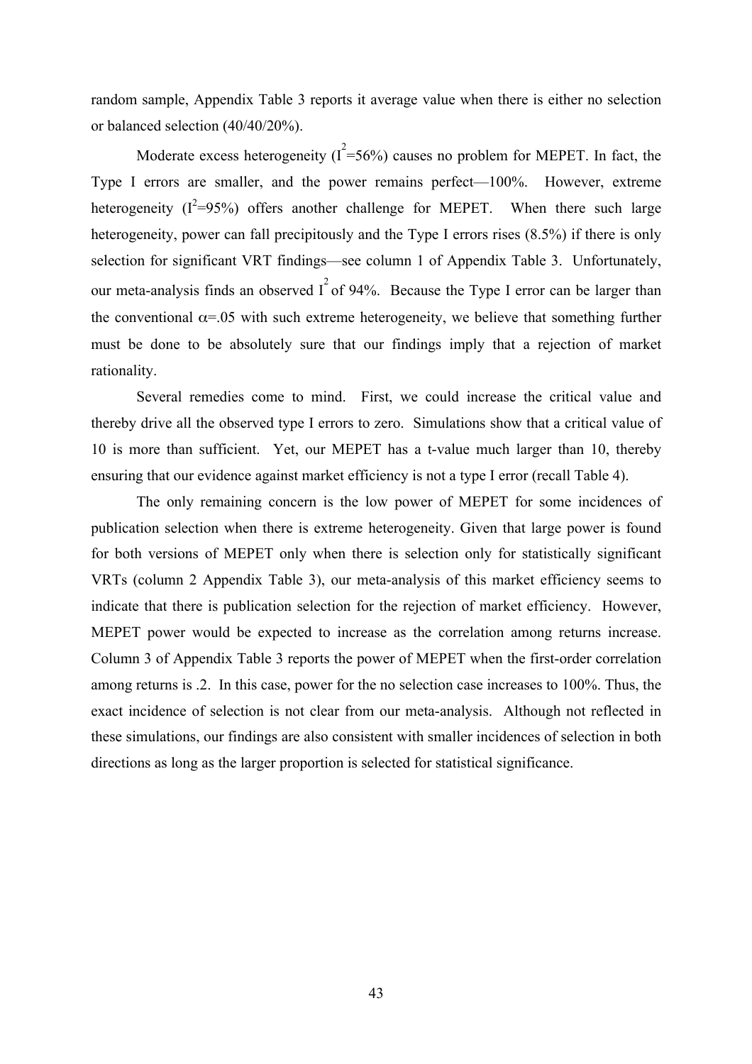random sample, Appendix Table 3 reports it average value when there is either no selection or balanced selection (40/40/20%).

Moderate excess heterogeneity ($I^2$=56%) causes no problem for MEPET. In fact, the Type I errors are smaller, and the power remains perfect—100%. However, extreme heterogeneity ($I^2$=95%) offers another challenge for MEPET. When there such large heterogeneity, power can fall precipitously and the Type I errors rises (8.5%) if there is only selection for significant VRT findings—see column 1 of Appendix Table 3. Unfortunately, our meta-analysis finds an observed $I^2$ of 94%. Because the Type I error can be larger than the conventional $\alpha$=.05 with such extreme heterogeneity, we believe that something further must be done to be absolutely sure that our findings imply that a rejection of market rationality.

Several remedies come to mind. First, we could increase the critical value and thereby drive all the observed type I errors to zero. Simulations show that a critical value of 10 is more than sufficient. Yet, our MEPET has a t-value much larger than 10, thereby ensuring that our evidence against market efficiency is not a type I error (recall Table 4).

The only remaining concern is the low power of MEPET for some incidences of publication selection when there is extreme heterogeneity. Given that large power is found for both versions of MEPET only when there is selection only for statistically significant VRTs (column 2 Appendix Table 3), our meta-analysis of this market efficiency seems to indicate that there is publication selection for the rejection of market efficiency. However, MEPET power would be expected to increase as the correlation among returns increase. Column 3 of Appendix Table 3 reports the power of MEPET when the first-order correlation among returns is .2. In this case, power for the no selection case increases to 100%. Thus, the exact incidence of selection is not clear from our meta-analysis. Although not reflected in these simulations, our findings are also consistent with smaller incidences of selection in both directions as long as the larger proportion is selected for statistical significance.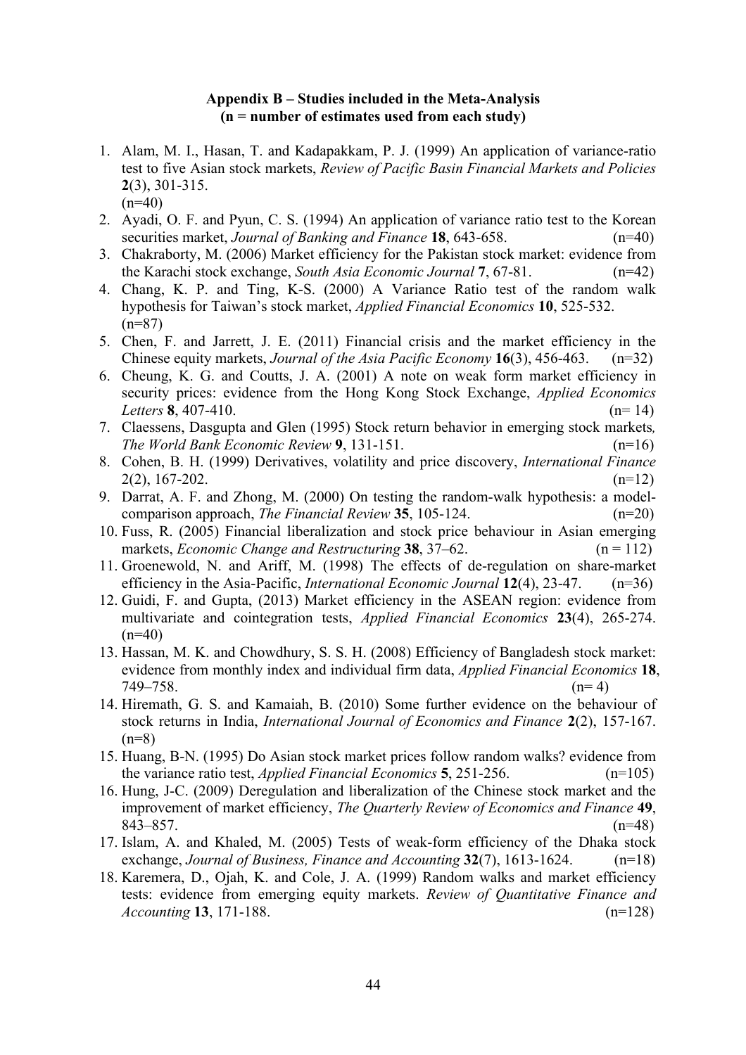**Appendix B – Studies included in the Meta-Analysis**
**(n = number of estimates used from each study)**

1. Alam, M. I., Hasan, T. and Kadapakkam, P. J. (1999) An application of variance-ratio test to five Asian stock markets, *Review of Pacific Basin Financial Markets and Policies* **2**(3), 301-315. (n=40)
2. Ayadi, O. F. and Pyun, C. S. (1994) An application of variance ratio test to the Korean securities market, *Journal of Banking and Finance* **18**, 643-658. (n=40)
3. Chakraborty, M. (2006) Market efficiency for the Pakistan stock market: evidence from the Karachi stock exchange, *South Asia Economic Journal* **7**, 67-81. (n=42)
4. Chang, K. P. and Ting, K-S. (2000) A Variance Ratio test of the random walk hypothesis for Taiwan's stock market, *Applied Financial Economics* **10**, 525-532. (n=87)
5. Chen, F. and Jarrett, J. E. (2011) Financial crisis and the market efficiency in the Chinese equity markets, *Journal of the Asia Pacific Economy* **16**(3), 456-463. (n=32)
6. Cheung, K. G. and Coutts, J. A. (2001) A note on weak form market efficiency in security prices: evidence from the Hong Kong Stock Exchange, *Applied Economics Letters* **8**, 407-410. (n= 14)
7. Claessens, Dasgupta and Glen (1995) Stock return behavior in emerging stock markets*, The World Bank Economic Review* **9**, 131-151. (n=16)
8. Cohen, B. H. (1999) Derivatives, volatility and price discovery, *International Finance* 2(2), 167-202. (n=12)
9. Darrat, A. F. and Zhong, M. (2000) On testing the random-walk hypothesis: a model-comparison approach, *The Financial Review* **35**, 105-124. (n=20)
10. Fuss, R. (2005) Financial liberalization and stock price behaviour in Asian emerging markets, *Economic Change and Restructuring* **38**, 37–62. (n = 112)
11. Groenewold, N. and Ariff, M. (1998) The effects of de-regulation on share-market efficiency in the Asia-Pacific, *International Economic Journal* **12**(4), 23-47. (n=36)
12. Guidi, F. and Gupta, (2013) Market efficiency in the ASEAN region: evidence from multivariate and cointegration tests, *Applied Financial Economics* **23**(4), 265-274. (n=40)
13. Hassan, M. K. and Chowdhury, S. S. H. (2008) Efficiency of Bangladesh stock market: evidence from monthly index and individual firm data, *Applied Financial Economics* **18**, 749–758. (n= 4)
14. Hiremath, G. S. and Kamaiah, B. (2010) Some further evidence on the behaviour of stock returns in India, *International Journal of Economics and Finance* **2**(2), 157-167. (n=8)
15. Huang, B-N. (1995) Do Asian stock market prices follow random walks? evidence from the variance ratio test, *Applied Financial Economics* **5**, 251-256. (n=105)
16. Hung, J-C. (2009) Deregulation and liberalization of the Chinese stock market and the improvement of market efficiency, *The Quarterly Review of Economics and Finance* **49**, 843–857. (n=48)
17. Islam, A. and Khaled, M. (2005) Tests of weak-form efficiency of the Dhaka stock exchange, *Journal of Business, Finance and Accounting* **32**(7), 1613-1624. (n=18)
18. Karemera, D., Ojah, K. and Cole, J. A. (1999) Random walks and market efficiency tests: evidence from emerging equity markets. *Review of Quantitative Finance and Accounting* **13**, 171-188. (n=128)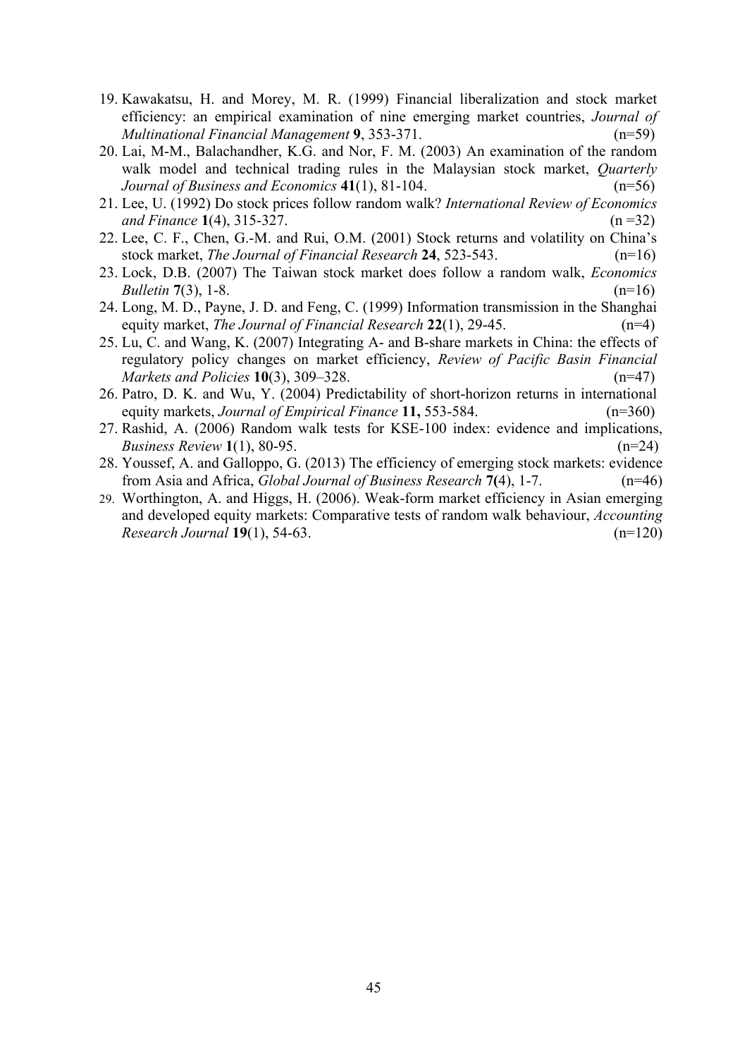19. Kawakatsu, H. and Morey, M. R. (1999) Financial liberalization and stock market efficiency: an empirical examination of nine emerging market countries, *Journal of Multinational Financial Management* **9**, 353-371. (n=59)
20. Lai, M-M., Balachandher, K.G. and Nor, F. M. (2003) An examination of the random walk model and technical trading rules in the Malaysian stock market, *Quarterly Journal of Business and Economics* **41**(1), 81-104. (n=56)
21. Lee, U. (1992) Do stock prices follow random walk? *International Review of Economics and Finance* **1**(4), 315-327. (n =32)
22. Lee, C. F., Chen, G.-M. and Rui, O.M. (2001) Stock returns and volatility on China's stock market, *The Journal of Financial Research* **24**, 523-543. (n=16)
23. Lock, D.B. (2007) The Taiwan stock market does follow a random walk, *Economics Bulletin* **7**(3), 1-8. (n=16)
24. Long, M. D., Payne, J. D. and Feng, C. (1999) Information transmission in the Shanghai equity market, *The Journal of Financial Research* **22**(1), 29-45. (n=4)
25. Lu, C. and Wang, K. (2007) Integrating A- and B-share markets in China: the effects of regulatory policy changes on market efficiency, *Review of Pacific Basin Financial Markets and Policies* **10**(3), 309–328. (n=47)
26. Patro, D. K. and Wu, Y. (2004) Predictability of short-horizon returns in international equity markets, *Journal of Empirical Finance* **11,** 553-584. (n=360)
27. Rashid, A. (2006) Random walk tests for KSE-100 index: evidence and implications, *Business Review* **1**(1), 80-95. (n=24)
28. Youssef, A. and Galloppo, G. (2013) The efficiency of emerging stock markets: evidence from Asia and Africa, *Global Journal of Business Research* **7(**4), 1-7. (n=46)
29. Worthington, A. and Higgs, H. (2006). Weak-form market efficiency in Asian emerging and developed equity markets: Comparative tests of random walk behaviour, *Accounting Research Journal* **19**(1), 54-63. (n=120)